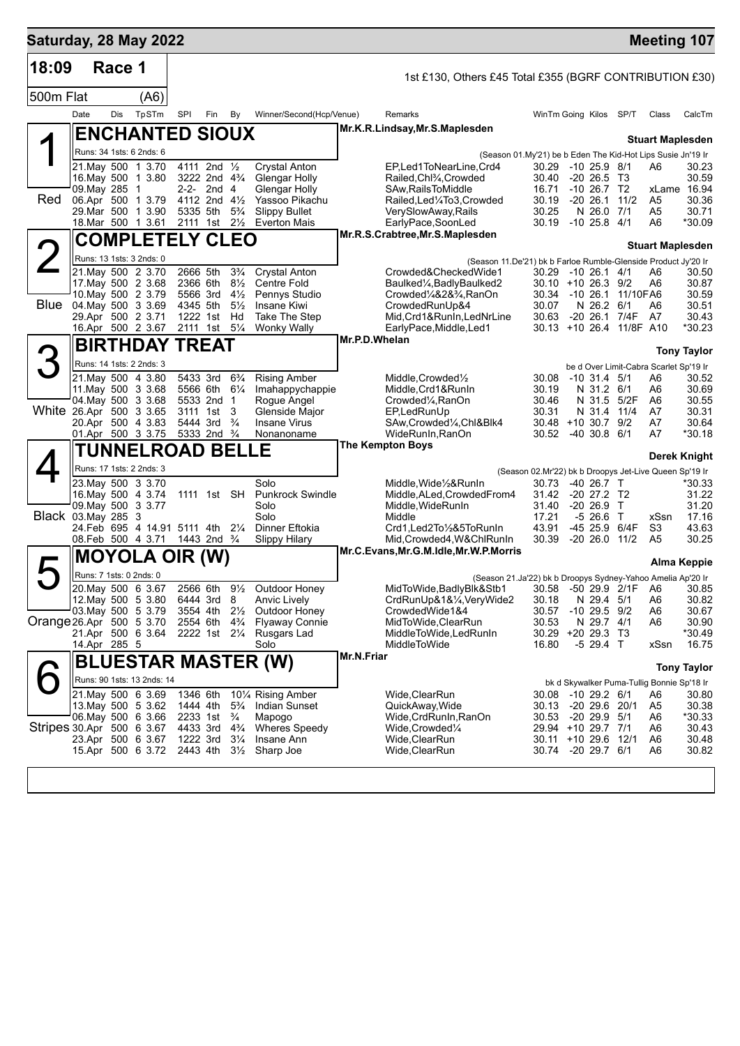## Saturday, 28 May 2022 — Meeting 107

**18:09 Race 1** — 1st £130, Others £45 Total £355 (BGRF CONTRIBUTION £30)

**500m Flat (A6)**

| Date | Dis | TpSTm | SPI | Fin | By | Winner/Second(Hcp/Venue) | Remarks | WinTm | Going | Kilos | SP/T | Class | CalcTm |
|---|---|---|---|---|---|---|---|---|---|---|---|---|---|

### 1 Red — ENCHANTED SIOUX
Mr.K.R.Lindsay,Mr.S.Maplesden — **Stuart Maplesden**
Runs: 34 1sts: 6 2nds: 6 — (Season 01.My'21) be b Eden The Kid-Hot Lips Susie Jn'19 Ir

| Date | Dis | TpSTm | SPI | Fin | By | Winner/Second | Remarks | WinTm | Going | Kilos | SP/T | Class | CalcTm |
|---|---|---|---|---|---|---|---|---|---|---|---|---|---|
| 21.May | 500 | 1 3.70 | 4111 | 2nd | ½ | Crystal Anton | EP,Led1ToNearLine,Crd4 | 30.29 | -10 | 25.9 | 8/1 | A6 | 30.23 |
| 16.May | 500 | 1 3.80 | 3222 | 2nd | 4¾ | Glengar Holly | Railed,Chl¾,Crowded | 30.40 | -20 | 26.5 | T3 | | 30.59 |
| 09.May | 285 | 1 | 2-2- | 2nd | 4 | Glengar Holly | SAw,RailsToMiddle | 16.71 | -10 | 26.7 | T2 | xLame | 16.94 |
| 06.Apr | 500 | 1 3.79 | 4112 | 2nd | 4½ | Yassoo Pikachu | Railed,Led¼To3,Crowded | 30.19 | -20 | 26.1 | 11/2 | A5 | 30.36 |
| 29.Mar | 500 | 1 3.90 | 5335 | 5th | 5¾ | Slippy Bullet | VerySlowAway,Rails | 30.25 | N | 26.0 | 7/1 | A5 | 30.71 |
| 18.Mar | 500 | 1 3.61 | 2111 | 1st | 2½ | Everton Mais | EarlyPace,SoonLed | 30.19 | -10 | 25.8 | 4/1 | A6 | *30.09 |

### 2 Blue — COMPLETELY CLEO
Mr.R.S.Crabtree,Mr.S.Maplesden — **Stuart Maplesden**
Runs: 13 1sts: 3 2nds: 0 — (Season 11.De'21) bk b Farloe Rumble-Glenside Product Jy'20 Ir

| Date | Dis | TpSTm | SPI | Fin | By | Winner/Second | Remarks | WinTm | Going | Kilos | SP/T | Class | CalcTm |
|---|---|---|---|---|---|---|---|---|---|---|---|---|---|
| 21.May | 500 | 2 3.70 | 2666 | 5th | 3¾ | Crystal Anton | Crowded&CheckedWide1 | 30.29 | -10 | 26.1 | 4/1 | A6 | 30.50 |
| 17.May | 500 | 2 3.68 | 2366 | 6th | 8½ | Centre Fold | Baulked¼,BadlyBaulked2 | 30.10 | +10 | 26.3 | 9/2 | A6 | 30.87 |
| 10.May | 500 | 2 3.79 | 5566 | 3rd | 4½ | Pennys Studio | Crowded¼&2&¾,RanOn | 30.34 | -10 | 26.1 | 11/10FA6 | | 30.59 |
| 04.May | 500 | 3 3.69 | 4345 | 5th | 5½ | Insane Kiwi | CrowdedRunUp&4 | 30.07 | N | 26.2 | 6/1 | A6 | 30.51 |
| 29.Apr | 500 | 2 3.71 | 1222 | 1st | Hd | Take The Step | Mid,Crd1&RunIn,LedNrLine | 30.63 | -20 | 26.1 | 7/4F | A7 | 30.43 |
| 16.Apr | 500 | 2 3.67 | 2111 | 1st | 5¼ | Wonky Wally | EarlyPace,Middle,Led1 | 30.13 | +10 | 26.4 | 11/8F | A10 | *30.23 |

### 3 White — BIRTHDAY TREAT
Mr.P.D.Whelan — **Tony Taylor**
Runs: 14 1sts: 2 2nds: 3 — be d Over Limit-Cabra Scarlet Sp'19 Ir

| Date | Dis | TpSTm | SPI | Fin | By | Winner/Second | Remarks | WinTm | Going | Kilos | SP/T | Class | CalcTm |
|---|---|---|---|---|---|---|---|---|---|---|---|---|---|
| 21.May | 500 | 4 3.80 | 5433 | 3rd | 6¾ | Rising Amber | Middle,Crowded½ | 30.08 | -10 | 31.4 | 5/1 | A6 | 30.52 |
| 11.May | 500 | 3 3.68 | 5566 | 6th | 6¼ | Imahappychappie | Middle,Crd1&RunIn | 30.19 | N | 31.2 | 6/1 | A6 | 30.69 |
| 04.May | 500 | 3 3.68 | 5533 | 2nd | 1 | Rogue Angel | Crowded¼,RanOn | 30.46 | N | 31.5 | 5/2F | A6 | 30.55 |
| 26.Apr | 500 | 3 3.65 | 3111 | 1st | 3 | Glenside Major | EP,LedRunUp | 30.31 | N | 31.4 | 11/4 | A7 | 30.31 |
| 20.Apr | 500 | 4 3.83 | 5444 | 3rd | ¾ | Insane Virus | SAw,Crowded¼,Chl&Blk4 | 30.48 | +10 | 30.7 | 9/2 | A7 | 30.64 |
| 01.Apr | 500 | 3 3.75 | 5333 | 2nd | ¾ | Nonanoname | WideRunIn,RanOn | 30.52 | -40 | 30.8 | 6/1 | A7 | *30.18 |

### 4 Black — TUNNELROAD BELLE
The Kempton Boys — **Derek Knight**
Runs: 17 1sts: 2 2nds: 3 — (Season 02.Mr'22) bk b Droopys Jet-Live Queen Sp'19 Ir

| Date | Dis | TpSTm | SPI | Fin | By | Winner/Second | Remarks | WinTm | Going | Kilos | SP/T | Class | CalcTm |
|---|---|---|---|---|---|---|---|---|---|---|---|---|---|
| 23.May | 500 | 3 3.70 | | | | Solo | Middle,Wide½&RunIn | 30.73 | -40 | 26.7 | T | | *30.33 |
| 16.May | 500 | 4 3.74 | 1111 | 1st | SH | Punkrock Swindle | Middle,ALed,CrowdedFrom4 | 31.42 | -20 | 27.2 | T2 | | 31.22 |
| 09.May | 500 | 3 3.77 | | | | Solo | Middle,WideRunIn | 31.40 | -20 | 26.9 | T | | 31.20 |
| 03.May | 285 | 3 | | | | Solo | Middle | 17.21 | -5 | 26.6 | T | xSsn | 17.16 |
| 24.Feb | 695 | 4 14.91 | 5111 | 4th | 2¼ | Dinner Eftokia | Crd1,Led2To½&5ToRunIn | 43.91 | -45 | 25.9 | 6/4F | S3 | 43.63 |
| 08.Feb | 500 | 4 3.71 | 1443 | 2nd | ¾ | Slippy Hilary | Mid,Crowded4,W&ChlRunIn | 30.39 | -20 | 26.0 | 11/2 | A5 | 30.25 |

### 5 Orange — MOYOLA OIR (W)
Mr.C.Evans,Mr.G.M.Idle,Mr.W.P.Morris — **Alma Keppie**
Runs: 7 1sts: 0 2nds: 0 — (Season 21.Ja'22) bk b Droopys Sydney-Yahoo Amelia Ap'20 Ir

| Date | Dis | TpSTm | SPI | Fin | By | Winner/Second | Remarks | WinTm | Going | Kilos | SP/T | Class | CalcTm |
|---|---|---|---|---|---|---|---|---|---|---|---|---|---|
| 20.May | 500 | 6 3.67 | 2566 | 6th | 9½ | Outdoor Honey | MidToWide,BadlyBlk&Stb1 | 30.58 | -50 | 29.9 | 2/1F | A6 | 30.85 |
| 12.May | 500 | 5 3.80 | 6444 | 3rd | 8 | Anvic Lively | CrdRunUp&1&¼,VeryWide2 | 30.18 | N | 29.4 | 5/1 | A6 | 30.82 |
| 03.May | 500 | 5 3.79 | 3554 | 4th | 2½ | Outdoor Honey | CrowdedWide1&4 | 30.57 | -10 | 29.5 | 9/2 | A6 | 30.67 |
| 26.Apr | 500 | 5 3.70 | 2554 | 6th | 4¾ | Flyaway Connie | MidToWide,ClearRun | 30.53 | N | 29.7 | 4/1 | A6 | 30.90 |
| 21.Apr | 500 | 6 3.64 | 2222 | 1st | 2¼ | Rusgars Lad | MiddleToWide,LedRunIn | 30.29 | +20 | 29.3 | T3 | | *30.49 |
| 14.Apr | 285 | 5 | | | | Solo | MiddleToWide | 16.80 | -5 | 29.4 | T | xSsn | 16.75 |

### 6 Stripes — BLUESTAR MASTER (W)
Mr.N.Friar — **Tony Taylor**
Runs: 90 1sts: 13 2nds: 14 — bk d Skywalker Puma-Tullig Bonnie Sp'18 Ir

| Date | Dis | TpSTm | SPI | Fin | By | Winner/Second | Remarks | WinTm | Going | Kilos | SP/T | Class | CalcTm |
|---|---|---|---|---|---|---|---|---|---|---|---|---|---|
| 21.May | 500 | 6 3.69 | 1346 | 6th | 10¼ | Rising Amber | Wide,ClearRun | 30.08 | -10 | 29.2 | 6/1 | A6 | 30.80 |
| 13.May | 500 | 5 3.62 | 1444 | 4th | 5¾ | Indian Sunset | QuickAway,Wide | 30.13 | -20 | 29.6 | 20/1 | A5 | 30.38 |
| 06.May | 500 | 6 3.66 | 2233 | 1st | ¾ | Mapogo | Wide,CrdRunIn,RanOn | 30.53 | -20 | 29.9 | 5/1 | A6 | *30.33 |
| 30.Apr | 500 | 6 3.67 | 4433 | 3rd | 4¾ | Wheres Speedy | Wide,Crowded¼ | 29.94 | +10 | 29.7 | 7/1 | A6 | 30.43 |
| 23.Apr | 500 | 6 3.67 | 1222 | 3rd | 3¼ | Insane Ann | Wide,ClearRun | 30.11 | +10 | 29.6 | 12/1 | A6 | 30.48 |
| 15.Apr | 500 | 6 3.72 | 2443 | 4th | 3½ | Sharp Joe | Wide,ClearRun | 30.74 | -20 | 29.7 | 6/1 | A6 | 30.82 |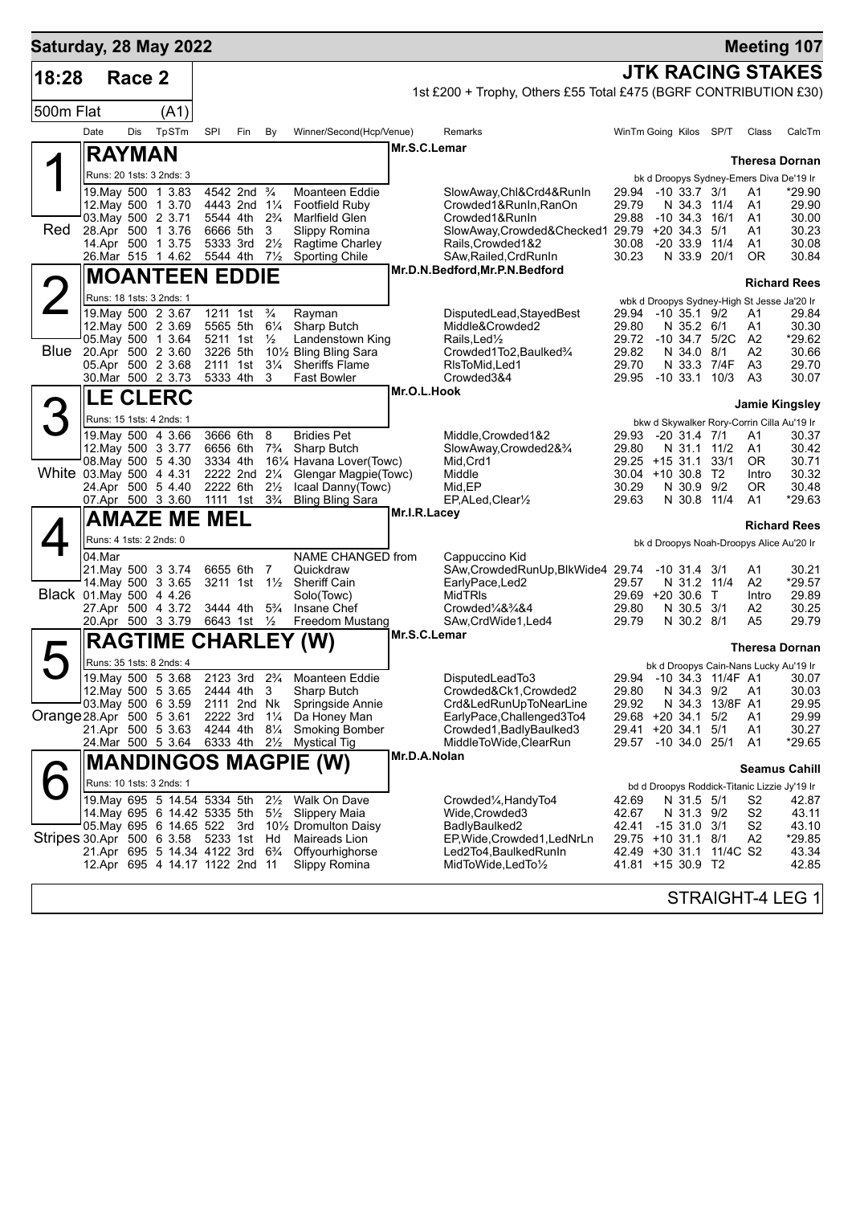# Saturday, 28 May 2022 — Meeting 107

## 18:28 Race 2 — JTK RACING STAKES

1st £200 + Trophy, Others £55 Total £475 (BGRF CONTRIBUTION £30)

500m Flat (A1)

| Date | Dis | TpSTm | SPI | Fin | By | Winner/Second(Hcp/Venue) | Remarks | WinTm | Going | Kilos | SP/T | Class | CalcTm |
|---|---|---|---|---|---|---|---|---|---|---|---|---|---|

### 1 (Red) RAYMAN — Mr.S.C.Lemar — Trainer: Theresa Dornan

Runs: 20 1sts: 3 2nds: 3 — bk d Droopys Sydney-Emers Diva De'19 Ir

| Date | Dis | TpSTm | SPI | Fin | By | Winner/Second(Hcp/Venue) | Remarks | WinTm | Going | Kilos | SP/T | Class | CalcTm |
|---|---|---|---|---|---|---|---|---|---|---|---|---|---|
| 19.May | 500 | 1 3.83 | 4542 | 2nd | ¾ | Moanteen Eddie | SlowAway,Chl&Crd4&RunIn | 29.94 | -10 | 33.7 | 3/1 | A1 | *29.90 |
| 12.May | 500 | 1 3.70 | 4443 | 2nd | 1¼ | Footfield Ruby | Crowded1&RunIn,RanOn | 29.79 | N | 34.3 | 11/4 | A1 | 29.90 |
| 03.May | 500 | 2 3.71 | 5544 | 4th | 2¾ | Marlfield Glen | Crowded1&RunIn | 29.88 | -10 | 34.3 | 16/1 | A1 | 30.00 |
| 28.Apr | 500 | 1 3.76 | 6666 | 5th | 3 | Slippy Romina | SlowAway,Crowded&Checked1 | 29.79 | +20 | 34.3 | 5/1 | A1 | 30.23 |
| 14.Apr | 500 | 1 3.75 | 5333 | 3rd | 2½ | Ragtime Charley | Rails,Crowded1&2 | 30.08 | -20 | 33.9 | 11/4 | A1 | 30.08 |
| 26.Mar | 515 | 1 4.62 | 5544 | 4th | 7½ | Sporting Chile | SAw,Railed,CrdRunIn | 30.23 | N | 33.9 | 20/1 | OR | 30.84 |

### 2 (Blue) MOANTEEN EDDIE — Mr.D.N.Bedford,Mr.P.N.Bedford — Trainer: Richard Rees

Runs: 18 1sts: 3 2nds: 1 — wbk d Droopys Sydney-High St Jesse Ja'20 Ir

| Date | Dis | TpSTm | SPI | Fin | By | Winner/Second(Hcp/Venue) | Remarks | WinTm | Going | Kilos | SP/T | Class | CalcTm |
|---|---|---|---|---|---|---|---|---|---|---|---|---|---|
| 19.May | 500 | 2 3.67 | 1211 | 1st | ¾ | Rayman | DisputedLead,StayedBest | 29.94 | -10 | 35.1 | 9/2 | A1 | 29.84 |
| 12.May | 500 | 2 3.69 | 5565 | 5th | 6¼ | Sharp Butch | Middle&Crowded2 | 29.80 | N | 35.2 | 6/1 | A1 | 30.30 |
| 05.May | 500 | 2 3.64 | 5211 | 1st | ½ | Landenstown King | Rails,Led½ | 29.72 | -10 | 34.7 | 5/2C | A2 | *29.62 |
| 20.Apr | 500 | 2 3.60 | 3226 | 5th | 10½ | Bling Bling Sara | Crowded1To2,Baulked¾ | 29.82 | N | 34.0 | 8/1 | A2 | 30.66 |
| 05.Apr | 500 | 2 3.68 | 2111 | 1st | 3¼ | Sheriffs Flame | RlsToMid,Led1 | 29.70 | N | 33.3 | 7/4F | A3 | 29.70 |
| 30.Mar | 500 | 2 3.73 | 5333 | 4th | 3 | Fast Bowler | Crowded3&4 | 29.95 | -10 | 33.1 | 10/3 | A3 | 30.07 |

### 3 (White) LE CLERC — Mr.O.L.Hook — Trainer: Jamie Kingsley

Runs: 15 1sts: 4 2nds: 1 — bkw d Skywalker Rory-Corrin Cilla Au'19 Ir

| Date | Dis | TpSTm | SPI | Fin | By | Winner/Second(Hcp/Venue) | Remarks | WinTm | Going | Kilos | SP/T | Class | CalcTm |
|---|---|---|---|---|---|---|---|---|---|---|---|---|---|
| 19.May | 500 | 4 3.66 | 3666 | 6th | 8 | Bridies Pet | Middle,Crowded1&2 | 29.93 | -20 | 31.4 | 7/1 | A1 | 30.37 |
| 12.May | 500 | 3 3.77 | 6656 | 6th | 7¾ | Sharp Butch | SlowAway,Crowded2&¾ | 29.80 | N | 31.1 | 11/2 | A1 | 30.42 |
| 08.May | 500 | 5 4.30 | 3334 | 4th | 16¼ | Havana Lover(Towc) | Mid,Crd1 | 29.25 | +15 | 31.1 | 33/1 | OR | 30.71 |
| 03.May | 500 | 4 4.31 | 2222 | 2nd | 2¼ | Glengar Magpie(Towc) | Middle | 30.04 | +10 | 30.8 | T2 | Intro | 30.32 |
| 24.Apr | 500 | 5 4.40 | 2222 | 6th | 2½ | Icaal Danny(Towc) | Mid,EP | 30.29 | N | 30.9 | 9/2 | OR | 30.48 |
| 07.Apr | 500 | 3 3.60 | 1111 | 1st | 3¾ | Bling Bling Sara | EP,ALed,Clear½ | 29.63 | N | 30.8 | 11/4 | A1 | *29.63 |

### 4 (Black) AMAZE ME MEL — Mr.I.R.Lacey — Trainer: Richard Rees

Runs: 4 1sts: 2 2nds: 0 — bk d Droopys Noah-Droopys Alice Au'20 Ir

| Date | Dis | TpSTm | SPI | Fin | By | Winner/Second(Hcp/Venue) | Remarks | WinTm | Going | Kilos | SP/T | Class | CalcTm |
|---|---|---|---|---|---|---|---|---|---|---|---|---|---|
| 04.Mar | | | | | | NAME CHANGED from | Cappuccino Kid | | | | | | |
| 21.May | 500 | 3 3.74 | 6655 | 6th | 7 | Quickdraw | SAw,CrowdedRunUp,BlkWide4 | 29.74 | -10 | 31.4 | 3/1 | A1 | 30.21 |
| 14.May | 500 | 3 3.65 | 3211 | 1st | 1½ | Sheriff Cain | EarlyPace,Led2 | 29.57 | N | 31.2 | 11/4 | A2 | *29.57 |
| 01.May | 500 | 4 4.26 | | | | Solo(Towc) | MidTRls | 29.69 | +20 | 30.6 | T | Intro | 29.89 |
| 27.Apr | 500 | 4 3.72 | 3444 | 4th | 5¾ | Insane Chef | Crowded¼&¾&4 | 29.80 | N | 30.5 | 3/1 | A2 | 30.25 |
| 20.Apr | 500 | 3 3.79 | 6643 | 1st | ½ | Freedom Mustang | SAw,CrdWide1,Led4 | 29.79 | N | 30.2 | 8/1 | A5 | 29.79 |

### 5 (Orange) RAGTIME CHARLEY (W) — Mr.S.C.Lemar — Trainer: Theresa Dornan

Runs: 35 1sts: 8 2nds: 4 — bk d Droopys Cain-Nans Lucky Au'19 Ir

| Date | Dis | TpSTm | SPI | Fin | By | Winner/Second(Hcp/Venue) | Remarks | WinTm | Going | Kilos | SP/T | Class | CalcTm |
|---|---|---|---|---|---|---|---|---|---|---|---|---|---|
| 19.May | 500 | 5 3.68 | 2123 | 3rd | 2¾ | Moanteen Eddie | DisputedLeadTo3 | 29.94 | -10 | 34.3 | 11/4F | A1 | 30.07 |
| 12.May | 500 | 5 3.65 | 2444 | 4th | 3 | Sharp Butch | Crowded&Ck1,Crowded2 | 29.80 | N | 34.3 | 9/2 | A1 | 30.03 |
| 03.May | 500 | 6 3.59 | 2111 | 2nd | Nk | Springside Annie | Crd&LedRunUpToNearLine | 29.92 | N | 34.3 | 13/8F | A1 | 29.95 |
| 28.Apr | 500 | 5 3.61 | 2222 | 3rd | 1¼ | Da Honey Man | EarlyPace,Challenged3To4 | 29.68 | +20 | 34.1 | 5/2 | A1 | 29.99 |
| 21.Apr | 500 | 5 3.63 | 4244 | 4th | 8¼ | Smoking Bomber | Crowded1,BadlyBaulked3 | 29.41 | +20 | 34.1 | 5/1 | A1 | 30.27 |
| 24.Mar | 500 | 5 3.64 | 6333 | 4th | 2½ | Mystical Tig | MiddleToWide,ClearRun | 29.57 | -10 | 34.0 | 25/1 | A1 | *29.65 |

### 6 (Stripes) MANDINGOS MAGPIE (W) — Mr.D.A.Nolan — Trainer: Seamus Cahill

Runs: 10 1sts: 3 2nds: 1 — bd d Droopys Roddick-Titanic Lizzie Jy'19 Ir

| Date | Dis | TpSTm | SPI | Fin | By | Winner/Second(Hcp/Venue) | Remarks | WinTm | Going | Kilos | SP/T | Class | CalcTm |
|---|---|---|---|---|---|---|---|---|---|---|---|---|---|
| 19.May | 695 | 5 14.54 | 5334 | 5th | 2½ | Walk On Dave | Crowded¼,HandyTo4 | 42.69 | N | 31.5 | 5/1 | S2 | 42.87 |
| 14.May | 695 | 6 14.42 | 5335 | 5th | 5½ | Slippery Maia | Wide,Crowded3 | 42.67 | N | 31.3 | 9/2 | S2 | 43.11 |
| 05.May | 695 | 6 14.65 | 522 | 3rd | 10½ | Dromulton Daisy | BadlyBaulked2 | 42.41 | -15 | 31.0 | 3/1 | S2 | 43.10 |
| 30.Apr | 500 | 6 3.58 | 5233 | 1st | Hd | Maireads Lion | EP,Wide,Crowded1,LedNrLn | 29.75 | +10 | 31.1 | 8/1 | A2 | *29.85 |
| 21.Apr | 695 | 5 14.34 | 4122 | 3rd | 6¾ | Offyourhighorse | Led2To4,BaulkedRunIn | 42.49 | +30 | 31.1 | 11/4C | S2 | 43.34 |
| 12.Apr | 695 | 4 14.17 | 1122 | 2nd | 11 | Slippy Romina | MidToWide,LedTo½ | 41.81 | +15 | 30.9 | T2 | | 42.85 |

STRAIGHT-4 LEG 1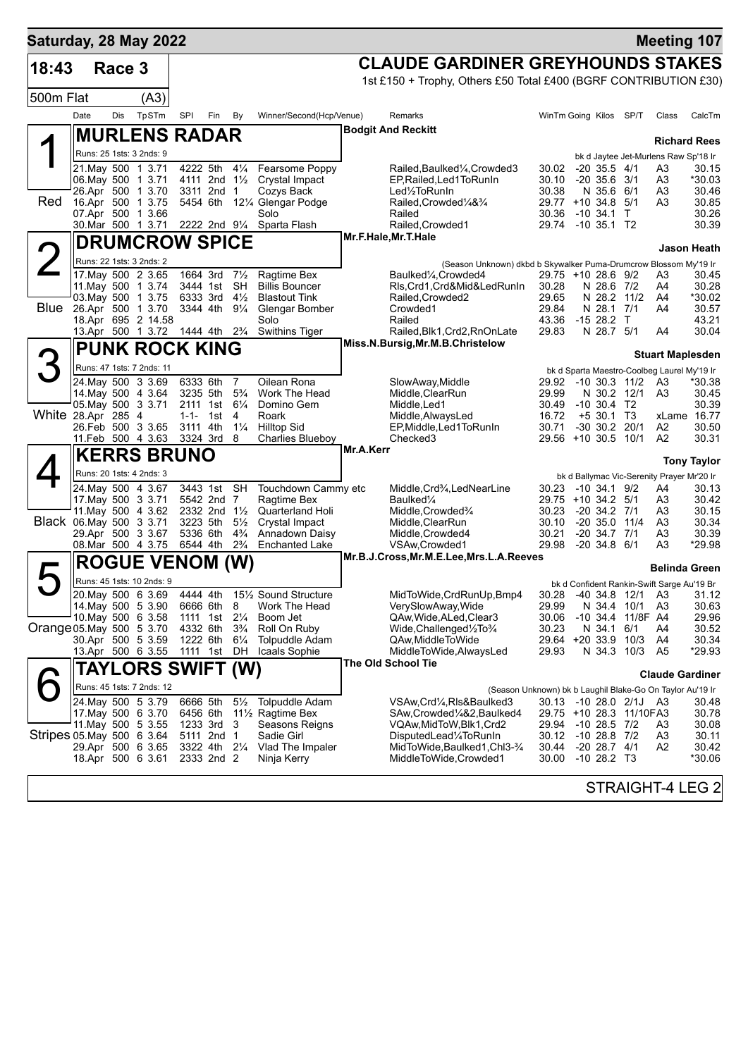# Saturday, 28 May 2022 — Meeting 107

**18:43 Race 3** — **CLAUDE GARDINER GREYHOUNDS STAKES**

1st £150 + Trophy, Others £50 Total £400 (BGRF CONTRIBUTION £30)

500m Flat (A3)

## 1 Red — MURLENS RADAR
Bodgit And Reckitt — **Richard Rees**

Runs: 25 1sts: 3 2nds: 9 — bk d Jaytee Jet-Murlens Raw Sp'18 Ir

| Date | Dis | TpSTm | SPI | Fin | By | Winner/Second(Hcp/Venue) | Remarks | WinTm | Going | Kilos | SP/T | Class | CalcTm |
|---|---|---|---|---|---|---|---|---|---|---|---|---|---|
| 21.May | 500 | 1 3.71 | 4222 | 5th | 4¼ | Fearsome Poppy | Railed,Baulked¼,Crowded3 | 30.02 | -20 | 35.5 | 4/1 | A3 | 30.15 |
| 06.May | 500 | 1 3.71 | 4111 | 2nd | 1½ | Crystal Impact | EP,Railed,Led1ToRunIn | 30.10 | -20 | 35.6 | 3/1 | A3 | *30.03 |
| 26.Apr | 500 | 1 3.70 | 3311 | 2nd | 1 | Cozys Back | Led½ToRunIn | 30.38 | N | 35.6 | 6/1 | A3 | 30.46 |
| 16.Apr | 500 | 1 3.75 | 5454 | 6th | 12¼ | Glengar Podge | Railed,Crowded¼&¾ | 29.77 | +10 | 34.8 | 5/1 | A3 | 30.85 |
| 07.Apr | 500 | 1 3.66 | | | | Solo | Railed | 30.36 | -10 | 34.1 | T | | 30.26 |
| 30.Mar | 500 | 1 3.71 | 2222 | 2nd | 9¼ | Sparta Flash | Railed,Crowded1 | 29.74 | -10 | 35.1 | T2 | | 30.39 |

## 2 Blue — DRUMCROW SPICE
Mr.F.Hale,Mr.T.Hale — **Jason Heath**

Runs: 22 1sts: 3 2nds: 2 — (Season Unknown) dkbd b Skywalker Puma-Drumcrow Blossom My'19 Ir

| Date | Dis | TpSTm | SPI | Fin | By | Winner/Second(Hcp/Venue) | Remarks | WinTm | Going | Kilos | SP/T | Class | CalcTm |
|---|---|---|---|---|---|---|---|---|---|---|---|---|---|
| 17.May | 500 | 2 3.65 | 1664 | 3rd | 7½ | Ragtime Bex | Baulked¼,Crowded4 | 29.75 | +10 | 28.6 | 9/2 | A3 | 30.45 |
| 11.May | 500 | 1 3.74 | 3444 | 1st | SH | Billis Bouncer | Rls,Crd1,Crd&Mid&LedRunIn | 30.28 | N | 28.6 | 7/2 | A4 | 30.28 |
| 03.May | 500 | 1 3.75 | 6333 | 3rd | 4½ | Blastout Tink | Railed,Crowded2 | 29.65 | N | 28.2 | 11/2 | A4 | *30.02 |
| 26.Apr | 500 | 1 3.70 | 3344 | 4th | 9¼ | Glengar Bomber | Crowded1 | 29.84 | N | 28.1 | 7/1 | A4 | 30.57 |
| 18.Apr | 695 | 2 14.58 | | | | Solo | Railed | 43.36 | -15 | 28.2 | T | | 43.21 |
| 13.Apr | 500 | 1 3.72 | 1444 | 4th | 2¾ | Swithins Tiger | Railed,Blk1,Crd2,RnOnLate | 29.83 | N | 28.7 | 5/1 | A4 | 30.04 |

## 3 White — PUNK ROCK KING
Miss.N.Bursig,Mr.M.B.Christelow — **Stuart Maplesden**

Runs: 47 1sts: 7 2nds: 11 — bk d Sparta Maestro-Coolbeg Laurel My'19 Ir

| Date | Dis | TpSTm | SPI | Fin | By | Winner/Second(Hcp/Venue) | Remarks | WinTm | Going | Kilos | SP/T | Class | CalcTm |
|---|---|---|---|---|---|---|---|---|---|---|---|---|---|
| 24.May | 500 | 3 3.69 | 6333 | 6th | 7 | Oilean Rona | SlowAway,Middle | 29.92 | -10 | 30.3 | 11/2 | A3 | *30.38 |
| 14.May | 500 | 4 3.64 | 3235 | 5th | 5¾ | Work The Head | Middle,ClearRun | 29.99 | N | 30.2 | 12/1 | A3 | 30.45 |
| 05.May | 500 | 3 3.71 | 2111 | 1st | 6¼ | Domino Gem | Middle,Led1 | 30.49 | -10 | 30.4 | T2 | | 30.39 |
| 28.Apr | 285 | 4 | 1-1- | 1st | 4 | Roark | Middle,AlwaysLed | 16.72 | +5 | 30.1 | T3 | xLame | 16.77 |
| 26.Feb | 500 | 3 3.65 | 3111 | 4th | 1¼ | Hilltop Sid | EP,Middle,Led1ToRunIn | 30.71 | -30 | 30.2 | 20/1 | A2 | 30.50 |
| 11.Feb | 500 | 4 3.63 | 3324 | 3rd | 8 | Charlies Blueboy | Checked3 | 29.56 | +10 | 30.5 | 10/1 | A2 | 30.31 |

## 4 Black — KERRS BRUNO
Mr.A.Kerr — **Tony Taylor**

Runs: 20 1sts: 4 2nds: 3 — bk d Ballymac Vic-Serenity Prayer Mr'20 Ir

| Date | Dis | TpSTm | SPI | Fin | By | Winner/Second(Hcp/Venue) | Remarks | WinTm | Going | Kilos | SP/T | Class | CalcTm |
|---|---|---|---|---|---|---|---|---|---|---|---|---|---|
| 24.May | 500 | 4 3.67 | 3443 | 1st | SH | Touchdown Cammy etc | Middle,Crd¾,LedNearLine | 30.23 | -10 | 34.1 | 9/2 | A4 | 30.13 |
| 17.May | 500 | 3 3.71 | 5542 | 2nd | 7 | Ragtime Bex | Baulked¼ | 29.75 | +10 | 34.2 | 5/1 | A3 | 30.42 |
| 11.May | 500 | 4 3.62 | 2332 | 2nd | 1½ | Quarterland Holi | Middle,Crowded¾ | 30.23 | -20 | 34.2 | 7/1 | A3 | 30.15 |
| 06.May | 500 | 3 3.71 | 3223 | 5th | 5½ | Crystal Impact | Middle,ClearRun | 30.10 | -20 | 35.0 | 11/4 | A3 | 30.34 |
| 29.Apr | 500 | 3 3.67 | 5336 | 6th | 4¾ | Annadown Daisy | Middle,Crowded4 | 30.21 | -20 | 34.7 | 7/1 | A3 | 30.39 |
| 08.Mar | 500 | 4 3.75 | 6544 | 4th | 2¾ | Enchanted Lake | VSAw,Crowded1 | 29.98 | -20 | 34.8 | 6/1 | A3 | *29.98 |

## 5 Orange — ROGUE VENOM (W)
Mr.B.J.Cross,Mr.M.E.Lee,Mrs.L.A.Reeves — **Belinda Green**

Runs: 45 1sts: 10 2nds: 9 — bk d Confident Rankin-Swift Sarge Au'19 Br

| Date | Dis | TpSTm | SPI | Fin | By | Winner/Second(Hcp/Venue) | Remarks | WinTm | Going | Kilos | SP/T | Class | CalcTm |
|---|---|---|---|---|---|---|---|---|---|---|---|---|---|
| 20.May | 500 | 6 3.69 | 4444 | 4th | 15½ | Sound Structure | MidToWide,CrdRunUp,Bmp4 | 30.28 | -40 | 34.8 | 12/1 | A3 | 31.12 |
| 14.May | 500 | 5 3.90 | 6666 | 6th | 8 | Work The Head | VerySlowAway,Wide | 29.99 | N | 34.4 | 10/1 | A3 | 30.63 |
| 10.May | 500 | 6 3.58 | 1111 | 1st | 2¼ | Boom Jet | QAw,Wide,ALed,Clear3 | 30.06 | -10 | 34.4 | 11/8F | A4 | 29.96 |
| 05.May | 500 | 5 3.70 | 4332 | 6th | 3¾ | Roll On Ruby | Wide,Challenged½To¾ | 30.23 | N | 34.1 | 6/1 | A4 | 30.52 |
| 30.Apr | 500 | 5 3.59 | 1222 | 6th | 6¼ | Tolpuddle Adam | QAw,MiddleToWide | 29.64 | +20 | 33.9 | 10/3 | A4 | 30.34 |
| 13.Apr | 500 | 6 3.55 | 1111 | 1st | DH | Icaals Sophie | MiddleToWide,AlwaysLed | 29.93 | N | 34.3 | 10/3 | A5 | *29.93 |

## 6 Stripes — TAYLORS SWIFT (W)
The Old School Tie — **Claude Gardiner**

Runs: 45 1sts: 7 2nds: 12 — (Season Unknown) bk b Laughil Blake-Go On Taylor Au'19 Ir

| Date | Dis | TpSTm | SPI | Fin | By | Winner/Second(Hcp/Venue) | Remarks | WinTm | Going | Kilos | SP/T | Class | CalcTm |
|---|---|---|---|---|---|---|---|---|---|---|---|---|---|
| 24.May | 500 | 5 3.79 | 6666 | 5th | 5½ | Tolpuddle Adam | VSAw,Crd¼,Rls&Baulked3 | 30.13 | -10 | 28.0 | 2/1J | A3 | 30.48 |
| 17.May | 500 | 6 3.70 | 6456 | 6th | 11½ | Ragtime Bex | SAw,Crowded¼&2,Baulked4 | 29.75 | +10 | 28.3 | 11/10F | A3 | 30.78 |
| 11.May | 500 | 5 3.55 | 1233 | 3rd | 3 | Seasons Reigns | VQAw,MidToW,Blk1,Crd2 | 29.94 | -10 | 28.5 | 7/2 | A3 | 30.08 |
| 05.May | 500 | 6 3.64 | 5111 | 2nd | 1 | Sadie Girl | DisputedLead¼ToRunIn | 30.12 | -10 | 28.8 | 7/2 | A3 | 30.11 |
| 29.Apr | 500 | 6 3.65 | 3322 | 4th | 2¼ | Vlad The Impaler | MidToWide,Baulked1,Chl3-¾ | 30.44 | -20 | 28.7 | 4/1 | A2 | 30.42 |
| 18.Apr | 500 | 6 3.61 | 2333 | 2nd | 2 | Ninja Kerry | MiddleToWide,Crowded1 | 30.00 | -10 | 28.2 | T3 | | *30.06 |

STRAIGHT-4 LEG 2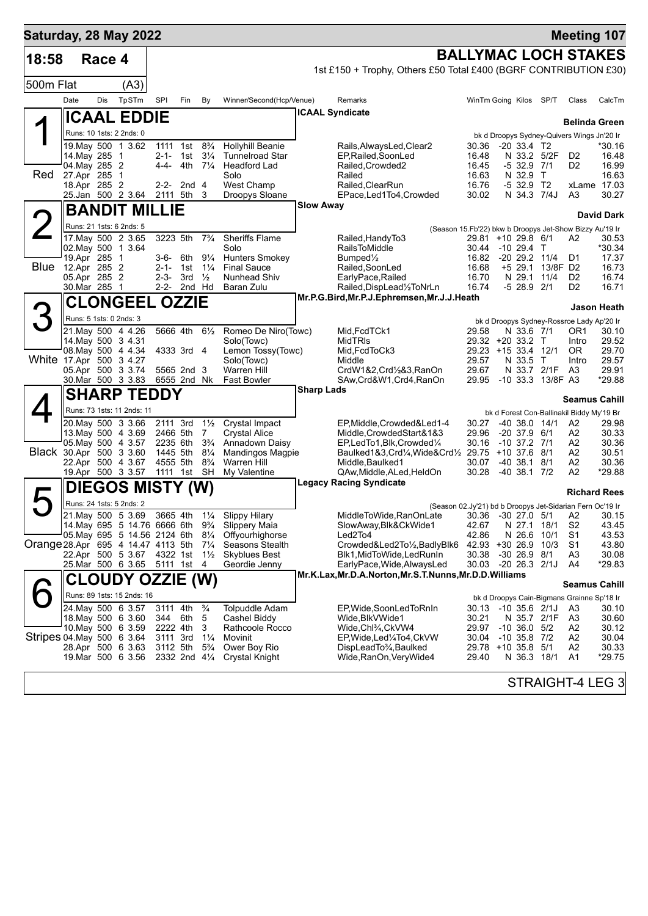**Saturday, 28 May 2022** — **Meeting 107**

# 18:58 Race 4 — BALLYMAC LOCH STAKES

1st £150 + Trophy, Others £50 Total £400 (BGRF CONTRIBUTION £30)

500m Flat (A3)

## 1 Red — ICAAL EDDIE

ICAAL Syndicate — Belinda Green

Runs: 10 1sts: 2 2nds: 0 — bk d Droopys Sydney-Quivers Wings Jn'20 Ir

| Date | Dis | Tp | STm | SPI | Fin | By | Winner/Second(Hcp/Venue) | Remarks | WinTm | Going | Kilos | SP/T | Class | CalcTm |
|---|---|---|---|---|---|---|---|---|---|---|---|---|---|---|
| 19.May | 500 | 1 | 3.62 | 1111 | 1st | 8¾ | Hollyhill Beanie | Rails,AlwaysLed,Clear2 | 30.36 | -20 | 33.4 | T2 | | *30.16 |
| 14.May | 285 | 1 | | 2-1- | 1st | 3¼ | Tunnelroad Star | EP,Railed,SoonLed | 16.48 | N | 33.2 | 5/2F | D2 | 16.48 |
| 04.May | 285 | 2 | | 4-4- | 4th | 7¼ | Headford Lad | Railed,Crowded2 | 16.45 | -5 | 32.9 | 7/1 | D2 | 16.99 |
| 27.Apr | 285 | 1 | | | | | Solo | Railed | 16.63 | N | 32.9 | T | | 16.63 |
| 18.Apr | 285 | 2 | | 2-2- | 2nd | 4 | West Champ | Railed,ClearRun | 16.76 | -5 | 32.9 | T2 | xLame | 17.03 |
| 25.Jan | 500 | 2 | 3.64 | 2111 | 5th | 3 | Droopys Sloane | EPace,Led1To4,Crowded | 30.02 | N | 34.3 | 7/4J | A3 | 30.27 |

## 2 Blue — BANDIT MILLIE

Slow Away — David Dark

Runs: 21 1sts: 6 2nds: 5 — (Season 15.Fb'22) bkw b Droopys Jet-Show Bizzy Au'19 Ir

| Date | Dis | Tp | STm | SPI | Fin | By | Winner/Second(Hcp/Venue) | Remarks | WinTm | Going | Kilos | SP/T | Class | CalcTm |
|---|---|---|---|---|---|---|---|---|---|---|---|---|---|---|
| 17.May | 500 | 2 | 3.65 | 3223 | 5th | 7¾ | Sheriffs Flame | Railed,HandyTo3 | 29.81 | +10 | 29.8 | 6/1 | A2 | 30.53 |
| 02.May | 500 | 1 | 3.64 | | | | Solo | RailsToMiddle | 30.44 | -10 | 29.4 | T | | *30.34 |
| 19.Apr | 285 | 1 | | 3-6- | 6th | 9¼ | Hunters Smokey | Bumped½ | 16.82 | -20 | 29.2 | 11/4 | D1 | 17.37 |
| 12.Apr | 285 | 2 | | 2-1- | 1st | 1¼ | Final Sauce | Railed,SoonLed | 16.68 | +5 | 29.1 | 13/8F | D2 | 16.73 |
| 05.Apr | 285 | 2 | | 2-3- | 3rd | ½ | Nunhead Shiv | EarlyPace,Railed | 16.70 | N | 29.1 | 11/4 | D2 | 16.74 |
| 30.Mar | 285 | 1 | | 2-2- | 2nd | Hd | Baran Zulu | Railed,DispLead½ToNrLn | 16.74 | -5 | 28.9 | 2/1 | D2 | 16.71 |

## 3 White — CLONGEEL OZZIE

Mr.P.G.Bird,Mr.P.J.Ephremsen,Mr.J.J.Heath — Jason Heath

Runs: 5 1sts: 0 2nds: 3 — bk d Droopys Sydney-Rossroe Lady Ap'20 Ir

| Date | Dis | Tp | STm | SPI | Fin | By | Winner/Second(Hcp/Venue) | Remarks | WinTm | Going | Kilos | SP/T | Class | CalcTm |
|---|---|---|---|---|---|---|---|---|---|---|---|---|---|---|
| 21.May | 500 | 4 | 4.26 | 5666 | 4th | 6½ | Romeo De Niro(Towc) | Mid,FcdTCk1 | 29.58 | N | 33.6 | 7/1 | OR1 | 30.10 |
| 14.May | 500 | 3 | 4.31 | | | | Solo(Towc) | MidTRls | 29.32 | +20 | 33.2 | T | Intro | 29.52 |
| 08.May | 500 | 4 | 4.34 | 4333 | 3rd | 4 | Lemon Tossy(Towc) | Mid,FcdToCk3 | 29.23 | +15 | 33.4 | 12/1 | OR | 29.70 |
| 17.Apr | 500 | 3 | 4.27 | | | | Solo(Towc) | Middle | 29.57 | N | 33.5 | T | Intro | 29.57 |
| 05.Apr | 500 | 3 | 3.74 | 5565 | 2nd | 3 | Warren Hill | CrdW1&2,Crd½&3,RanOn | 29.67 | N | 33.7 | 2/1F | A3 | 29.91 |
| 30.Mar | 500 | 3 | 3.83 | 6555 | 2nd | Nk | Fast Bowler | SAw,Crd&W1,Crd4,RanOn | 29.95 | -10 | 33.3 | 13/8F | A3 | *29.88 |

## 4 Black — SHARP TEDDY

Sharp Lads — Seamus Cahill

Runs: 73 1sts: 11 2nds: 11 — bk d Forest Con-Ballinakil Biddy My'19 Br

| Date | Dis | Tp | STm | SPI | Fin | By | Winner/Second(Hcp/Venue) | Remarks | WinTm | Going | Kilos | SP/T | Class | CalcTm |
|---|---|---|---|---|---|---|---|---|---|---|---|---|---|---|
| 20.May | 500 | 3 | 3.66 | 2111 | 3rd | 1½ | Crystal Impact | EP,Middle,Crowded&Led1-4 | 30.27 | -40 | 38.0 | 14/1 | A2 | 29.98 |
| 13.May | 500 | 4 | 3.69 | 2466 | 5th | 7 | Crystal Alice | Middle,CrowdedStart&1&3 | 29.96 | -20 | 37.9 | 6/1 | A2 | 30.33 |
| 05.May | 500 | 4 | 3.57 | 2235 | 6th | 3¾ | Annadown Daisy | EP,LedTo1,Blk,Crowded¼ | 30.16 | -10 | 37.2 | 7/1 | A2 | 30.36 |
| 30.Apr | 500 | 3 | 3.60 | 1445 | 5th | 8¼ | Mandingos Magpie | Baulked1&3,Crd¼,Wide&Crd½ | 29.75 | +10 | 37.6 | 8/1 | A2 | 30.51 |
| 22.Apr | 500 | 4 | 3.67 | 4555 | 5th | 8¾ | Warren Hill | Middle,Baulked1 | 30.07 | -40 | 38.1 | 8/1 | A2 | 30.36 |
| 19.Apr | 500 | 3 | 3.57 | 1111 | 1st | SH | My Valentine | QAw,Middle,ALed,HeldOn | 30.28 | -40 | 38.1 | 7/2 | A2 | *29.88 |

## 5 Orange — DIEGOS MISTY (W)

Legacy Racing Syndicate — Richard Rees

Runs: 24 1sts: 5 2nds: 2 — (Season 02.Jy'21) bd b Droopys Jet-Sidarian Fern Oc'19 Ir

| Date | Dis | Tp | STm | SPI | Fin | By | Winner/Second(Hcp/Venue) | Remarks | WinTm | Going | Kilos | SP/T | Class | CalcTm |
|---|---|---|---|---|---|---|---|---|---|---|---|---|---|---|
| 21.May | 500 | 5 | 3.69 | 3665 | 4th | 1¼ | Slippy Hilary | MiddleToWide,RanOnLate | 30.36 | -30 | 27.0 | 5/1 | A2 | 30.15 |
| 14.May | 695 | 5 | 14.76 | 6666 | 6th | 9¾ | Slippery Maia | SlowAway,Blk&CkWide1 | 42.67 | N | 27.1 | 18/1 | S2 | 43.45 |
| 05.May | 695 | 5 | 14.56 | 2124 | 6th | 8¼ | Offyourhighorse | Led2To4 | 42.86 | N | 26.6 | 10/1 | S1 | 43.53 |
| 28.Apr | 695 | 4 | 14.47 | 4113 | 5th | 7¼ | Seasons Stealth | Crowded&Led2To½,BadlyBlk6 | 42.93 | +30 | 26.9 | 10/3 | S1 | 43.80 |
| 22.Apr | 500 | 5 | 3.67 | 4322 | 1st | 1½ | Skyblues Best | Blk1,MidToWide,LedRunIn | 30.38 | -30 | 26.9 | 8/1 | A3 | 30.08 |
| 25.Mar | 500 | 6 | 3.65 | 5111 | 1st | 4 | Geordie Jenny | EarlyPace,Wide,AlwaysLed | 30.03 | -20 | 26.3 | 2/1J | A4 | *29.83 |

## 6 Stripes — CLOUDY OZZIE (W)

Mr.K.Lax,Mr.D.A.Norton,Mr.S.T.Nunns,Mr.D.D.Williams — Seamus Cahill

Runs: 89 1sts: 15 2nds: 16 — bk d Droopys Cain-Bigmans Grainne Sp'18 Ir

| Date | Dis | Tp | STm | SPI | Fin | By | Winner/Second(Hcp/Venue) | Remarks | WinTm | Going | Kilos | SP/T | Class | CalcTm |
|---|---|---|---|---|---|---|---|---|---|---|---|---|---|---|
| 24.May | 500 | 6 | 3.57 | 3111 | 4th | ¾ | Tolpuddle Adam | EP,Wide,SoonLedToRnIn | 30.13 | -10 | 35.6 | 2/1J | A3 | 30.10 |
| 18.May | 500 | 6 | 3.60 | 344 | 6th | 5 | Cashel Biddy | Wide,BlkVWide1 | 30.21 | N | 35.7 | 2/1F | A3 | 30.60 |
| 10.May | 500 | 6 | 3.59 | 2222 | 4th | 3 | Rathcoole Rocco | Wide,Chl¾,CkVW4 | 29.97 | -10 | 36.0 | 5/2 | A2 | 30.12 |
| 04.May | 500 | 6 | 3.64 | 3111 | 3rd | 1¼ | Movinit | EP,Wide,Led¼To4,CkVW | 30.04 | -10 | 35.8 | 7/2 | A2 | 30.04 |
| 28.Apr | 500 | 6 | 3.63 | 3112 | 5th | 5¾ | Ower Boy Rio | DispLeadTo¾,Baulked | 29.78 | +10 | 35.8 | 5/1 | A2 | 30.33 |
| 19.Mar | 500 | 6 | 3.56 | 2332 | 2nd | 4¼ | Crystal Knight | Wide,RanOn,VeryWide4 | 29.40 | N | 36.3 | 18/1 | A1 | *29.75 |

STRAIGHT-4 LEG 3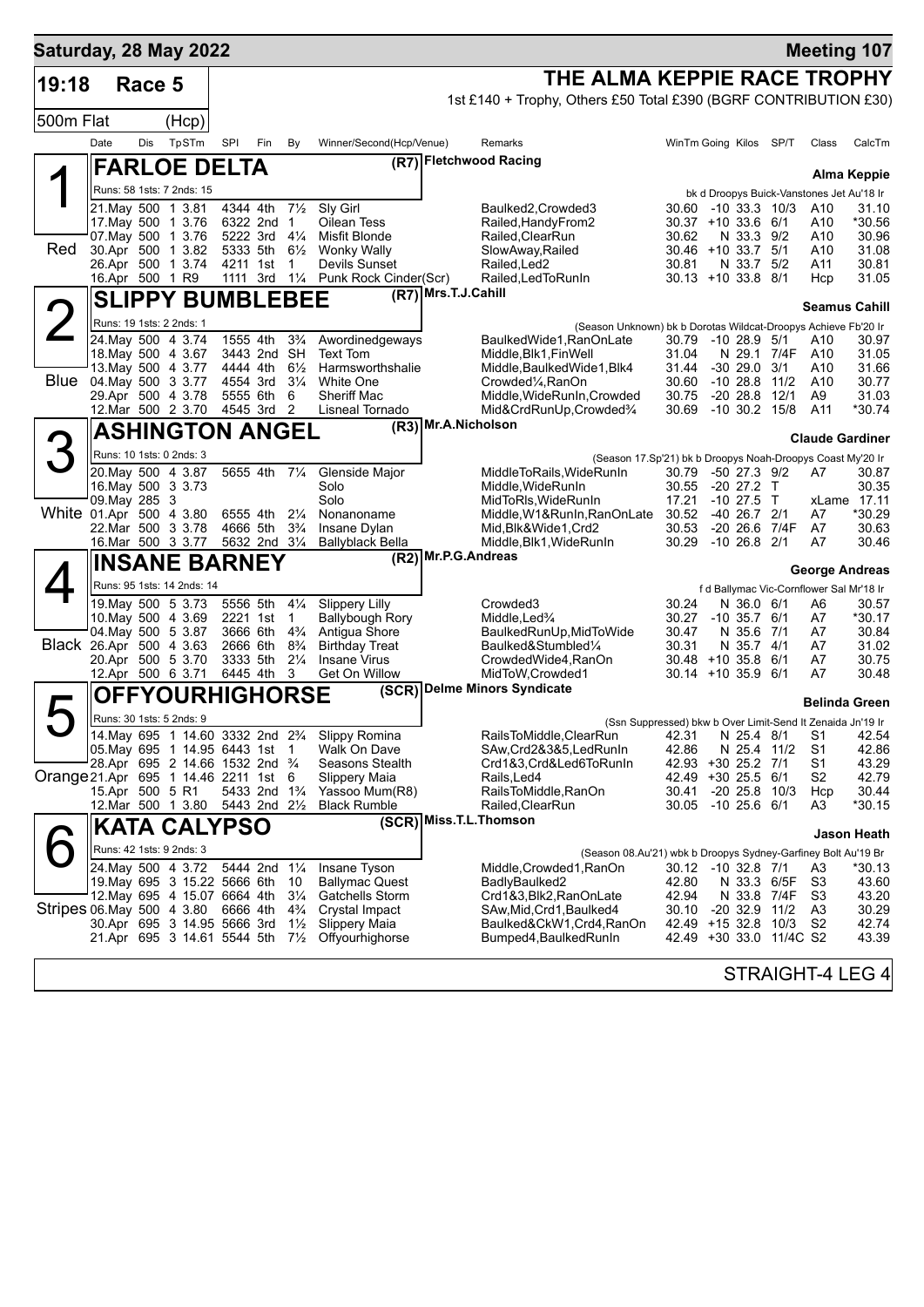## Saturday, 28 May 2022

**Meeting 107**

# 19:18 Race 5

## THE ALMA KEPPIE RACE TROPHY

1st £140 + Trophy, Others £50 Total £390 (BGRF CONTRIBUTION £30)

500m Flat (Hcp)

| Date | Dis | TpSTm | SPI | Fin | By | Winner/Second(Hcp/Venue) | Remarks | WinTm | Going | Kilos | SP/T | Class | CalcTm |
|---|---|---|---|---|---|---|---|---|---|---|---|---|---|

### 1 — FARLOE DELTA (R7) — Fletchwood Racing — Red

Trainer: Alma Keppie

Runs: 58 1sts: 7 2nds: 15 — bk d Droopys Buick-Vanstones Jet Au'18 Ir

| Date | Dis | TpSTm | SPI | Fin | By | Winner/Second(Hcp/Venue) | Remarks | WinTm | Going | Kilos | SP/T | Class | CalcTm |
|---|---|---|---|---|---|---|---|---|---|---|---|---|---|
| 21.May | 500 | 1 3.81 | 4344 | 4th | 7½ | Sly Girl | Baulked2,Crowded3 | 30.60 | -10 | 33.3 | 10/3 | A10 | 31.10 |
| 17.May | 500 | 1 3.76 | 6322 | 2nd | 1 | Oilean Tess | Railed,HandyFrom2 | 30.37 | +10 | 33.6 | 6/1 | A10 | *30.56 |
| 07.May | 500 | 1 3.76 | 5222 | 3rd | 4¼ | Misfit Blonde | Railed,ClearRun | 30.62 | N | 33.3 | 9/2 | A10 | 30.96 |
| 30.Apr | 500 | 1 3.82 | 5333 | 5th | 6½ | Wonky Wally | SlowAway,Railed | 30.46 | +10 | 33.7 | 5/1 | A10 | 31.08 |
| 26.Apr | 500 | 1 3.74 | 4211 | 1st | 1 | Devils Sunset | Railed,Led2 | 30.81 | N | 33.7 | 5/2 | A11 | 30.81 |
| 16.Apr | 500 | 1 R9 | 1111 | 3rd | 1¼ | Punk Rock Cinder(Scr) | Railed,LedToRunIn | 30.13 | +10 | 33.8 | 8/1 | Hcp | 31.05 |

### 2 — SLIPPY BUMBLEBEE (R7) — Mrs.T.J.Cahill — Blue

Trainer: Seamus Cahill

Runs: 19 1sts: 2 2nds: 1 — (Season Unknown) bk b Dorotas Wildcat-Droopys Achieve Fb'20 Ir

| Date | Dis | TpSTm | SPI | Fin | By | Winner/Second(Hcp/Venue) | Remarks | WinTm | Going | Kilos | SP/T | Class | CalcTm |
|---|---|---|---|---|---|---|---|---|---|---|---|---|---|
| 24.May | 500 | 4 3.74 | 1555 | 4th | 3¾ | Awordinedgeways | BaulkedWide1,RanOnLate | 30.79 | -10 | 28.9 | 5/1 | A10 | 30.97 |
| 18.May | 500 | 4 3.67 | 3443 | 2nd | SH | Text Tom | Middle,Blk1,FinWell | 31.04 | N | 29.1 | 7/4F | A10 | 31.05 |
| 13.May | 500 | 4 3.77 | 4444 | 4th | 6½ | Harmsworthshalie | Middle,BaulkedWide1,Blk4 | 31.44 | -30 | 29.0 | 3/1 | A10 | 31.66 |
| 04.May | 500 | 3 3.77 | 4554 | 3rd | 3¼ | White One | Crowded¼,RanOn | 30.60 | -10 | 28.8 | 11/2 | A10 | 30.77 |
| 29.Apr | 500 | 4 3.78 | 5555 | 6th | 6 | Sheriff Mac | Middle,WideRunIn,Crowded | 30.75 | -20 | 28.8 | 12/1 | A9 | 31.03 |
| 12.Mar | 500 | 2 3.70 | 4545 | 3rd | 2 | Lisneal Tornado | Mid&CrdRunUp,Crowded¾ | 30.69 | -10 | 30.2 | 15/8 | A11 | *30.74 |

### 3 — ASHINGTON ANGEL (R3) — Mr.A.Nicholson — White

Trainer: Claude Gardiner

Runs: 10 1sts: 0 2nds: 3 — (Season 17.Sp'21) bk b Droopys Noah-Droopys Coast My'20 Ir

| Date | Dis | TpSTm | SPI | Fin | By | Winner/Second(Hcp/Venue) | Remarks | WinTm | Going | Kilos | SP/T | Class | CalcTm |
|---|---|---|---|---|---|---|---|---|---|---|---|---|---|
| 20.May | 500 | 4 3.87 | 5655 | 4th | 7¼ | Glenside Major | MiddleToRails,WideRunIn | 30.79 | -50 | 27.3 | 9/2 | A7 | 30.87 |
| 16.May | 500 | 3 3.73 | | | | Solo | Middle,WideRunIn | 30.55 | -20 | 27.2 | T | | 30.35 |
| 09.May | 285 | 3 | | | | Solo | MidToRls,WideRunIn | 17.21 | -10 | 27.5 | T | xLame | 17.11 |
| 01.Apr | 500 | 4 3.80 | 6555 | 4th | 2¼ | Nonanoname | Middle,W1&RunIn,RanOnLate | 30.52 | -40 | 26.7 | 2/1 | A7 | *30.29 |
| 22.Mar | 500 | 3 3.78 | 4666 | 5th | 3¾ | Insane Dylan | Mid,Blk&Wide1,Crd2 | 30.53 | -20 | 26.6 | 7/4F | A7 | 30.63 |
| 16.Mar | 500 | 3 3.77 | 5632 | 2nd | 3¼ | Ballyblack Bella | Middle,Blk1,WideRunIn | 30.29 | -10 | 26.8 | 2/1 | A7 | 30.46 |

### 4 — INSANE BARNEY (R2) — Mr.P.G.Andreas — Black

Trainer: George Andreas

Runs: 95 1sts: 14 2nds: 14 — f d Ballymac Vic-Cornflower Sal Mr'18 Ir

| Date | Dis | TpSTm | SPI | Fin | By | Winner/Second(Hcp/Venue) | Remarks | WinTm | Going | Kilos | SP/T | Class | CalcTm |
|---|---|---|---|---|---|---|---|---|---|---|---|---|---|
| 19.May | 500 | 5 3.73 | 5556 | 5th | 4¼ | Slippery Lilly | Crowded3 | 30.24 | N | 36.0 | 6/1 | A6 | 30.57 |
| 10.May | 500 | 4 3.69 | 2221 | 1st | 1 | Ballybough Rory | Middle,Led¾ | 30.27 | -10 | 35.7 | 6/1 | A7 | *30.17 |
| 04.May | 500 | 5 3.87 | 3666 | 6th | 4¾ | Antigua Shore | BaulkedRunUp,MidToWide | 30.47 | N | 35.6 | 7/1 | A7 | 30.84 |
| 26.Apr | 500 | 4 3.63 | 2666 | 6th | 8¾ | Birthday Treat | Baulked&Stumbled¼ | 30.31 | N | 35.7 | 4/1 | A7 | 31.02 |
| 20.Apr | 500 | 5 3.70 | 3333 | 5th | 2¼ | Insane Virus | CrowdedWide4,RanOn | 30.48 | +10 | 35.8 | 6/1 | A7 | 30.75 |
| 12.Apr | 500 | 6 3.71 | 6445 | 4th | 3 | Get On Willow | MidToW,Crowded1 | 30.14 | +10 | 35.9 | 6/1 | A7 | 30.48 |

### 5 — OFFYOURHIGHORSE (SCR) — Delme Minors Syndicate — Orange

Trainer: Belinda Green

Runs: 30 1sts: 5 2nds: 9 — (Ssn Suppressed) bkw b Over Limit-Send It Zenaida Jn'19 Ir

| Date | Dis | TpSTm | SPI | Fin | By | Winner/Second(Hcp/Venue) | Remarks | WinTm | Going | Kilos | SP/T | Class | CalcTm |
|---|---|---|---|---|---|---|---|---|---|---|---|---|---|
| 14.May | 695 | 1 14.60 | 3332 | 2nd | 2¾ | Slippy Romina | RailsToMiddle,ClearRun | 42.31 | N | 25.4 | 8/1 | S1 | 42.54 |
| 05.May | 695 | 1 14.95 | 6443 | 1st | 1 | Walk On Dave | SAw,Crd2&3&5,LedRunIn | 42.86 | N | 25.4 | 11/2 | S1 | 42.86 |
| 28.Apr | 695 | 2 14.66 | 1532 | 2nd | ¾ | Seasons Stealth | Crd1&3,Crd&Led6ToRunIn | 42.93 | +30 | 25.2 | 7/1 | S1 | 43.29 |
| 21.Apr | 695 | 1 14.46 | 2211 | 1st | 6 | Slippery Maia | Rails,Led4 | 42.49 | +30 | 25.5 | 6/1 | S2 | 42.79 |
| 15.Apr | 500 | 5 R1 | 5433 | 2nd | 1¾ | Yassoo Mum(R8) | RailsToMiddle,RanOn | 30.41 | -20 | 25.8 | 10/3 | Hcp | 30.44 |
| 12.Mar | 500 | 1 3.80 | 5443 | 2nd | 2½ | Black Rumble | Railed,ClearRun | 30.05 | -10 | 25.6 | 6/1 | A3 | *30.15 |

### 6 — KATA CALYPSO (SCR) — Miss.T.L.Thomson — Stripes

Trainer: Jason Heath

Runs: 42 1sts: 9 2nds: 3 — (Season 08.Au'21) wbk b Droopys Sydney-Garfiney Bolt Au'19 Br

| Date | Dis | TpSTm | SPI | Fin | By | Winner/Second(Hcp/Venue) | Remarks | WinTm | Going | Kilos | SP/T | Class | CalcTm |
|---|---|---|---|---|---|---|---|---|---|---|---|---|---|
| 24.May | 500 | 4 3.72 | 5444 | 2nd | 1¼ | Insane Tyson | Middle,Crowded1,RanOn | 30.12 | -10 | 32.8 | 7/1 | A3 | *30.13 |
| 19.May | 695 | 3 15.22 | 5666 | 6th | 10 | Ballymac Quest | BadlyBaulked2 | 42.80 | N | 33.3 | 6/5F | S3 | 43.60 |
| 12.May | 695 | 4 15.07 | 6664 | 4th | 3¼ | Gatchells Storm | Crd1&3,Blk2,RanOnLate | 42.94 | N | 33.8 | 7/4F | S3 | 43.20 |
| 06.May | 500 | 4 3.80 | 6666 | 4th | 4¾ | Crystal Impact | SAw,Mid,Crd1,Baulked4 | 30.10 | -20 | 32.9 | 11/2 | A3 | 30.29 |
| 30.Apr | 695 | 3 14.95 | 5666 | 3rd | 1½ | Slippery Maia | Baulked&CkW1,Crd4,RanOn | 42.49 | +15 | 32.8 | 10/3 | S2 | 42.74 |
| 21.Apr | 695 | 3 14.61 | 5544 | 5th | 7½ | Offyourhighorse | Bumped4,BaulkedRunIn | 42.49 | +30 | 33.0 | 11/4C | S2 | 43.39 |

STRAIGHT-4 LEG 4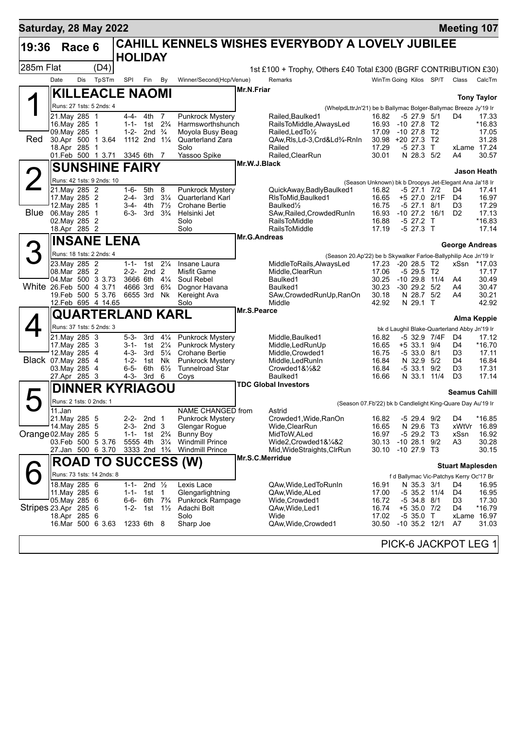**Saturday, 28 May 2022** — **Meeting 107**

# 19:36 Race 6 — CAHILL KENNELS WISHES EVERYBODY A LOVELY JUBILEE HOLIDAY

285m Flat (D4) — 1st £100 + Trophy, Others £40 Total £300 (BGRF CONTRIBUTION £30)

| Date | Dis | TpSTm | SPI | Fin | By | Winner/Second(Hcp/Venue) | Remarks | WinTm | Going | Kilos | SP/T | Class | CalcTm |
|---|---|---|---|---|---|---|---|---|---|---|---|---|---|

## 1 (Red) KILLEACLE NAOMI — Mr.N.Friar — Tony Taylor

Runs: 27 1sts: 5 2nds: 4 — (WhelpdLttrJn'21) be b Ballymac Bolger-Ballymac Breeze Jy'19 Ir

| Date | Dis | TpSTm | SPI | Fin | By | Winner/Second(Hcp/Venue) | Remarks | WinTm | Going | Kilos | SP/T | Class | CalcTm |
|---|---|---|---|---|---|---|---|---|---|---|---|---|---|
| 21.May | 285 | 1 | 4-4- | 4th | 7 | Punkrock Mystery | Railed,Baulked1 | 16.82 | -5 | 27.9 | 5/1 | D4 | 17.33 |
| 16.May | 285 | 1 | 1-1- | 1st | 2¾ | Harmsworthshunch | RailsToMiddle,AlwaysLed | 16.93 | -10 | 27.8 | T2 | | *16.83 |
| 09.May | 285 | 1 | 1-2- | 2nd | ¾ | Moyola Busy Beag | Railed,LedTo½ | 17.09 | -10 | 27.8 | T2 | | 17.05 |
| 30.Apr | 500 | 1 3.64 | 1112 | 2nd | 1¼ | Quarterland Zara | QAw,Rls,Ld-3,Crd&Ld¾-RnIn | 30.98 | +20 | 27.3 | T2 | | 31.28 |
| 18.Apr | 285 | 1 | | | | Solo | Railed | 17.29 | -5 | 27.3 | T | xLame | 17.24 |
| 01.Feb | 500 | 1 3.71 | 3345 | 6th | 7 | Yassoo Spike | Railed,ClearRun | 30.01 | N | 28.3 | 5/2 | A4 | 30.57 |

## 2 (Blue) SUNSHINE FAIRY — Mr.W.J.Black — Jason Heath

Runs: 42 1sts: 9 2nds: 10 — (Season Unknown) bk b Droopys Jet-Elegant Ana Ja'18 Ir

| Date | Dis | TpSTm | SPI | Fin | By | Winner/Second(Hcp/Venue) | Remarks | WinTm | Going | Kilos | SP/T | Class | CalcTm |
|---|---|---|---|---|---|---|---|---|---|---|---|---|---|
| 21.May | 285 | 2 | 1-6- | 5th | 8 | Punkrock Mystery | QuickAway,BadlyBaulked1 | 16.82 | -5 | 27.1 | 7/2 | D4 | 17.41 |
| 17.May | 285 | 2 | 2-4- | 3rd | 3¼ | Quarterland Karl | RlsToMid,Baulked1 | 16.65 | +5 | 27.0 | 2/1F | D4 | 16.97 |
| 12.May | 285 | 1 | 3-4- | 4th | 7½ | Crohane Bertie | Baulked½ | 16.75 | -5 | 27.1 | 8/1 | D3 | 17.29 |
| 06.May | 285 | 1 | 6-3- | 3rd | 3¾ | Helsinki Jet | SAw,Railed,CrowdedRunIn | 16.93 | -10 | 27.2 | 16/1 | D2 | 17.13 |
| 02.May | 285 | 2 | | | | Solo | RailsToMiddle | 16.88 | -5 | 27.2 | T | | *16.83 |
| 18.Apr | 285 | 2 | | | | Solo | RailsToMiddle | 17.19 | -5 | 27.3 | T | | 17.14 |

## 3 (White) INSANE LENA — Mr.G.Andreas — George Andreas

Runs: 18 1sts: 2 2nds: 4 — (Season 20.Ap'22) be b Skywalker Farloe-Ballyphilip Ace Jn'19 Ir

| Date | Dis | TpSTm | SPI | Fin | By | Winner/Second(Hcp/Venue) | Remarks | WinTm | Going | Kilos | SP/T | Class | CalcTm |
|---|---|---|---|---|---|---|---|---|---|---|---|---|---|
| 23.May | 285 | 2 | 1-1- | 1st | 2¼ | Insane Laura | MiddleToRails,AlwaysLed | 17.23 | -20 | 28.5 | T2 | xSsn | *17.03 |
| 08.Mar | 285 | 2 | 2-2- | 2nd | 2 | Misfit Game | Middle,ClearRun | 17.06 | -5 | 29.5 | T2 | | 17.17 |
| 04.Mar | 500 | 3 3.73 | 3666 | 6th | 4¼ | Soul Rebel | Baulked1 | 30.25 | -10 | 29.8 | 11/4 | A4 | 30.49 |
| 26.Feb | 500 | 4 3.71 | 4666 | 3rd | 6¾ | Dognor Havana | Baulked1 | 30.23 | -30 | 29.2 | 5/2 | A4 | 30.47 |
| 19.Feb | 500 | 5 3.76 | 6655 | 3rd | Nk | Kereight Ava | SAw,CrowdedRunUp,RanOn | 30.18 | N | 28.7 | 5/2 | A4 | 30.21 |
| 12.Feb | 695 | 4 14.65 | | | | Solo | Middle | 42.92 | N | 29.1 | T | | 42.92 |

## 4 (Black) QUARTERLAND KARL — Mr.S.Pearce — Alma Keppie

Runs: 37 1sts: 5 2nds: 3 — bk d Laughil Blake-Quarterland Abby Jn'19 Ir

| Date | Dis | TpSTm | SPI | Fin | By | Winner/Second(Hcp/Venue) | Remarks | WinTm | Going | Kilos | SP/T | Class | CalcTm |
|---|---|---|---|---|---|---|---|---|---|---|---|---|---|
| 21.May | 285 | 3 | 5-3- | 3rd | 4¼ | Punkrock Mystery | Middle,Baulked1 | 16.82 | -5 | 32.9 | 7/4F | D4 | 17.12 |
| 17.May | 285 | 3 | 3-1- | 1st | 2¼ | Punkrock Mystery | Middle,LedRunUp | 16.65 | +5 | 33.1 | 9/4 | D4 | *16.70 |
| 12.May | 285 | 4 | 4-3- | 3rd | 5¼ | Crohane Bertie | Middle,Crowded1 | 16.75 | -5 | 33.0 | 8/1 | D3 | 17.11 |
| 07.May | 285 | 4 | 1-2- | 1st | Nk | Punkrock Mystery | Middle,LedRunIn | 16.84 | N | 32.9 | 5/2 | D4 | 16.84 |
| 03.May | 285 | 4 | 6-5- | 6th | 6½ | Tunnelroad Star | Crowded1&½&2 | 16.84 | -5 | 33.1 | 9/2 | D3 | 17.31 |
| 27.Apr | 285 | 3 | 4-3- | 3rd | 6 | Coys | Baulked1 | 16.66 | N | 33.1 | 11/4 | D3 | 17.14 |

## 5 (Orange) DINNER KYRIAGOU — TDC Global Investors — Seamus Cahill

Runs: 2 1sts: 0 2nds: 1 — (Season 07.Fb'22) bk b Candlelight King-Quare Day Au'19 Ir

| Date | Dis | TpSTm | SPI | Fin | By | Winner/Second(Hcp/Venue) | Remarks | WinTm | Going | Kilos | SP/T | Class | CalcTm |
|---|---|---|---|---|---|---|---|---|---|---|---|---|---|
| 11.Jan | | | | | | NAME CHANGED from | Astrid | | | | | | |
| 21.May | 285 | 5 | 2-2- | 2nd | 1 | Punkrock Mystery | Crowded1,Wide,RanOn | 16.82 | -5 | 29.4 | 9/2 | D4 | *16.85 |
| 14.May | 285 | 5 | 2-3- | 2nd | 3 | Glengar Rogue | Wide,ClearRun | 16.65 | N | 29.6 | T3 | xWtVr | 16.89 |
| 02.May | 285 | 5 | 1-1- | 1st | 2¾ | Bunny Boy | MidToW,ALed | 16.97 | -5 | 29.2 | T3 | xSsn | 16.92 |
| 03.Feb | 500 | 5 3.76 | 5555 | 4th | 3¼ | Windmill Prince | Wide2,Crowded1&¼&2 | 30.13 | -10 | 28.1 | 9/2 | A3 | 30.28 |
| 27.Jan | 500 | 6 3.70 | 3333 | 2nd | 1¾ | Windmill Prince | Mid,WideStraights,ClrRun | 30.10 | -10 | 27.9 | T3 | | 30.15 |

## 6 (Stripes) ROAD TO SUCCESS (W) — Mr.S.C.Merridue — Stuart Maplesden

Runs: 73 1sts: 14 2nds: 8 — f d Ballymac Vic-Patchys Kerry Oc'17 Br

| Date | Dis | TpSTm | SPI | Fin | By | Winner/Second(Hcp/Venue) | Remarks | WinTm | Going | Kilos | SP/T | Class | CalcTm |
|---|---|---|---|---|---|---|---|---|---|---|---|---|---|
| 18.May | 285 | 6 | 1-1- | 2nd | ½ | Lexis Lace | QAw,Wide,LedToRunIn | 16.91 | N | 35.3 | 3/1 | D4 | 16.95 |
| 11.May | 285 | 6 | 1-1- | 1st | 1 | Glengarlightning | QAw,Wide,ALed | 17.00 | -5 | 35.2 | 11/4 | D4 | 16.95 |
| 05.May | 285 | 6 | 6-6- | 6th | 7¾ | Punkrock Rampage | Wide,Crowded1 | 16.72 | -5 | 34.8 | 8/1 | D3 | 17.30 |
| 23.Apr | 285 | 6 | 1-2- | 1st | 1½ | Adachi Bolt | QAw,Wide,Led1 | 16.74 | +5 | 35.0 | 7/2 | D4 | *16.79 |
| 18.Apr | 285 | 6 | | | | Solo | Wide | 17.02 | -5 | 35.0 | T | xLame | 16.97 |
| 16.Mar | 500 | 6 3.63 | 1233 | 6th | 8 | Sharp Joe | QAw,Wide,Crowded1 | 30.50 | -10 | 35.2 | 12/1 | A7 | 31.03 |

PICK-6 JACKPOT LEG 1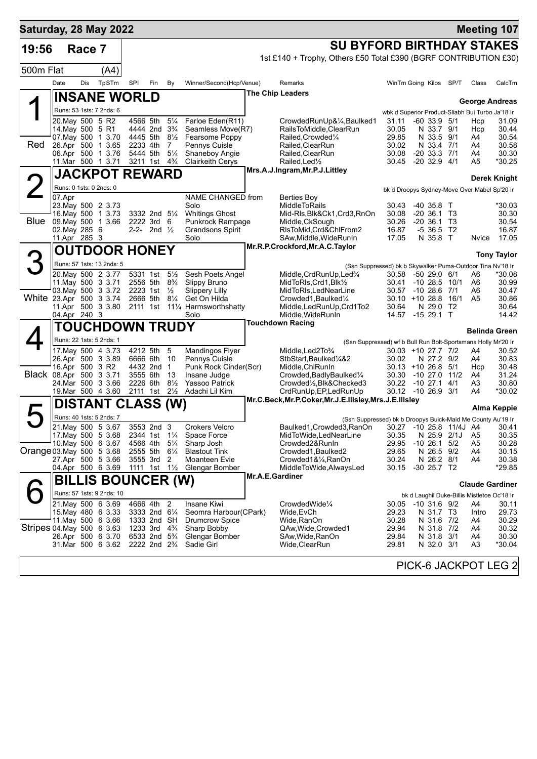# Saturday, 28 May 2022 — Meeting 107

**19:56 Race 7** — **SU BYFORD BIRTHDAY STAKES**

1st £140 + Trophy, Others £50 Total £390 (BGRF CONTRIBUTION £30)

500m Flat (A4)

| Date | Dis | TpSTm | SPI | Fin | By | Winner/Second(Hcp/Venue) | Remarks | WinTm | Going | Kilos | SP/T | Class | CalcTm |
|---|---|---|---|---|---|---|---|---|---|---|---|---|---|

## 1 Red — INSANE WORLD
The Chip Leaders — George Andreas

Runs: 53 1sts: 7 2nds: 6 — wbk d Superior Product-Sliabh Bui Turbo Ja'18 Ir

| Date | Dis | TpSTm | SPI | Fin | By | Winner/Second(Hcp/Venue) | Remarks | WinTm | Going | Kilos | SP/T | Class | CalcTm |
|---|---|---|---|---|---|---|---|---|---|---|---|---|---|
| 20.May | 500 | 5 R2 | 4566 | 5th | 5¼ | Farloe Eden(R11) | CrowdedRunUp&¼,Baulked1 | 31.11 | -60 | 33.9 | 5/1 | Hcp | 31.09 |
| 14.May | 500 | 5 R1 | 4444 | 2nd | 3¾ | Seamless Move(R7) | RailsToMiddle,ClearRun | 30.05 | N | 33.7 | 9/1 | Hcp | 30.44 |
| 07.May | 500 | 1 3.70 | 4445 | 5th | 8½ | Fearsome Poppy | Railed,Crowded¼ | 29.85 | N | 33.5 | 9/1 | A4 | 30.54 |
| 26.Apr | 500 | 1 3.65 | 2233 | 4th | 7 | Pennys Cuisle | Railed,ClearRun | 30.02 | N | 33.4 | 7/1 | A4 | 30.58 |
| 06.Apr | 500 | 1 3.76 | 5444 | 5th | 5¼ | Shaneboy Angie | Railed,ClearRun | 30.08 | -20 | 33.3 | 7/1 | A4 | 30.30 |
| 11.Mar | 500 | 1 3.71 | 3211 | 1st | 4¾ | Clairkeith Cerys | Railed,Led½ | 30.45 | -20 | 32.9 | 4/1 | A5 | *30.25 |

## 2 Blue — JACKPOT REWARD
Mrs.A.J.Ingram,Mr.P.J.Littley — Derek Knight

Runs: 0 1sts: 0 2nds: 0 — bk d Droopys Sydney-Move Over Mabel Sp'20 Ir

| Date | Dis | TpSTm | SPI | Fin | By | Winner/Second(Hcp/Venue) | Remarks | WinTm | Going | Kilos | SP/T | Class | CalcTm |
|---|---|---|---|---|---|---|---|---|---|---|---|---|---|
| 07.Apr | | | | | | NAME CHANGED from | Berties Boy | | | | | | |
| 23.May | 500 | 2 3.73 | | | | Solo | MiddleToRails | 30.43 | -40 | 35.8 | T | | *30.03 |
| 16.May | 500 | 1 3.73 | 3332 | 2nd | 5¼ | Whitings Ghost | Mid-Rls,Blk&Ck1,Crd3,RnOn | 30.08 | -20 | 36.1 | T3 | | 30.30 |
| 09.May | 500 | 1 3.66 | 2222 | 3rd | 6 | Punkrock Rampage | Middle,CkSough | 30.26 | -20 | 36.1 | T3 | | 30.54 |
| 02.May | 285 | 6 | 2-2- | 2nd | ½ | Grandsons Spirit | RlsToMid,Crd&ChlFrom2 | 16.87 | -5 | 36.5 | T2 | | 16.87 |
| 11.Apr | 285 | 3 | | | | Solo | SAw,Middle,WideRunIn | 17.05 | N | 35.8 | T | Nvice | 17.05 |

## 3 White — OUTDOOR HONEY
Mr.R.P.Crockford,Mr.A.C.Taylor — Tony Taylor

Runs: 57 1sts: 13 2nds: 5 — (Ssn Suppressed) bk b Skywalker Puma-Outdoor Tina Nv'18 Ir

| Date | Dis | TpSTm | SPI | Fin | By | Winner/Second(Hcp/Venue) | Remarks | WinTm | Going | Kilos | SP/T | Class | CalcTm |
|---|---|---|---|---|---|---|---|---|---|---|---|---|---|
| 20.May | 500 | 2 3.77 | 5331 | 1st | 5½ | Sesh Poets Angel | Middle,CrdRunUp,Led¾ | 30.58 | -50 | 29.0 | 6/1 | A6 | *30.08 |
| 11.May | 500 | 3 3.71 | 2556 | 5th | 8¾ | Slippy Bruno | MidToRls,Crd1,Blk½ | 30.41 | -10 | 28.5 | 10/1 | A6 | 30.99 |
| 03.May | 500 | 3 3.72 | 2223 | 1st | ½ | Slippery Lilly | MidToRls,LedNearLine | 30.57 | -10 | 28.6 | 7/1 | A6 | 30.47 |
| 23.Apr | 500 | 3 3.74 | 2666 | 5th | 8¼ | Get On Hilda | Crowded1,Baulked¼ | 30.10 | +10 | 28.8 | 16/1 | A5 | 30.86 |
| 11.Apr | 500 | 3 3.80 | 2111 | 1st | 11¼ | Harmsworthshatty | Middle,LedRunUp,Crd1To2 | 30.64 | N | 29.0 | T2 | | 30.64 |
| 04.Apr | 240 | 3 | | | | Solo | Middle,WideRunIn | 14.57 | -15 | 29.1 | T | | 14.42 |

## 4 Black — TOUCHDOWN TRUDY
Touchdown Racing — Belinda Green

Runs: 22 1sts: 5 2nds: 1 — (Ssn Suppressed) wf b Bull Run Bolt-Sportsmans Holly Mr'20 Ir

| Date | Dis | TpSTm | SPI | Fin | By | Winner/Second(Hcp/Venue) | Remarks | WinTm | Going | Kilos | SP/T | Class | CalcTm |
|---|---|---|---|---|---|---|---|---|---|---|---|---|---|
| 17.May | 500 | 4 3.73 | 4212 | 5th | 5 | Mandingos Flyer | Middle,Led2To¾ | 30.03 | +10 | 27.7 | 7/2 | A4 | 30.52 |
| 26.Apr | 500 | 3 3.89 | 6666 | 6th | 10 | Pennys Cuisle | StbStart,Baulked¼&2 | 30.02 | N | 27.2 | 9/2 | A4 | 30.83 |
| 16.Apr | 500 | 3 R2 | 4432 | 2nd | 1 | Punk Rock Cinder(Scr) | Middle,ChlRunIn | 30.13 | +10 | 26.8 | 5/1 | Hcp | 30.48 |
| 08.Apr | 500 | 3 3.71 | 3555 | 6th | 13 | Insane Judge | Crowded,BadlyBaulked¼ | 30.30 | -10 | 27.0 | 11/2 | A4 | 31.24 |
| 24.Mar | 500 | 3 3.66 | 2226 | 6th | 8½ | Yassoo Patrick | Crowded½,Blk&Checked3 | 30.22 | -10 | 27.1 | 4/1 | A3 | 30.80 |
| 19.Mar | 500 | 4 3.60 | 2111 | 1st | 2½ | Adachi Lil Kim | CrdRunUp,EP,LedRunUp | 30.12 | -10 | 26.9 | 3/1 | A4 | *30.02 |

## 5 Orange — DISTANT CLASS (W)
Mr.C.Beck,Mr.P.Coker,Mr.J.E.Illsley,Mrs.J.E.Illsley — Alma Keppie

Runs: 40 1sts: 5 2nds: 7 — (Ssn Suppressed) bk b Droopys Buick-Maid Me County Au'19 Ir

| Date | Dis | TpSTm | SPI | Fin | By | Winner/Second(Hcp/Venue) | Remarks | WinTm | Going | Kilos | SP/T | Class | CalcTm |
|---|---|---|---|---|---|---|---|---|---|---|---|---|---|
| 21.May | 500 | 5 3.67 | 3553 | 2nd | 3 | Crokers Velcro | Baulked1,Crowded3,RanOn | 30.27 | -10 | 25.8 | 11/4J | A4 | 30.41 |
| 17.May | 500 | 5 3.68 | 2344 | 1st | 1¼ | Space Force | MidToWide,LedNearLine | 30.35 | N | 25.9 | 2/1J | A5 | 30.35 |
| 10.May | 500 | 6 3.67 | 4566 | 4th | 5¼ | Sharp Josh | Crowded2&RunIn | 29.95 | -10 | 26.1 | 5/2 | A5 | 30.28 |
| 03.May | 500 | 5 3.68 | 2555 | 5th | 6¼ | Blastout Tink | Crowded1,Baulked2 | 29.65 | N | 26.5 | 9/2 | A4 | 30.15 |
| 27.Apr | 500 | 5 3.66 | 3555 | 3rd | 2 | Moanteen Evie | Crowded1&¼,RanOn | 30.24 | N | 26.2 | 8/1 | A4 | 30.38 |
| 04.Apr | 500 | 6 3.69 | 1111 | 1st | 1½ | Glengar Bomber | MiddleToWide,AlwaysLed | 30.15 | -30 | 25.7 | T2 | | *29.85 |

## 6 Stripes — BILLIS BOUNCER (W)
Mr.A.E.Gardiner — Claude Gardiner

Runs: 57 1sts: 9 2nds: 10 — bk d Laughil Duke-Billis Mistletoe Oc'18 Ir

| Date | Dis | TpSTm | SPI | Fin | By | Winner/Second(Hcp/Venue) | Remarks | WinTm | Going | Kilos | SP/T | Class | CalcTm |
|---|---|---|---|---|---|---|---|---|---|---|---|---|---|
| 21.May | 500 | 6 3.69 | 4666 | 4th | 2 | Insane Kiwi | CrowdedWide¼ | 30.05 | -10 | 31.6 | 9/2 | A4 | 30.11 |
| 15.May | 480 | 6 3.33 | 3333 | 2nd | 6¼ | Seomra Harbour(CPark) | Wide,EvCh | 29.23 | N | 31.7 | T3 | Intro | 29.73 |
| 11.May | 500 | 6 3.66 | 1333 | 2nd | SH | Drumcrow Spice | Wide,RanOn | 30.28 | N | 31.6 | 7/2 | A4 | 30.29 |
| 04.May | 500 | 6 3.63 | 1233 | 3rd | 4¾ | Sharp Bobby | QAw,Wide,Crowded1 | 29.94 | N | 31.8 | 7/2 | A4 | 30.32 |
| 26.Apr | 500 | 6 3.70 | 6533 | 2nd | 5¾ | Glengar Bomber | SAw,Wide,RanOn | 29.84 | N | 31.8 | 3/1 | A4 | 30.30 |
| 31.Mar | 500 | 6 3.62 | 2222 | 2nd | 2¾ | Sadie Girl | Wide,ClearRun | 29.81 | N | 32.0 | 3/1 | A3 | *30.04 |

PICK-6 JACKPOT LEG 2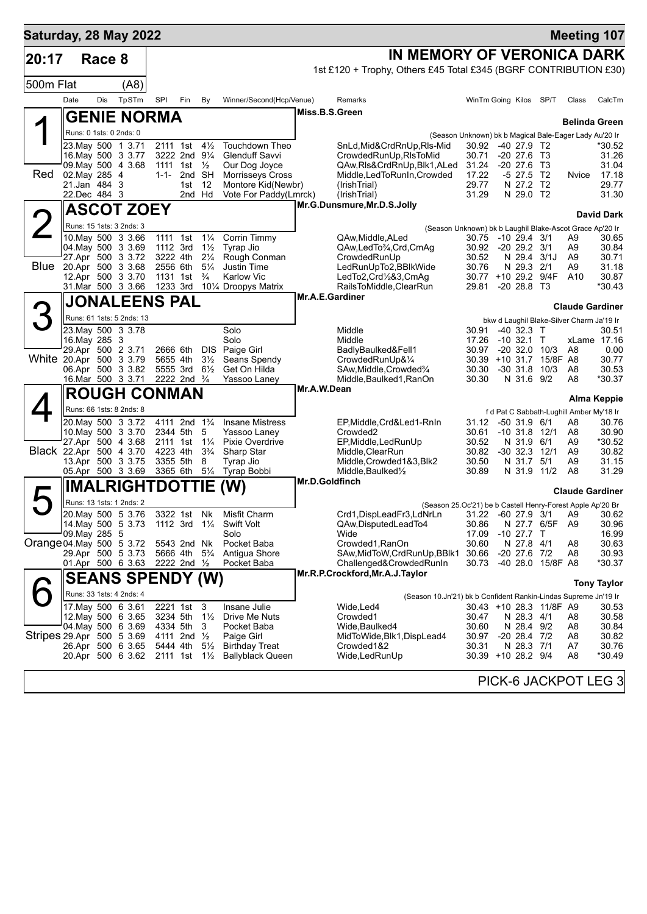**Saturday, 28 May 2022** — **Meeting 107**

# 20:17 Race 8 — IN MEMORY OF VERONICA DARK

1st £120 + Trophy, Others £45 Total £345 (BGRF CONTRIBUTION £30)

500m Flat (A8)

| Date | Dis | TpSTm | SPI | Fin | By | Winner/Second(Hcp/Venue) | Remarks | WinTm | Going | Kilos | SP/T | Class | CalcTm |
|---|---|---|---|---|---|---|---|---|---|---|---|---|---|

## 1 (Red) GENIE NORMA

Miss.B.S.Green — Belinda Green

Runs: 0 1sts: 0 2nds: 0 — (Season Unknown) bk b Magical Bale-Eager Lady Au'20 Ir

| Date | Dis | TpSTm | SPI | Fin | By | Winner/Second(Hcp/Venue) | Remarks | WinTm | Going | Kilos | SP/T | Class | CalcTm |
|---|---|---|---|---|---|---|---|---|---|---|---|---|---|
| 23.May | 500 | 1 3.71 | 2111 | 1st | 4½ | Touchdown Theo | SnLd,Mid&CrdRnUp,Rls-Mid | 30.92 | -40 | 27.9 | T2 | | *30.52 |
| 16.May | 500 | 3 3.77 | 3222 | 2nd | 9¼ | Glenduff Savvi | CrowdedRunUp,RlsToMid | 30.71 | -20 | 27.6 | T3 | | 31.26 |
| 09.May | 500 | 4 3.68 | 1111 | 1st | ½ | Our Dog Joyce | QAw,Rls&CrdRnUp,Blk1,ALed | 31.24 | -20 | 27.6 | T3 | | 31.04 |
| 02.May | 285 | 4 | 1-1- | 2nd | SH | Morrisseys Cross | Middle,LedToRunIn,Crowded | 17.22 | -5 | 27.5 | T2 | Nvice | 17.18 |
| 21.Jan | 484 | 3 | | 1st | 12 | Montore Kid(Newbr) | (IrishTrial) | 29.77 | N | 27.2 | T2 | | 29.77 |
| 22.Dec | 484 | 3 | | 2nd | Hd | Vote For Paddy(Lmrck) | (IrishTrial) | 31.29 | N | 29.0 | T2 | | 31.30 |

## 2 (Blue) ASCOT ZOEY

Mr.G.Dunsmure,Mr.D.S.Jolly — David Dark

Runs: 15 1sts: 3 2nds: 3 — (Season Unknown) bk b Laughil Blake-Ascot Grace Ap'20 Ir

| Date | Dis | TpSTm | SPI | Fin | By | Winner/Second(Hcp/Venue) | Remarks | WinTm | Going | Kilos | SP/T | Class | CalcTm |
|---|---|---|---|---|---|---|---|---|---|---|---|---|---|
| 10.May | 500 | 3 3.66 | 1111 | 1st | 1¼ | Corrin Timmy | QAw,Middle,ALed | 30.75 | -10 | 29.4 | 3/1 | A9 | 30.65 |
| 04.May | 500 | 3 3.69 | 1112 | 3rd | 1½ | Tyrap Jio | QAw,LedTo¾,Crd,CmAg | 30.92 | -20 | 29.2 | 3/1 | A9 | 30.84 |
| 27.Apr | 500 | 3 3.72 | 3222 | 4th | 2¼ | Rough Conman | CrowdedRunUp | 30.52 | N | 29.4 | 3/1J | A9 | 30.71 |
| 20.Apr | 500 | 3 3.68 | 2556 | 6th | 5¼ | Justin Time | LedRunUpTo2,BBlkWide | 30.76 | N | 29.3 | 2/1 | A9 | 31.18 |
| 12.Apr | 500 | 3 3.70 | 1131 | 1st | ¾ | Karlow Vic | LedTo2,Crd½&3,CmAg | 30.77 | +10 | 29.2 | 9/4F | A10 | 30.87 |
| 31.Mar | 500 | 3 3.66 | 1233 | 3rd | 10¼ | Droopys Matrix | RailsToMiddle,ClearRun | 29.81 | -20 | 28.8 | T3 | | *30.43 |

## 3 (White) JONALEENS PAL

Mr.A.E.Gardiner — Claude Gardiner

Runs: 61 1sts: 5 2nds: 13 — bkw d Laughil Blake-Silver Charm Ja'19 Ir

| Date | Dis | TpSTm | SPI | Fin | By | Winner/Second(Hcp/Venue) | Remarks | WinTm | Going | Kilos | SP/T | Class | CalcTm |
|---|---|---|---|---|---|---|---|---|---|---|---|---|---|
| 23.May | 500 | 3 3.78 | | | | Solo | Middle | 30.91 | -40 | 32.3 | T | | 30.51 |
| 16.May | 285 | 3 | | | | Solo | Middle | 17.26 | -10 | 32.1 | T | xLame | 17.16 |
| 29.Apr | 500 | 2 3.71 | 2666 | 6th | DIS | Paige Girl | BadlyBaulked&Fell1 | 30.97 | -20 | 32.0 | 10/3 | A8 | 0.00 |
| 20.Apr | 500 | 3 3.79 | 5655 | 4th | 3½ | Seans Spendy | CrowdedRunUp&¼ | 30.39 | +10 | 31.7 | 15/8F | A8 | 30.77 |
| 06.Apr | 500 | 3 3.82 | 5555 | 3rd | 6½ | Get On Hilda | SAw,Middle,Crowded¾ | 30.30 | -30 | 31.8 | 10/3 | A8 | 30.53 |
| 16.Mar | 500 | 3 3.71 | 2222 | 2nd | ¾ | Yassoo Laney | Middle,Baulked1,RanOn | 30.30 | N | 31.6 | 9/2 | A8 | *30.37 |

## 4 (Black) ROUGH CONMAN

Mr.A.W.Dean — Alma Keppie

Runs: 66 1sts: 8 2nds: 8 — f d Pat C Sabbath-Lughill Amber My'18 Ir

| Date | Dis | TpSTm | SPI | Fin | By | Winner/Second(Hcp/Venue) | Remarks | WinTm | Going | Kilos | SP/T | Class | CalcTm |
|---|---|---|---|---|---|---|---|---|---|---|---|---|---|
| 20.May | 500 | 3 3.72 | 4111 | 2nd | 1¾ | Insane Mistress | EP,Middle,Crd&Led1-RnIn | 31.12 | -50 | 31.9 | 6/1 | A8 | 30.76 |
| 10.May | 500 | 3 3.70 | 2344 | 5th | 5 | Yassoo Laney | Crowded2 | 30.61 | -10 | 31.8 | 12/1 | A8 | 30.90 |
| 27.Apr | 500 | 4 3.68 | 2111 | 1st | 1¼ | Pixie Overdrive | EP,Middle,LedRunUp | 30.52 | N | 31.9 | 6/1 | A9 | *30.52 |
| 22.Apr | 500 | 4 3.70 | 4223 | 4th | 3¾ | Sharp Star | Middle,ClearRun | 30.82 | -30 | 32.3 | 12/1 | A9 | 30.82 |
| 13.Apr | 500 | 3 3.75 | 3355 | 5th | 8 | Tyrap Jio | Middle,Crowded1&3,Blk2 | 30.50 | N | 31.7 | 5/1 | A9 | 31.15 |
| 05.Apr | 500 | 3 3.69 | 3365 | 6th | 5¼ | Tyrap Bobbi | Middle,Baulked½ | 30.89 | N | 31.9 | 11/2 | A8 | 31.29 |

## 5 (Orange) IMALRIGHTDOTTIE (W)

Mr.D.Goldfinch — Claude Gardiner

Runs: 13 1sts: 1 2nds: 2 — (Season 25.Oc'21) be b Castell Henry-Forest Apple Ap'20 Br

| Date | Dis | TpSTm | SPI | Fin | By | Winner/Second(Hcp/Venue) | Remarks | WinTm | Going | Kilos | SP/T | Class | CalcTm |
|---|---|---|---|---|---|---|---|---|---|---|---|---|---|
| 20.May | 500 | 5 3.76 | 3322 | 1st | Nk | Misfit Charm | Crd1,DispLeadFr3,LdNrLn | 31.22 | -60 | 27.9 | 3/1 | A9 | 30.62 |
| 14.May | 500 | 5 3.73 | 1112 | 3rd | 1¼ | Swift Volt | QAw,DisputedLeadTo4 | 30.86 | N | 27.7 | 6/5F | A9 | 30.96 |
| 09.May | 285 | 5 | | | | Solo | Wide | 17.09 | -10 | 27.7 | T | | 16.99 |
| 04.May | 500 | 5 3.72 | 5543 | 2nd | Nk | Pocket Baba | Crowded1,RanOn | 30.60 | N | 27.8 | 4/1 | A8 | 30.63 |
| 29.Apr | 500 | 5 3.73 | 5666 | 4th | 5¾ | Antigua Shore | SAw,MidToW,CrdRunUp,BBlk1 | 30.66 | -20 | 27.6 | 7/2 | A8 | 30.93 |
| 01.Apr | 500 | 6 3.63 | 2222 | 2nd | ½ | Pocket Baba | Challenged&CrowdedRunIn | 30.73 | -40 | 28.0 | 15/8F | A8 | *30.37 |

## 6 (Stripes) SEANS SPENDY (W)

Mr.R.P.Crockford,Mr.A.J.Taylor — Tony Taylor

Runs: 33 1sts: 4 2nds: 4 — (Season 10.Jn'21) bk b Confident Rankin-Lindas Supreme Jn'19 Ir

| Date | Dis | TpSTm | SPI | Fin | By | Winner/Second(Hcp/Venue) | Remarks | WinTm | Going | Kilos | SP/T | Class | CalcTm |
|---|---|---|---|---|---|---|---|---|---|---|---|---|---|
| 17.May | 500 | 6 3.61 | 2221 | 1st | 3 | Insane Julie | Wide,Led4 | 30.43 | +10 | 28.3 | 11/8F | A9 | 30.53 |
| 12.May | 500 | 6 3.65 | 3234 | 5th | 1½ | Drive Me Nuts | Crowded1 | 30.47 | N | 28.3 | 4/1 | A8 | 30.58 |
| 04.May | 500 | 6 3.69 | 4334 | 5th | 3 | Pocket Baba | Wide,Baulked4 | 30.60 | N | 28.4 | 9/2 | A8 | 30.84 |
| 29.Apr | 500 | 6 3.69 | 4111 | 2nd | ½ | Paige Girl | MidToWide,Blk1,DispLead4 | 30.97 | -20 | 28.4 | 7/2 | A8 | 30.82 |
| 26.Apr | 500 | 6 3.65 | 5444 | 4th | 5½ | Birthday Treat | Crowded1&2 | 30.31 | N | 28.3 | 7/1 | A7 | 30.76 |
| 20.Apr | 500 | 6 3.62 | 2111 | 1st | 1½ | Ballyblack Queen | Wide,LedRunUp | 30.39 | +10 | 28.2 | 9/4 | A8 | *30.49 |

PICK-6 JACKPOT LEG 3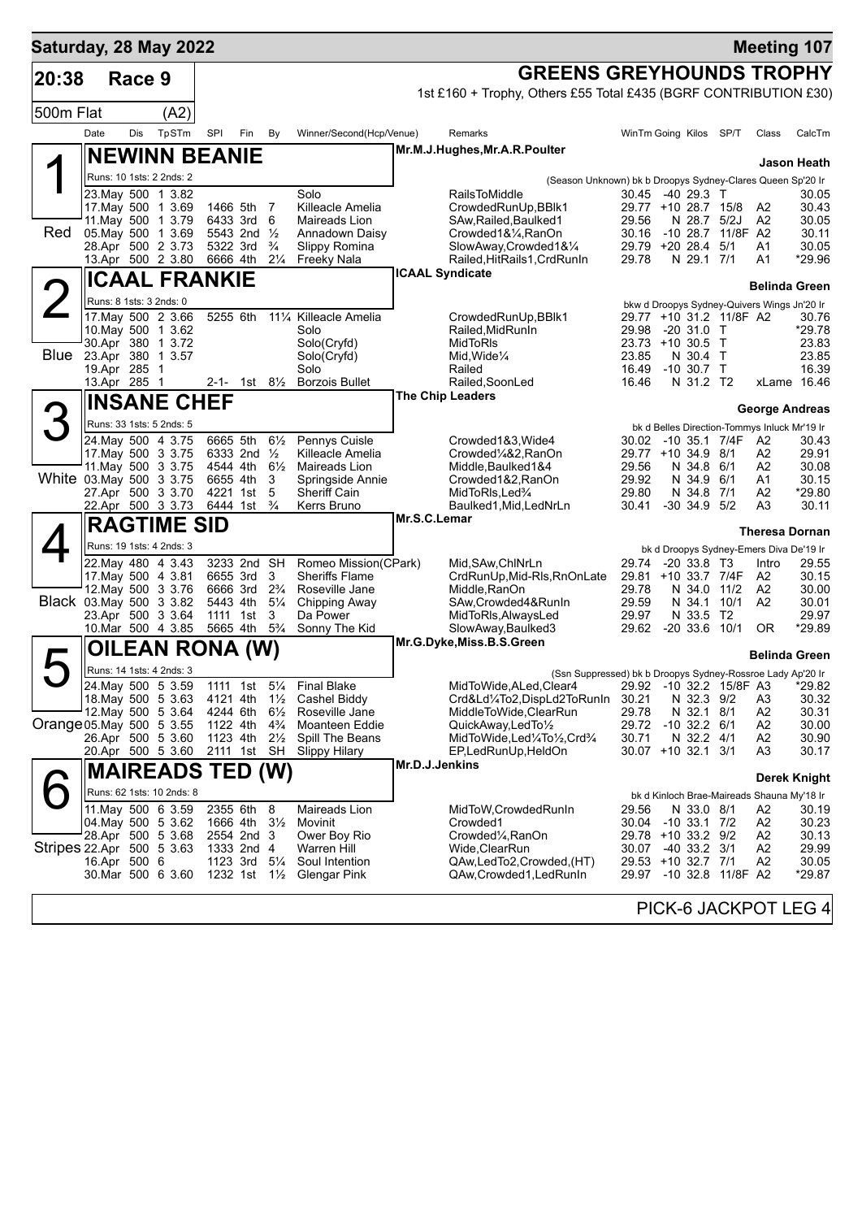# Saturday, 28 May 2022 — Meeting 107

## 20:38 Race 9 — GREENS GREYHOUNDS TROPHY

1st £160 + Trophy, Others £55 Total £435 (BGRF CONTRIBUTION £30)

500m Flat (A2)

### 1 Red — NEWINN BEANIE
Mr.M.J.Hughes,Mr.A.R.Poulter — Jason Heath

Runs: 10 1sts: 2 2nds: 2 — (Season Unknown) bk b Droopys Sydney-Clares Queen Sp'20 Ir

| Date | Dis | TpSTm | SPI | Fin | By | Winner/Second(Hcp/Venue) | Remarks | WinTm | Going | Kilos | SP/T | Class | CalcTm |
|---|---|---|---|---|---|---|---|---|---|---|---|---|---|
| 23.May | 500 | 1 3.82 | | | | Solo | RailsToMiddle | 30.45 | -40 | 29.3 | T | | 30.05 |
| 17.May | 500 | 1 3.69 | 1466 | 5th | 7 | Killeacle Amelia | CrowdedRunUp,BBlk1 | 29.77 | +10 | 28.7 | 15/8 | A2 | 30.43 |
| 11.May | 500 | 1 3.79 | 6433 | 3rd | 6 | Maireads Lion | SAw,Railed,Baulked1 | 29.56 | N | 28.7 | 5/2J | A2 | 30.05 |
| 05.May | 500 | 1 3.69 | 5543 | 2nd | ½ | Annadown Daisy | Crowded1&¼,RanOn | 30.16 | -10 | 28.7 | 11/8F | A2 | 30.11 |
| 28.Apr | 500 | 2 3.73 | 5322 | 3rd | ¾ | Slippy Romina | SlowAway,Crowded1&¼ | 29.79 | +20 | 28.4 | 5/1 | A1 | 30.05 |
| 13.Apr | 500 | 2 3.80 | 6666 | 4th | 2¼ | Freeky Nala | Railed,HitRails1,CrdRunIn | 29.78 | N | 29.1 | 7/1 | A1 | *29.96 |

### 2 Blue — ICAAL FRANKIE
ICAAL Syndicate — Belinda Green

Runs: 8 1sts: 3 2nds: 0 — bkw d Droopys Sydney-Quivers Wings Jn'20 Ir

| Date | Dis | TpSTm | SPI | Fin | By | Winner/Second(Hcp/Venue) | Remarks | WinTm | Going | Kilos | SP/T | Class | CalcTm |
|---|---|---|---|---|---|---|---|---|---|---|---|---|---|
| 17.May | 500 | 2 3.66 | 5255 | 6th | 11¼ | Killeacle Amelia | CrowdedRunUp,BBlk1 | 29.77 | +10 | 31.2 | 11/8F | A2 | 30.76 |
| 10.May | 500 | 1 3.62 | | | | Solo | Railed,MidRunIn | 29.98 | -20 | 31.0 | T | | *29.78 |
| 30.Apr | 380 | 1 3.72 | | | | Solo(Cryfd) | MidToRls | 23.73 | +10 | 30.5 | T | | 23.83 |
| 23.Apr | 380 | 1 3.57 | | | | Solo(Cryfd) | Mid,Wide¼ | 23.85 | N | 30.4 | T | | 23.85 |
| 19.Apr | 285 | 1 | | | | Solo | Railed | 16.49 | -10 | 30.7 | T | | 16.39 |
| 13.Apr | 285 | 1 | 2-1- | 1st | 8½ | Borzois Bullet | Railed,SoonLed | 16.46 | N | 31.2 | T2 | xLame | 16.46 |

### 3 White — INSANE CHEF
The Chip Leaders — George Andreas

Runs: 33 1sts: 5 2nds: 5 — bk d Belles Direction-Tommys Inluck Mr'19 Ir

| Date | Dis | TpSTm | SPI | Fin | By | Winner/Second(Hcp/Venue) | Remarks | WinTm | Going | Kilos | SP/T | Class | CalcTm |
|---|---|---|---|---|---|---|---|---|---|---|---|---|---|
| 24.May | 500 | 4 3.75 | 6665 | 5th | 6½ | Pennys Cuisle | Crowded1&3,Wide4 | 30.02 | -10 | 35.1 | 7/4F | A2 | 30.43 |
| 17.May | 500 | 3 3.75 | 6333 | 2nd | ½ | Killeacle Amelia | Crowded¼&2,RanOn | 29.77 | +10 | 34.9 | 8/1 | A2 | 29.91 |
| 11.May | 500 | 3 3.75 | 4544 | 4th | 6½ | Maireads Lion | Middle,Baulked1&4 | 29.56 | N | 34.8 | 6/1 | A2 | 30.08 |
| 03.May | 500 | 3 3.75 | 6655 | 4th | 3 | Springside Annie | Crowded1&2,RanOn | 29.92 | N | 34.9 | 6/1 | A1 | 30.15 |
| 27.Apr | 500 | 3 3.70 | 4221 | 1st | 5 | Sheriff Cain | MidToRls,Led¾ | 29.80 | N | 34.8 | 7/1 | A2 | *29.80 |
| 22.Apr | 500 | 3 3.73 | 6444 | 1st | ¾ | Kerrs Bruno | Baulked1,Mid,LedNrLn | 30.41 | -30 | 34.9 | 5/2 | A3 | 30.11 |

### 4 Black — RAGTIME SID
Mr.S.C.Lemar — Theresa Dornan

Runs: 19 1sts: 4 2nds: 3 — bk d Droopys Sydney-Emers Diva De'19 Ir

| Date | Dis | TpSTm | SPI | Fin | By | Winner/Second(Hcp/Venue) | Remarks | WinTm | Going | Kilos | SP/T | Class | CalcTm |
|---|---|---|---|---|---|---|---|---|---|---|---|---|---|
| 22.May | 480 | 4 3.43 | 3233 | 2nd | SH | Romeo Mission(CPark) | Mid,SAw,ChlNrLn | 29.74 | -20 | 33.8 | T3 | Intro | 29.55 |
| 17.May | 500 | 4 3.81 | 6655 | 3rd | 3 | Sheriffs Flame | CrdRunUp,Mid-Rls,RnOnLate | 29.81 | +10 | 33.7 | 7/4F | A2 | 30.15 |
| 12.May | 500 | 3 3.76 | 6666 | 3rd | 2¾ | Roseville Jane | Middle,RanOn | 29.78 | N | 34.0 | 11/2 | A2 | 30.00 |
| 03.May | 500 | 3 3.82 | 5443 | 4th | 5¼ | Chipping Away | SAw,Crowded4&RunIn | 29.59 | N | 34.1 | 10/1 | A2 | 30.01 |
| 23.Apr | 500 | 3 3.64 | 1111 | 1st | 3 | Da Power | MidToRls,AlwaysLed | 29.97 | N | 33.5 | T2 | | 29.97 |
| 10.Mar | 500 | 4 3.85 | 5665 | 4th | 5¾ | Sonny The Kid | SlowAway,Baulked3 | 29.62 | -20 | 33.6 | 10/1 | OR | *29.89 |

### 5 Orange — OILEAN RONA (W)
Mr.G.Dyke,Miss.B.S.Green — Belinda Green

Runs: 14 1sts: 4 2nds: 3 — (Ssn Suppressed) bk b Droopys Sydney-Rossroe Lady Ap'20 Ir

| Date | Dis | TpSTm | SPI | Fin | By | Winner/Second(Hcp/Venue) | Remarks | WinTm | Going | Kilos | SP/T | Class | CalcTm |
|---|---|---|---|---|---|---|---|---|---|---|---|---|---|
| 24.May | 500 | 5 3.59 | 1111 | 1st | 5¼ | Final Blake | MidToWide,ALed,Clear4 | 29.92 | -10 | 32.2 | 15/8F | A3 | *29.82 |
| 18.May | 500 | 5 3.63 | 4121 | 4th | 1½ | Cashel Biddy | Crd&Ld¼To2,DispLd2ToRunIn | 30.21 | N | 32.3 | 9/2 | A3 | 30.32 |
| 12.May | 500 | 5 3.64 | 4244 | 6th | 6½ | Roseville Jane | MiddleToWide,ClearRun | 29.78 | N | 32.1 | 8/1 | A2 | 30.31 |
| 05.May | 500 | 5 3.55 | 1122 | 4th | 4¾ | Moanteen Eddie | QuickAway,LedTo½ | 29.72 | -10 | 32.2 | 6/1 | A2 | 30.00 |
| 26.Apr | 500 | 5 3.60 | 1123 | 4th | 2½ | Spill The Beans | MidToWide,Led¼To½,Crd¾ | 30.71 | N | 32.2 | 4/1 | A2 | 30.90 |
| 20.Apr | 500 | 5 3.60 | 2111 | 1st | SH | Slippy Hilary | EP,LedRunUp,HeldOn | 30.07 | +10 | 32.1 | 3/1 | A3 | 30.17 |

### 6 Stripes — MAIREADS TED (W)
Mr.D.J.Jenkins — Derek Knight

Runs: 62 1sts: 10 2nds: 8 — bk d Kinloch Brae-Maireads Shauna My'18 Ir

| Date | Dis | TpSTm | SPI | Fin | By | Winner/Second(Hcp/Venue) | Remarks | WinTm | Going | Kilos | SP/T | Class | CalcTm |
|---|---|---|---|---|---|---|---|---|---|---|---|---|---|
| 11.May | 500 | 6 3.59 | 2355 | 6th | 8 | Maireads Lion | MidToW,CrowdedRunIn | 29.56 | N | 33.0 | 8/1 | A2 | 30.19 |
| 04.May | 500 | 5 3.62 | 1666 | 4th | 3½ | Movinit | Crowded1 | 30.04 | -10 | 33.1 | 7/2 | A2 | 30.23 |
| 28.Apr | 500 | 5 3.68 | 2554 | 2nd | 3 | Ower Boy Rio | Crowded¼,RanOn | 29.78 | +10 | 33.2 | 9/2 | A2 | 30.13 |
| 22.Apr | 500 | 5 3.63 | 1333 | 2nd | 4 | Warren Hill | Wide,ClearRun | 30.07 | -40 | 33.2 | 3/1 | A2 | 29.99 |
| 16.Apr | 500 | 6 | 1123 | 3rd | 5¼ | Soul Intention | QAw,LedTo2,Crowded,(HT) | 29.53 | +10 | 32.7 | 7/1 | A2 | 30.05 |
| 30.Mar | 500 | 6 3.60 | 1232 | 1st | 1½ | Glengar Pink | QAw,Crowded1,LedRunIn | 29.97 | -10 | 32.8 | 11/8F | A2 | *29.87 |

PICK-6 JACKPOT LEG 4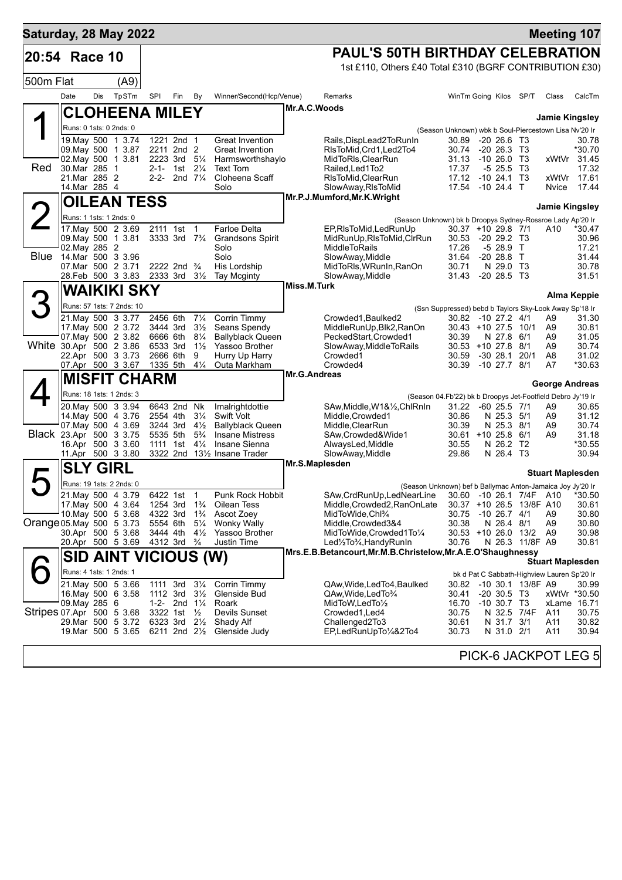**Saturday, 28 May 2022** — **Meeting 107**

## 20:54 Race 10

**PAUL'S 50TH BIRTHDAY CELEBRATION**

1st £110, Others £40 Total £310 (BGRF CONTRIBUTION £30)

500m Flat (A9)

| Date | Dis | TpSTm | SPI | Fin | By | Winner/Second(Hcp/Venue) | Remarks | WinTm | Going | Kilos | SP/T | Class | CalcTm |
|---|---|---|---|---|---|---|---|---|---|---|---|---|---|

### 1 Red — CLOHEENA MILEY
Mr.A.C.Woods — Jamie Kingsley

Runs: 0 1sts: 0 2nds: 0 — (Season Unknown) wbk b Soul-Piercestown Lisa Nv'20 Ir

| Date | Dis | TpSTm | SPI | Fin | By | Winner/Second | Remarks | WinTm | Going | Kilos | SP/T | Class | CalcTm |
|---|---|---|---|---|---|---|---|---|---|---|---|---|---|
| 19.May | 500 | 1 3.74 | 1221 | 2nd | 1 | Great Invention | Rails,DispLead2ToRunIn | 30.89 | -20 | 26.6 | T3 | | 30.78 |
| 09.May | 500 | 1 3.87 | 2211 | 2nd | 2 | Great Invention | RlsToMid,Crd1,Led2To4 | 30.74 | -20 | 26.3 | T3 | | *30.70 |
| 02.May | 500 | 1 3.81 | 2223 | 3rd | 5¼ | Harmsworthshaylo | MidToRls,ClearRun | 31.13 | -10 | 26.0 | T3 | xWtVr | 31.45 |
| 30.Mar | 285 | 1 | 2-1- | 1st | 2¼ | Text Tom | Railed,Led1To2 | 17.37 | -5 | 25.5 | T3 | | 17.32 |
| 21.Mar | 285 | 2 | 2-2- | 2nd | 7¼ | Cloheena Scaff | RlsToMid,ClearRun | 17.12 | -10 | 24.1 | T3 | xWtVr | 17.61 |
| 14.Mar | 285 | 4 | | | | Solo | SlowAway,RlsToMid | 17.54 | -10 | 24.4 | T | Nvice | 17.44 |

### 2 Blue — OILEAN TESS
Mr.P.J.Mumford,Mr.K.Wright — Jamie Kingsley

Runs: 1 1sts: 1 2nds: 0 — (Season Unknown) bk b Droopys Sydney-Rossroe Lady Ap'20 Ir

| Date | Dis | TpSTm | SPI | Fin | By | Winner/Second | Remarks | WinTm | Going | Kilos | SP/T | Class | CalcTm |
|---|---|---|---|---|---|---|---|---|---|---|---|---|---|
| 17.May | 500 | 2 3.69 | 2111 | 1st | 1 | Farloe Delta | EP,RlsToMid,LedRunUp | 30.37 | +10 | 29.8 | 7/1 | A10 | *30.47 |
| 09.May | 500 | 1 3.81 | 3333 | 3rd | 7¾ | Grandsons Spirit | MidRunUp,RlsToMid,ClrRun | 30.53 | -20 | 29.2 | T3 | | 30.96 |
| 02.May | 285 | 2 | | | | Solo | MiddleToRails | 17.26 | -5 | 28.9 | T | | 17.21 |
| 14.Mar | 500 | 3 3.96 | | | | Solo | SlowAway,Middle | 31.64 | -20 | 28.8 | T | | 31.44 |
| 07.Mar | 500 | 2 3.71 | 2222 | 2nd | ¾ | His Lordship | MidToRls,WRunIn,RanOn | 30.71 | N | 29.0 | T3 | | 30.78 |
| 28.Feb | 500 | 3 3.83 | 2333 | 3rd | 3½ | Tay Mcginty | SlowAway,Middle | 31.43 | -20 | 28.5 | T3 | | 31.51 |

### 3 White — WAIKIKI SKY
Miss.M.Turk — Alma Keppie

Runs: 57 1sts: 7 2nds: 10 — (Ssn Suppressed) bebd b Taylors Sky-Look Away Sp'18 Ir

| Date | Dis | TpSTm | SPI | Fin | By | Winner/Second | Remarks | WinTm | Going | Kilos | SP/T | Class | CalcTm |
|---|---|---|---|---|---|---|---|---|---|---|---|---|---|
| 21.May | 500 | 3 3.77 | 2456 | 6th | 7¼ | Corrin Timmy | Crowded1,Baulked2 | 30.82 | -10 | 27.2 | 4/1 | A9 | 31.30 |
| 17.May | 500 | 2 3.72 | 3444 | 3rd | 3½ | Seans Spendy | MiddleRunUp,Blk2,RanOn | 30.43 | +10 | 27.5 | 10/1 | A9 | 30.81 |
| 07.May | 500 | 2 3.82 | 6666 | 6th | 8¼ | Ballyblack Queen | PeckedStart,Crowded1 | 30.39 | N | 27.8 | 6/1 | A9 | 31.05 |
| 30.Apr | 500 | 2 3.86 | 6533 | 3rd | 1½ | Yassoo Brother | SlowAway,MiddleToRails | 30.53 | +10 | 27.8 | 8/1 | A9 | 30.74 |
| 22.Apr | 500 | 3 3.73 | 2666 | 6th | 9 | Hurry Up Harry | Crowded1 | 30.59 | -30 | 28.1 | 20/1 | A8 | 31.02 |
| 07.Apr | 500 | 3 3.67 | 1335 | 5th | 4¼ | Outa Markham | Crowded4 | 30.39 | -10 | 27.7 | 8/1 | A7 | *30.63 |

### 4 Black — MISFIT CHARM
Mr.G.Andreas — George Andreas

Runs: 18 1sts: 1 2nds: 3 — (Season 04.Fb'22) bk b Droopys Jet-Footfield Debro Jy'19 Ir

| Date | Dis | TpSTm | SPI | Fin | By | Winner/Second | Remarks | WinTm | Going | Kilos | SP/T | Class | CalcTm |
|---|---|---|---|---|---|---|---|---|---|---|---|---|---|
| 20.May | 500 | 3 3.94 | 6643 | 2nd | Nk | Imalrightdottie | SAw,Middle,W1&½,ChlRnIn | 31.22 | -60 | 25.5 | 7/1 | A9 | 30.65 |
| 14.May | 500 | 4 3.76 | 2554 | 4th | 3¼ | Swift Volt | Middle,Crowded1 | 30.86 | N | 25.3 | 5/1 | A9 | 31.12 |
| 07.May | 500 | 4 3.69 | 3244 | 3rd | 4½ | Ballyblack Queen | Middle,ClearRun | 30.39 | N | 25.3 | 8/1 | A9 | 30.74 |
| 23.Apr | 500 | 3 3.75 | 5535 | 5th | 5¾ | Insane Mistress | SAw,Crowded&Wide1 | 30.61 | +10 | 25.8 | 6/1 | A9 | 31.18 |
| 16.Apr | 500 | 3 3.60 | 1111 | 1st | 4¼ | Insane Sienna | AlwaysLed,Middle | 30.55 | N | 26.2 | T2 | | *30.55 |
| 11.Apr | 500 | 3 3.80 | 3322 | 2nd | 13½ | Insane Trader | SlowAway,Middle | 29.86 | N | 26.4 | T3 | | 30.94 |

### 5 Orange — SLY GIRL
Mr.S.Maplesden — Stuart Maplesden

Runs: 19 1sts: 2 2nds: 0 — (Season Unknown) bef b Ballymac Anton-Jamaica Joy Jy'20 Ir

| Date | Dis | TpSTm | SPI | Fin | By | Winner/Second | Remarks | WinTm | Going | Kilos | SP/T | Class | CalcTm |
|---|---|---|---|---|---|---|---|---|---|---|---|---|---|
| 21.May | 500 | 4 3.79 | 6422 | 1st | 1 | Punk Rock Hobbit | SAw,CrdRunUp,LedNearLine | 30.60 | -10 | 26.1 | 7/4F | A10 | *30.50 |
| 17.May | 500 | 4 3.64 | 1254 | 3rd | 1¾ | Oilean Tess | Middle,Crowded2,RanOnLate | 30.37 | +10 | 26.5 | 13/8F | A10 | 30.61 |
| 10.May | 500 | 5 3.68 | 4322 | 3rd | 1¾ | Ascot Zoey | MidToWide,Chl¾ | 30.75 | -10 | 26.7 | 4/1 | A9 | 30.80 |
| 05.May | 500 | 5 3.73 | 5554 | 6th | 5¼ | Wonky Wally | Middle,Crowded3&4 | 30.38 | N | 26.4 | 8/1 | A9 | 30.80 |
| 30.Apr | 500 | 5 3.68 | 3444 | 4th | 4½ | Yassoo Brother | MidToWide,Crowded1To¼ | 30.53 | +10 | 26.0 | 13/2 | A9 | 30.98 |
| 20.Apr | 500 | 5 3.69 | 4312 | 3rd | ¾ | Justin Time | Led½To¾,HandyRunIn | 30.76 | N | 26.3 | 11/8F | A9 | 30.81 |

### 6 Stripes — SID AINT VICIOUS (W)
Mrs.E.B.Betancourt,Mr.M.B.Christelow,Mr.A.E.O'Shaughnessy — Stuart Maplesden

Runs: 4 1sts: 1 2nds: 1 — bk d Pat C Sabbath-Highview Lauren Sp'20 Ir

| Date | Dis | TpSTm | SPI | Fin | By | Winner/Second | Remarks | WinTm | Going | Kilos | SP/T | Class | CalcTm |
|---|---|---|---|---|---|---|---|---|---|---|---|---|---|
| 21.May | 500 | 5 3.66 | 1111 | 3rd | 3¼ | Corrin Timmy | QAw,Wide,LedTo4,Baulked | 30.82 | -10 | 30.1 | 13/8F | A9 | 30.99 |
| 16.May | 500 | 6 3.58 | 1112 | 3rd | 3½ | Glenside Bud | QAw,Wide,LedTo¾ | 30.41 | -20 | 30.5 | T3 | xWtVr | *30.50 |
| 09.May | 285 | 6 | 1-2- | 2nd | 1¼ | Roark | MidToW,LedTo½ | 16.70 | -10 | 30.7 | T3 | xLame | 16.71 |
| 07.Apr | 500 | 5 3.68 | 3322 | 1st | ½ | Devils Sunset | Crowded1,Led4 | 30.75 | N | 32.5 | 7/4F | A11 | 30.75 |
| 29.Mar | 500 | 5 3.72 | 6323 | 3rd | 2½ | Shady Alf | Challenged2To3 | 30.61 | N | 31.7 | 3/1 | A11 | 30.82 |
| 19.Mar | 500 | 5 3.65 | 6211 | 2nd | 2½ | Glenside Judy | EP,LedRunUpTo¼&2To4 | 30.73 | N | 31.0 | 2/1 | A11 | 30.94 |

PICK-6 JACKPOT LEG 5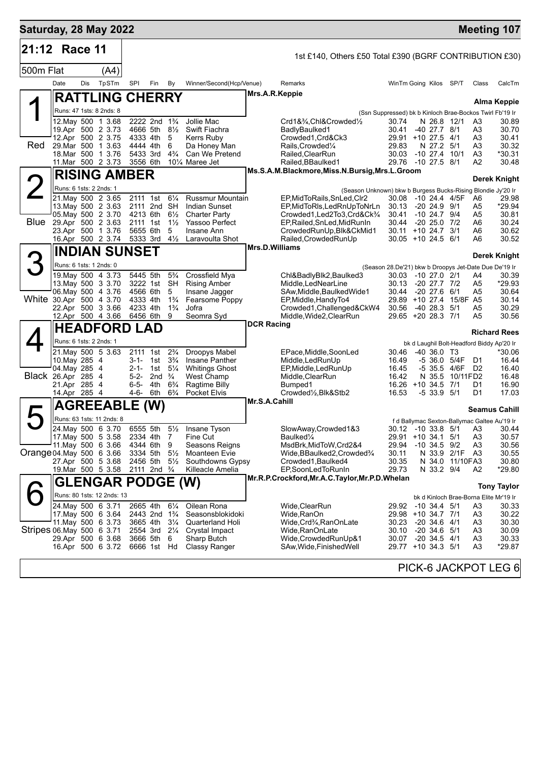**Saturday, 28 May 2022** — **Meeting 107**

## 21:12 Race 11

1st £140, Others £50 Total £390 (BGRF CONTRIBUTION £30)

500m Flat (A4)

| | Date | Dis | TpSTm | SPI | Fin | By | Winner/Second(Hcp/Venue) | Remarks | WinTm | Going | Kilos | SP/T | Class | CalcTm |
|---|---|---|---|---|---|---|---|---|---|---|---|---|---|---|

### 1 — RATTLING CHERRY (Red)
Mrs.A.R.Keppie — Trainer: Alma Keppie
Runs: 47 1sts: 8 2nds: 8 — (Ssn Suppressed) bk b Kinloch Brae-Bockos Twirl Fb'19 Ir

| Date | Dis | TpSTm | SPI | Fin | By | Winner/Second | Remarks | WinTm | Going | Kilos | SP | Class | CalcTm |
|---|---|---|---|---|---|---|---|---|---|---|---|---|---|
| 12.May | 500 | 1 3.68 | 2222 | 2nd | 1¾ | Jollie Mac | Crd1&¾,Chl&Crowded½ | 30.74 | N | 26.8 | 12/1 | A3 | 30.89 |
| 19.Apr | 500 | 2 3.73 | 4666 | 5th | 8½ | Swift Fiachra | BadlyBaulked1 | 30.41 | -40 | 27.7 | 8/1 | A3 | 30.70 |
| 12.Apr | 500 | 2 3.75 | 4333 | 4th | 5 | Kerrs Ruby | Crowded1,Crd&Ck3 | 29.91 | +10 | 27.5 | 4/1 | A3 | 30.41 |
| 29.Mar | 500 | 1 3.63 | 4444 | 4th | 6 | Da Honey Man | Rails,Crowded¼ | 29.83 | N | 27.2 | 5/1 | A3 | 30.32 |
| 18.Mar | 500 | 1 3.76 | 5433 | 3rd | 4¾ | Can We Pretend | Railed,ClearRun | 30.03 | -10 | 27.4 | 10/1 | A3 | *30.31 |
| 11.Mar | 500 | 2 3.73 | 3556 | 6th | 10¼ | Maree Jet | Railed,BBaulked1 | 29.76 | -10 | 27.5 | 8/1 | A2 | 30.48 |

### 2 — RISING AMBER (Blue)
Ms.S.A.M.Blackmore,Miss.N.Bursig,Mrs.L.Groom — Trainer: Derek Knight
Runs: 6 1sts: 2 2nds: 1 — (Season Unknown) bkw b Burgess Bucks-Rising Blondie Jy'20 Ir

| Date | Dis | TpSTm | SPI | Fin | By | Winner/Second | Remarks | WinTm | Going | Kilos | SP | Class | CalcTm |
|---|---|---|---|---|---|---|---|---|---|---|---|---|---|
| 21.May | 500 | 2 3.65 | 2111 | 1st | 6¼ | Russmur Mountain | EP,MidToRails,SnLed,Clr2 | 30.08 | -10 | 24.4 | 4/5F | A6 | 29.98 |
| 13.May | 500 | 2 3.63 | 2111 | 2nd | SH | Indian Sunset | EP,MidToRls,LedRnUpToNrLn | 30.13 | -20 | 24.9 | 9/1 | A5 | *29.94 |
| 05.May | 500 | 2 3.70 | 4213 | 6th | 6½ | Charter Party | Crowded1,Led2To3,Crd&Ck¾ | 30.41 | -10 | 24.7 | 9/4 | A5 | 30.81 |
| 29.Apr | 500 | 2 3.63 | 2111 | 1st | 1½ | Yassoo Perfect | EP,Railed,SnLed,MidRunIn | 30.44 | -20 | 25.0 | 7/2 | A6 | 30.24 |
| 23.Apr | 500 | 1 3.76 | 5655 | 6th | 5 | Insane Ann | CrowdedRunUp,Blk&CkMid1 | 30.11 | +10 | 24.7 | 3/1 | A6 | 30.62 |
| 16.Apr | 500 | 2 3.74 | 5333 | 3rd | 4½ | Laravoulta Shot | Railed,CrowdedRunUp | 30.05 | +10 | 24.5 | 6/1 | A6 | 30.52 |

### 3 — INDIAN SUNSET (White)
Mrs.D.Williams — Trainer: Derek Knight
Runs: 6 1sts: 1 2nds: 0 — (Season 28.De'21) bkw b Droopys Jet-Date Due De'19 Ir

| Date | Dis | TpSTm | SPI | Fin | By | Winner/Second | Remarks | WinTm | Going | Kilos | SP | Class | CalcTm |
|---|---|---|---|---|---|---|---|---|---|---|---|---|---|
| 19.May | 500 | 4 3.73 | 5445 | 5th | 5¾ | Crossfield Mya | Chl&BadlyBlk2,Baulked3 | 30.03 | -10 | 27.0 | 2/1 | A4 | 30.39 |
| 13.May | 500 | 3 3.70 | 3222 | 1st | SH | Rising Amber | Middle,LedNearLine | 30.13 | -20 | 27.7 | 7/2 | A5 | *29.93 |
| 06.May | 500 | 4 3.76 | 4566 | 6th | 5 | Insane Jagger | SAw,Middle,BaulkedWide1 | 30.44 | -20 | 27.6 | 6/1 | A5 | 30.64 |
| 30.Apr | 500 | 4 3.70 | 4333 | 4th | 1¾ | Fearsome Poppy | EP,Middle,HandyTo4 | 29.89 | +10 | 27.4 | 15/8F | A5 | 30.14 |
| 22.Apr | 500 | 3 3.66 | 4233 | 4th | 1¾ | Jofra | Crowded1,Challenged&CkW4 | 30.56 | -40 | 28.3 | 5/1 | A5 | 30.29 |
| 12.Apr | 500 | 4 3.66 | 6456 | 6th | 9 | Seomra Syd | Middle,Wide2,ClearRun | 29.65 | +20 | 28.3 | 7/1 | A5 | 30.56 |

### 4 — HEADFORD LAD (Black)
DCR Racing — Trainer: Richard Rees
Runs: 6 1sts: 2 2nds: 1 — bk d Laughil Bolt-Headford Biddy Ap'20 Ir

| Date | Dis | TpSTm | SPI | Fin | By | Winner/Second | Remarks | WinTm | Going | Kilos | SP | Class | CalcTm |
|---|---|---|---|---|---|---|---|---|---|---|---|---|---|
| 21.May | 500 | 5 3.63 | 2111 | 1st | 2¾ | Droopys Mabel | EPace,Middle,SoonLed | 30.46 | -40 | 36.0 | T3 | | *30.06 |
| 10.May | 285 | 4 | 3-1- | 1st | 3¾ | Insane Panther | Middle,LedRunUp | 16.49 | -5 | 36.0 | 5/4F | D1 | 16.44 |
| 04.May | 285 | 4 | 2-1- | 1st | 5¼ | Whitings Ghost | EP,Middle,LedRunUp | 16.45 | -5 | 35.5 | 4/6F | D2 | 16.40 |
| 26.Apr | 285 | 4 | 5-2- | 2nd | ¾ | West Champ | Middle,ClearRun | 16.42 | N | 35.5 | 10/11F | D2 | 16.48 |
| 21.Apr | 285 | 4 | 6-5- | 4th | 6¾ | Ragtime Billy | Bumped1 | 16.26 | +10 | 34.5 | 7/1 | D1 | 16.90 |
| 14.Apr | 285 | 4 | 4-6- | 6th | 6¾ | Pocket Elvis | Crowded½,Blk&Stb2 | 16.53 | -5 | 33.9 | 5/1 | D1 | 17.03 |

### 5 — AGREEABLE (W) (Orange)
Mr.S.A.Cahill — Trainer: Seamus Cahill
Runs: 63 1sts: 11 2nds: 8 — f d Ballymac Sexton-Ballymac Galtee Au'19 Ir

| Date | Dis | TpSTm | SPI | Fin | By | Winner/Second | Remarks | WinTm | Going | Kilos | SP | Class | CalcTm |
|---|---|---|---|---|---|---|---|---|---|---|---|---|---|
| 24.May | 500 | 6 3.70 | 6555 | 5th | 5½ | Insane Tyson | SlowAway,Crowded1&3 | 30.12 | -10 | 33.8 | 5/1 | A3 | 30.44 |
| 17.May | 500 | 5 3.58 | 2334 | 4th | 7 | Fine Cut | Baulked¼ | 29.91 | +10 | 34.1 | 5/1 | A3 | 30.57 |
| 11.May | 500 | 6 3.66 | 4344 | 6th | 9 | Seasons Reigns | MsdBrk,MidToW,Crd2&4 | 29.94 | -10 | 34.5 | 9/2 | A3 | 30.56 |
| 04.May | 500 | 6 3.66 | 3334 | 5th | 5½ | Moanteen Evie | Wide,BBaulked2,Crowded¾ | 30.11 | N | 33.9 | 2/1F | A3 | 30.55 |
| 27.Apr | 500 | 5 3.68 | 2456 | 5th | 5½ | Southdowns Gypsy | Crowded1,Baulked4 | 30.35 | N | 34.0 | 11/10F | A3 | 30.80 |
| 19.Mar | 500 | 5 3.58 | 2111 | 2nd | ¾ | Killeacle Amelia | EP,SoonLedToRunIn | 29.73 | N | 33.2 | 9/4 | A2 | *29.80 |

### 6 — GLENGAR PODGE (W) (Stripes)
Mr.R.P.Crockford,Mr.A.C.Taylor,Mr.P.D.Whelan — Trainer: Tony Taylor
Runs: 80 1sts: 12 2nds: 13 — bk d Kinloch Brae-Borna Elite Mr'19 Ir

| Date | Dis | TpSTm | SPI | Fin | By | Winner/Second | Remarks | WinTm | Going | Kilos | SP | Class | CalcTm |
|---|---|---|---|---|---|---|---|---|---|---|---|---|---|
| 24.May | 500 | 6 3.71 | 2665 | 4th | 6¼ | Oilean Rona | Wide,ClearRun | 29.92 | -10 | 34.4 | 5/1 | A3 | 30.33 |
| 17.May | 500 | 6 3.64 | 2443 | 2nd | 1¾ | Seasonsblokidoki | Wide,RanOn | 29.98 | +10 | 34.7 | 7/1 | A3 | 30.22 |
| 11.May | 500 | 6 3.73 | 3665 | 4th | 3¼ | Quarterland Holi | Wide,Crd¾,RanOnLate | 30.23 | -20 | 34.6 | 4/1 | A3 | 30.30 |
| 06.May | 500 | 6 3.71 | 2554 | 3rd | 2¼ | Crystal Impact | Wide,RanOnLate | 30.10 | -20 | 34.6 | 5/1 | A3 | 30.09 |
| 29.Apr | 500 | 6 3.68 | 3666 | 5th | 6 | Sharp Butch | Wide,CrowdedRunUp&1 | 30.07 | -20 | 34.5 | 4/1 | A3 | 30.33 |
| 16.Apr | 500 | 6 3.72 | 6666 | 1st | Hd | Classy Ranger | SAw,Wide,FinishedWell | 29.77 | +10 | 34.3 | 5/1 | A3 | *29.87 |

PICK-6 JACKPOT LEG 6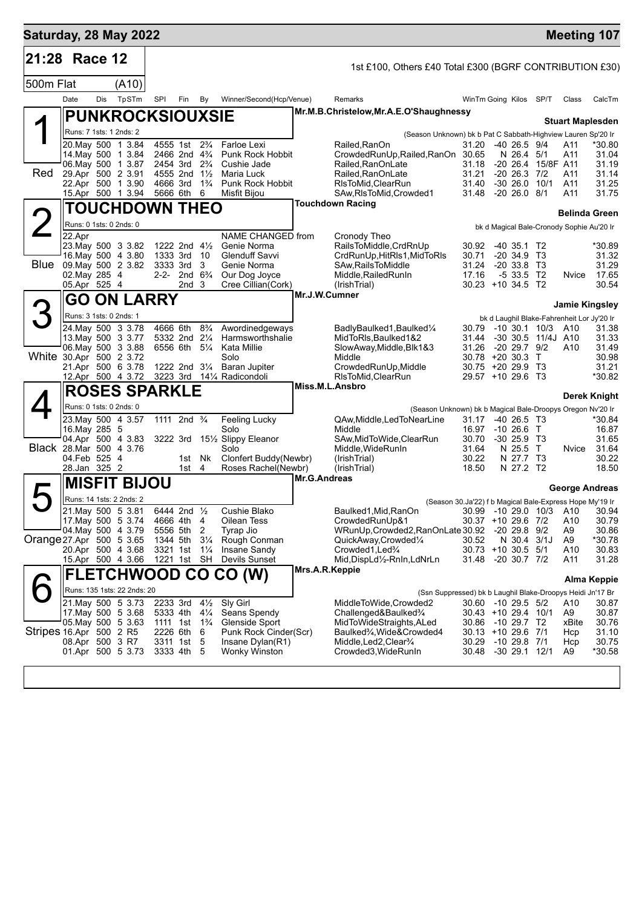## Saturday, 28 May 2022 — Meeting 107

### 21:28 Race 12

1st £100, Others £40 Total £300 (BGRF CONTRIBUTION £30)

500m Flat (A10)

| Date | Dis | TpSTm | SPI | Fin | By | Winner/Second(Hcp/Venue) | Remarks | WinTm | Going | Kilos | SP/T | Class | CalcTm |
|---|---|---|---|---|---|---|---|---|---|---|---|---|---|

#### 1 (Red) PUNKROCKSIOUXSIE
Mr.M.B.Christelow,Mr.A.E.O'Shaughnessy — Stuart Maplesden
Runs: 7 1sts: 1 2nds: 2 — (Season Unknown) bk b Pat C Sabbath-Highview Lauren Sp'20 Ir

| Date | Dis | TpSTm | SPI | Fin | By | Winner/Second(Hcp/Venue) | Remarks | WinTm | Going | Kilos | SP/T | Class | CalcTm |
|---|---|---|---|---|---|---|---|---|---|---|---|---|---|
| 20.May | 500 | 1 3.84 | 4555 | 1st | 2¾ | Farloe Lexi | Railed,RanOn | 31.20 | -40 | 26.5 | 9/4 | A11 | *30.80 |
| 14.May | 500 | 1 3.84 | 2466 | 2nd | 4¾ | Punk Rock Hobbit | CrowdedRunUp,Railed,RanOn | 30.65 | N | 26.4 | 5/1 | A11 | 31.04 |
| 06.May | 500 | 1 3.87 | 2454 | 3rd | 2¾ | Cushie Jade | Railed,RanOnLate | 31.18 | -20 | 26.4 | 15/8F | A11 | 31.19 |
| 29.Apr | 500 | 2 3.91 | 4555 | 2nd | 1½ | Maria Luck | Railed,RanOnLate | 31.21 | -20 | 26.3 | 7/2 | A11 | 31.14 |
| 22.Apr | 500 | 1 3.90 | 4666 | 3rd | 1¾ | Punk Rock Hobbit | RlsToMid,ClearRun | 31.40 | -30 | 26.0 | 10/1 | A11 | 31.25 |
| 15.Apr | 500 | 1 3.94 | 5666 | 6th | 6 | Misfit Bijou | SAw,RlsToMid,Crowded1 | 31.48 | -20 | 26.0 | 8/1 | A11 | 31.75 |

#### 2 (Blue) TOUCHDOWN THEO
Touchdown Racing — Belinda Green
Runs: 0 1sts: 0 2nds: 0 — bk d Magical Bale-Cronody Sophie Au'20 Ir

| Date | Dis | TpSTm | SPI | Fin | By | Winner/Second(Hcp/Venue) | Remarks | WinTm | Going | Kilos | SP/T | Class | CalcTm |
|---|---|---|---|---|---|---|---|---|---|---|---|---|---|
| 22.Apr | | | | | | NAME CHANGED from | Cronody Theo | | | | | | |
| 23.May | 500 | 3 3.82 | 1222 | 2nd | 4½ | Genie Norma | RailsToMiddle,CrdRnUp | 30.92 | -40 | 35.1 | T2 | | *30.89 |
| 16.May | 500 | 4 3.80 | 1333 | 3rd | 10 | Glenduff Savvi | CrdRunUp,HitRls1,MidToRls | 30.71 | -20 | 34.9 | T3 | | 31.32 |
| 09.May | 500 | 2 3.82 | 3333 | 3rd | 3 | Genie Norma | SAw,RailsToMiddle | 31.24 | -20 | 33.8 | T3 | | 31.29 |
| 02.May | 285 | 4 | 2-2- | 2nd | 6¾ | Our Dog Joyce | Middle,RailedRunIn | 17.16 | -5 | 33.5 | T2 | Nvice | 17.65 |
| 05.Apr | 525 | 4 | | 2nd | 3 | Cree Cillian(Cork) | (IrishTrial) | 30.23 | +10 | 34.5 | T2 | | 30.54 |

#### 3 (White) GO ON LARRY
Mr.J.W.Cumner — Jamie Kingsley
Runs: 3 1sts: 0 2nds: 1 — bk d Laughil Blake-Fahrenheit Lor Jy'20 Ir

| Date | Dis | TpSTm | SPI | Fin | By | Winner/Second(Hcp/Venue) | Remarks | WinTm | Going | Kilos | SP/T | Class | CalcTm |
|---|---|---|---|---|---|---|---|---|---|---|---|---|---|
| 24.May | 500 | 3 3.78 | 4666 | 6th | 8¾ | Awordinedgeways | BadlyBaulked1,Baulked¼ | 30.79 | -10 | 30.1 | 10/3 | A10 | 31.38 |
| 13.May | 500 | 3 3.77 | 5332 | 2nd | 2¼ | Harmsworthshalie | MidToRls,Baulked1&2 | 31.44 | -30 | 30.5 | 11/4J | A10 | 31.33 |
| 06.May | 500 | 3 3.88 | 6556 | 6th | 5¼ | Kata Millie | SlowAway,Middle,Blk1&3 | 31.26 | -20 | 29.7 | 9/2 | A10 | 31.49 |
| 30.Apr | 500 | 2 3.72 | | | | Solo | Middle | 30.78 | +20 | 30.3 | T | | 30.98 |
| 21.Apr | 500 | 6 3.78 | 1222 | 2nd | 3¼ | Baran Jupiter | CrowdedRunUp,Middle | 30.75 | +20 | 29.9 | T3 | | 31.21 |
| 12.Apr | 500 | 4 3.72 | 3223 | 3rd | 14¼ | Radicondoli | RlsToMid,ClearRun | 29.57 | +10 | 29.6 | T3 | | *30.82 |

#### 4 (Black) ROSES SPARKLE
Miss.M.L.Ansbro — Derek Knight
Runs: 0 1sts: 0 2nds: 0 — (Season Unknown) bk b Magical Bale-Droopys Oregon Nv'20 Ir

| Date | Dis | TpSTm | SPI | Fin | By | Winner/Second(Hcp/Venue) | Remarks | WinTm | Going | Kilos | SP/T | Class | CalcTm |
|---|---|---|---|---|---|---|---|---|---|---|---|---|---|
| 23.May | 500 | 4 3.57 | 1111 | 2nd | ¾ | Feeling Lucky | QAw,Middle,LedToNearLine | 31.17 | -40 | 26.5 | T3 | | *30.84 |
| 16.May | 285 | 5 | | | | Solo | Middle | 16.97 | -10 | 26.6 | T | | 16.87 |
| 04.Apr | 500 | 4 3.83 | 3222 | 3rd | 15½ | Slippy Eleanor | SAw,MidToWide,ClearRun | 30.70 | -30 | 25.9 | T3 | | 31.65 |
| 28.Mar | 500 | 4 3.76 | | | | Solo | Middle,WideRunIn | 31.64 | N | 25.5 | T | Nvice | 31.64 |
| 04.Feb | 525 | 4 | | 1st | Nk | Clonfert Buddy(Newbr) | (IrishTrial) | 30.22 | N | 27.7 | T3 | | 30.22 |
| 28.Jan | 325 | 2 | | 1st | 4 | Roses Rachel(Newbr) | (IrishTrial) | 18.50 | N | 27.2 | T2 | | 18.50 |

#### 5 (Orange) MISFIT BIJOU
Mr.G.Andreas — George Andreas
Runs: 14 1sts: 2 2nds: 2 — (Season 30.Ja'22) f b Magical Bale-Express Hope My'19 Ir

| Date | Dis | TpSTm | SPI | Fin | By | Winner/Second(Hcp/Venue) | Remarks | WinTm | Going | Kilos | SP/T | Class | CalcTm |
|---|---|---|---|---|---|---|---|---|---|---|---|---|---|
| 21.May | 500 | 5 3.81 | 6444 | 2nd | ½ | Cushie Blako | Baulked1,Mid,RanOn | 30.99 | -10 | 29.0 | 10/3 | A10 | 30.94 |
| 17.May | 500 | 5 3.74 | 4666 | 4th | 4 | Oilean Tess | CrowdedRunUp&1 | 30.37 | +10 | 29.6 | 7/2 | A10 | 30.79 |
| 04.May | 500 | 4 3.79 | 5556 | 5th | 2 | Tyrap Jio | WRunUp,Crowded2,RanOnLate | 30.92 | -20 | 29.8 | 9/2 | A9 | 30.86 |
| 27.Apr | 500 | 5 3.65 | 1344 | 5th | 3¼ | Rough Conman | QuickAway,Crowded¼ | 30.52 | N | 30.4 | 3/1J | A9 | *30.78 |
| 20.Apr | 500 | 4 3.68 | 3321 | 1st | 1¼ | Insane Sandy | Crowded1,Led¾ | 30.73 | +10 | 30.5 | 5/1 | A10 | 30.83 |
| 15.Apr | 500 | 4 3.66 | 1221 | 1st | SH | Devils Sunset | Mid,DispLd½-RnIn,LdNrLn | 31.48 | -20 | 30.7 | 7/2 | A11 | 31.28 |

#### 6 (Stripes) FLETCHWOOD CO CO (W)
Mrs.A.R.Keppie — Alma Keppie
Runs: 135 1sts: 22 2nds: 20 — (Ssn Suppressed) bk b Laughil Blake-Droopys Heidi Jn'17 Br

| Date | Dis | TpSTm | SPI | Fin | By | Winner/Second(Hcp/Venue) | Remarks | WinTm | Going | Kilos | SP/T | Class | CalcTm |
|---|---|---|---|---|---|---|---|---|---|---|---|---|---|
| 21.May | 500 | 5 3.73 | 2233 | 3rd | 4½ | Sly Girl | MiddleToWide,Crowded2 | 30.60 | -10 | 29.5 | 5/2 | A10 | 30.87 |
| 17.May | 500 | 5 3.68 | 5333 | 4th | 4¼ | Seans Spendy | Challenged&Baulked¾ | 30.43 | +10 | 29.4 | 10/1 | A9 | 30.87 |
| 05.May | 500 | 5 3.63 | 1111 | 1st | 1¾ | Glenside Sport | MidToWideStraights,ALed | 30.86 | -10 | 29.7 | T2 | xBite | 30.76 |
| 16.Apr | 500 | 2 R5 | 2226 | 6th | 6 | Punk Rock Cinder(Scr) | Baulked¾,Wide&Crowded4 | 30.13 | +10 | 29.6 | 7/1 | Hcp | 31.10 |
| 08.Apr | 500 | 3 R7 | 3311 | 1st | 5 | Insane Dylan(R1) | Middle,Led2,Clear¾ | 30.29 | -10 | 29.8 | 7/1 | Hcp | 30.75 |
| 01.Apr | 500 | 5 3.73 | 3333 | 4th | 5 | Wonky Winston | Crowded3,WideRunIn | 30.48 | -30 | 29.1 | 12/1 | A9 | *30.58 |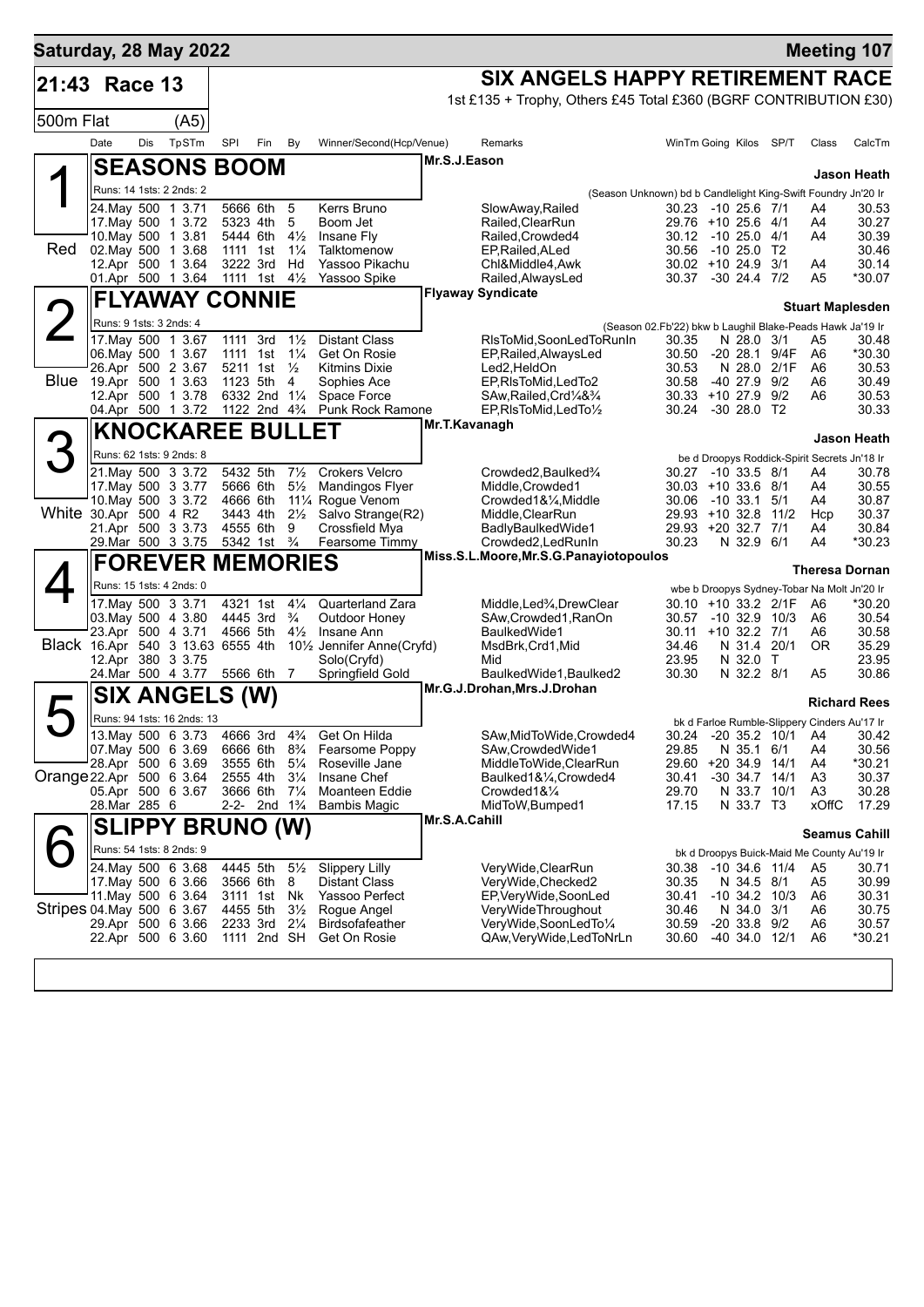**Saturday, 28 May 2022** — **Meeting 107**

## 21:43 Race 13

## SIX ANGELS HAPPY RETIREMENT RACE

1st £135 + Trophy, Others £45 Total £360 (BGRF CONTRIBUTION £30)

500m Flat (A5)

| Date | Dis | TpSTm | SPl | Fin | By | Winner/Second(Hcp/Venue) | Remarks | WinTm | Going | Kilos | SP/T | Class | CalcTm |
|---|---|---|---|---|---|---|---|---|---|---|---|---|---|

### 1 (Red) SEASONS BOOM — Mr.S.J.Eason — Jason Heath

Runs: 14 1sts: 2 2nds: 2 — (Season Unknown) bd b Candlelight King-Swift Foundry Jn'20 Ir

| Date | Dis | TpSTm | SPl | Fin | By | Winner/Second(Hcp/Venue) | Remarks | WinTm | Going | Kilos | SP/T | Class | CalcTm |
|---|---|---|---|---|---|---|---|---|---|---|---|---|---|
| 24.May | 500 | 1 3.71 | 5666 | 6th | 5 | Kerrs Bruno | SlowAway,Railed | 30.23 | -10 | 25.6 | 7/1 | A4 | 30.53 |
| 17.May | 500 | 1 3.72 | 5323 | 4th | 5 | Boom Jet | Railed,ClearRun | 29.76 | +10 | 25.6 | 4/1 | A4 | 30.27 |
| 10.May | 500 | 1 3.81 | 5444 | 6th | 4½ | Insane Fly | Railed,Crowded4 | 30.12 | -10 | 25.0 | 4/1 | A4 | 30.39 |
| 02.May | 500 | 1 3.68 | 1111 | 1st | 1¼ | Talktomenow | EP,Railed,ALed | 30.56 | -10 | 25.0 | T2 | | 30.46 |
| 12.Apr | 500 | 1 3.64 | 3222 | 3rd | Hd | Yassoo Pikachu | Chl&Middle4,Awk | 30.02 | +10 | 24.9 | 3/1 | A4 | 30.14 |
| 01.Apr | 500 | 1 3.64 | 1111 | 1st | 4½ | Yassoo Spike | Railed,AlwaysLed | 30.37 | -30 | 24.4 | 7/2 | A5 | *30.07 |

### 2 (Blue) FLYAWAY CONNIE — Flyaway Syndicate — Stuart Maplesden

Runs: 9 1sts: 3 2nds: 4 — (Season 02.Fb'22) bkw b Laughil Blake-Peads Hawk Ja'19 Ir

| Date | Dis | TpSTm | SPl | Fin | By | Winner/Second(Hcp/Venue) | Remarks | WinTm | Going | Kilos | SP/T | Class | CalcTm |
|---|---|---|---|---|---|---|---|---|---|---|---|---|---|
| 17.May | 500 | 1 3.67 | 1111 | 3rd | 1½ | Distant Class | RlsToMid,SoonLedToRunIn | 30.35 | N | 28.0 | 3/1 | A5 | 30.48 |
| 06.May | 500 | 1 3.67 | 1111 | 1st | 1¼ | Get On Rosie | EP,Railed,AlwaysLed | 30.50 | -20 | 28.1 | 9/4F | A6 | *30.30 |
| 26.Apr | 500 | 2 3.67 | 5211 | 1st | ½ | Kitmins Dixie | Led2,HeldOn | 30.53 | N | 28.0 | 2/1F | A6 | 30.53 |
| 19.Apr | 500 | 1 3.63 | 1123 | 5th | 4 | Sophies Ace | EP,RlsToMid,LedTo2 | 30.58 | -40 | 27.9 | 9/2 | A6 | 30.49 |
| 12.Apr | 500 | 1 3.78 | 6332 | 2nd | 1¼ | Space Force | SAw,Railed,Crd¼&¾ | 30.33 | +10 | 27.9 | 9/2 | A6 | 30.53 |
| 04.Apr | 500 | 1 3.72 | 1122 | 2nd | 4¾ | Punk Rock Ramone | EP,RlsToMid,LedTo½ | 30.24 | -30 | 28.0 | T2 | | 30.33 |

### 3 (White) KNOCKAREE BULLET — Mr.T.Kavanagh — Jason Heath

Runs: 62 1sts: 9 2nds: 8 — be d Droopys Roddick-Spirit Secrets Jn'18 Ir

| Date | Dis | TpSTm | SPl | Fin | By | Winner/Second(Hcp/Venue) | Remarks | WinTm | Going | Kilos | SP/T | Class | CalcTm |
|---|---|---|---|---|---|---|---|---|---|---|---|---|---|
| 21.May | 500 | 3 3.72 | 5432 | 5th | 7½ | Crokers Velcro | Crowded2,Baulked¾ | 30.27 | -10 | 33.5 | 8/1 | A4 | 30.78 |
| 17.May | 500 | 3 3.77 | 5666 | 6th | 5½ | Mandingos Flyer | Middle,Crowded1 | 30.03 | +10 | 33.6 | 8/1 | A4 | 30.55 |
| 10.May | 500 | 3 3.72 | 4666 | 6th | 11¼ | Rogue Venom | Crowded1&¼,Middle | 30.06 | -10 | 33.1 | 5/1 | A4 | 30.87 |
| 30.Apr | 500 | 4 R2 | 3443 | 4th | 2½ | Salvo Strange(R2) | Middle,ClearRun | 29.93 | +10 | 32.8 | 11/2 | Hcp | 30.37 |
| 21.Apr | 500 | 3 3.73 | 4555 | 6th | 9 | Crossfield Mya | BadlyBaulkedWide1 | 29.93 | +20 | 32.7 | 7/1 | A4 | 30.84 |
| 29.Mar | 500 | 3 3.75 | 5342 | 1st | ¾ | Fearsome Timmy | Crowded2,LedRunIn | 30.23 | N | 32.9 | 6/1 | A4 | *30.23 |

### 4 (Black) FOREVER MEMORIES — Miss.S.L.Moore,Mr.S.G.Panayiotopoulos — Theresa Dornan

Runs: 15 1sts: 4 2nds: 0 — wbe b Droopys Sydney-Tobar Na Molt Jn'20 Ir

| Date | Dis | TpSTm | SPl | Fin | By | Winner/Second(Hcp/Venue) | Remarks | WinTm | Going | Kilos | SP/T | Class | CalcTm |
|---|---|---|---|---|---|---|---|---|---|---|---|---|---|
| 17.May | 500 | 3 3.71 | 4321 | 1st | 4¼ | Quarterland Zara | Middle,Led¾,DrewClear | 30.10 | +10 | 33.2 | 2/1F | A6 | *30.20 |
| 03.May | 500 | 4 3.80 | 4445 | 3rd | ¾ | Outdoor Honey | SAw,Crowded1,RanOn | 30.57 | -10 | 32.9 | 10/3 | A6 | 30.54 |
| 23.Apr | 500 | 4 3.71 | 4566 | 5th | 4½ | Insane Ann | BaulkedWide1 | 30.11 | +10 | 32.2 | 7/1 | A6 | 30.58 |
| 16.Apr | 540 | 3 13.63 | 6555 | 4th | 10½ | Jennifer Anne(Cryfd) | MsdBrk,Crd1,Mid | 34.46 | N | 31.4 | 20/1 | OR | 35.29 |
| 12.Apr | 380 | 3 3.75 | | | | Solo(Cryfd) | Mid | 23.95 | N | 32.0 | T | | 23.95 |
| 24.Mar | 500 | 4 3.77 | 5566 | 6th | 7 | Springfield Gold | BaulkedWide1,Baulked2 | 30.30 | N | 32.2 | 8/1 | A5 | 30.86 |

### 5 (Orange) SIX ANGELS (W) — Mr.G.J.Drohan,Mrs.J.Drohan — Richard Rees

Runs: 94 1sts: 16 2nds: 13 — bk d Farloe Rumble-Slippery Cinders Au'17 Ir

| Date | Dis | TpSTm | SPl | Fin | By | Winner/Second(Hcp/Venue) | Remarks | WinTm | Going | Kilos | SP/T | Class | CalcTm |
|---|---|---|---|---|---|---|---|---|---|---|---|---|---|
| 13.May | 500 | 6 3.73 | 4666 | 3rd | 4¾ | Get On Hilda | SAw,MidToWide,Crowded4 | 30.24 | -20 | 35.2 | 10/1 | A4 | 30.42 |
| 07.May | 500 | 6 3.69 | 6666 | 6th | 8¾ | Fearsome Poppy | SAw,CrowdedWide1 | 29.85 | N | 35.1 | 6/1 | A4 | 30.56 |
| 28.Apr | 500 | 6 3.69 | 3555 | 6th | 5¼ | Roseville Jane | MiddleToWide,ClearRun | 29.60 | +20 | 34.9 | 14/1 | A4 | *30.21 |
| 22.Apr | 500 | 6 3.64 | 2555 | 4th | 3¼ | Insane Chef | Baulked1&¼,Crowded4 | 30.41 | -30 | 34.7 | 14/1 | A3 | 30.37 |
| 05.Apr | 500 | 6 3.67 | 3666 | 6th | 7¼ | Moanteen Eddie | Crowded1&¼ | 29.70 | N | 33.7 | 10/1 | A3 | 30.28 |
| 28.Mar | 285 | 6 | 2-2- | 2nd | 1¾ | Bambis Magic | MidToW,Bumped1 | 17.15 | N | 33.7 | T3 | xOffC | 17.29 |

### 6 (Stripes) SLIPPY BRUNO (W) — Mr.S.A.Cahill — Seamus Cahill

Runs: 54 1sts: 8 2nds: 9 — bk d Droopys Buick-Maid Me County Au'19 Ir

| Date | Dis | TpSTm | SPl | Fin | By | Winner/Second(Hcp/Venue) | Remarks | WinTm | Going | Kilos | SP/T | Class | CalcTm |
|---|---|---|---|---|---|---|---|---|---|---|---|---|---|
| 24.May | 500 | 6 3.68 | 4445 | 5th | 5½ | Slippery Lilly | VeryWide,ClearRun | 30.38 | -10 | 34.6 | 11/4 | A5 | 30.71 |
| 17.May | 500 | 6 3.66 | 3566 | 6th | 8 | Distant Class | VeryWide,Checked2 | 30.35 | N | 34.5 | 8/1 | A5 | 30.99 |
| 11.May | 500 | 6 3.64 | 3111 | 1st | Nk | Yassoo Perfect | EP,VeryWide,SoonLed | 30.41 | -10 | 34.2 | 10/3 | A6 | 30.31 |
| 04.May | 500 | 6 3.67 | 4455 | 5th | 3½ | Rogue Angel | VeryWideThroughout | 30.46 | N | 34.0 | 3/1 | A6 | 30.75 |
| 29.Apr | 500 | 6 3.66 | 2233 | 3rd | 2¼ | Birdsofafeather | VeryWide,SoonLedTo¼ | 30.59 | -20 | 33.8 | 9/2 | A6 | 30.57 |
| 22.Apr | 500 | 6 3.60 | 1111 | 2nd | SH | Get On Rosie | QAw,VeryWide,LedToNrLn | 30.60 | -40 | 34.0 | 12/1 | A6 | *30.21 |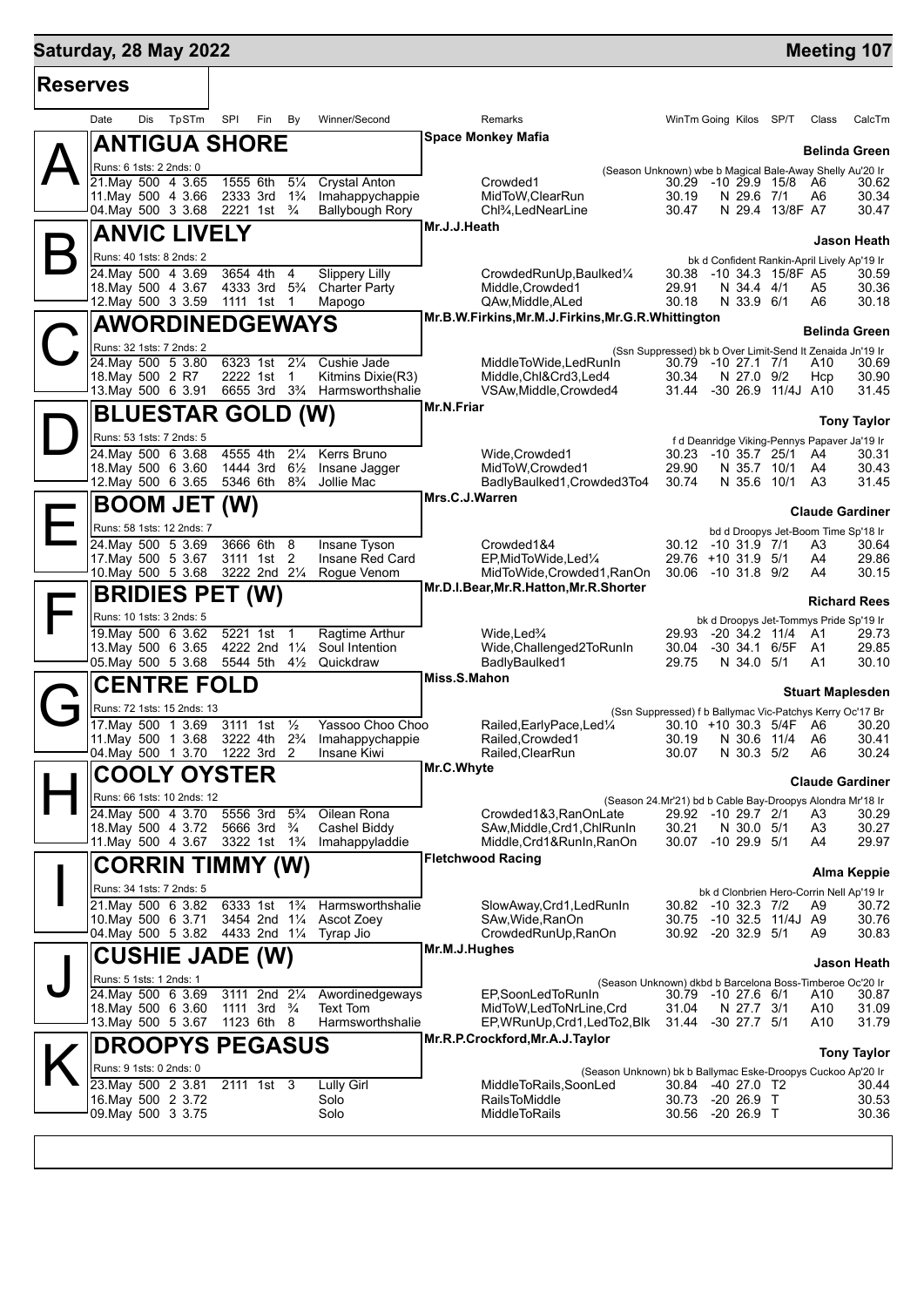# Saturday, 28 May 2022 — Meeting 107

## Reserves

| Date | Dis | TpSTm | SPI | Fin | By | Winner/Second | Remarks | WinTm | Going | Kilos | SP/T | Class | CalcTm |
|---|---|---|---|---|---|---|---|---|---|---|---|---|---|

### A — ANTIGUA SHORE
**Space Monkey Mafia** — **Belinda Green**
Runs: 6 1sts: 2 2nds: 0 — (Season Unknown) wbe b Magical Bale-Away Shelly Au'20 Ir

| Date | Dis | TpSTm | SPI | Fin | By | Winner/Second | Remarks | WinTm | Going | Kilos | SP/T | Class | CalcTm |
|---|---|---|---|---|---|---|---|---|---|---|---|---|---|
| 21.May | 500 | 4 3.65 | 1555 | 6th | 5¼ | Crystal Anton | Crowded1 | 30.29 | -10 | 29.9 | 15/8 | A6 | 30.62 |
| 11.May | 500 | 4 3.66 | 2333 | 3rd | 1¾ | Imahappychappie | MidToW,ClearRun | 30.19 | N | 29.6 | 7/1 | A6 | 30.34 |
| 04.May | 500 | 3 3.68 | 2221 | 1st | ¾ | Ballybough Rory | Chl¾,LedNearLine | 30.47 | N | 29.4 | 13/8F | A7 | 30.47 |

### B — ANVIC LIVELY
**Mr.J.J.Heath** — **Jason Heath**
Runs: 40 1sts: 8 2nds: 2 — bk d Confident Rankin-April Lively Ap'19 Ir

| Date | Dis | TpSTm | SPI | Fin | By | Winner/Second | Remarks | WinTm | Going | Kilos | SP/T | Class | CalcTm |
|---|---|---|---|---|---|---|---|---|---|---|---|---|---|
| 24.May | 500 | 4 3.69 | 3654 | 4th | 4 | Slippery Lilly | CrowdedRunUp,Baulked¼ | 30.38 | -10 | 34.3 | 15/8F | A5 | 30.59 |
| 18.May | 500 | 4 3.67 | 4333 | 3rd | 5¾ | Charter Party | Middle,Crowded1 | 29.91 | N | 34.4 | 4/1 | A5 | 30.36 |
| 12.May | 500 | 3 3.59 | 1111 | 1st | 1 | Mapogo | QAw,Middle,ALed | 30.18 | N | 33.9 | 6/1 | A6 | 30.18 |

### C — AWORDINEDGEWAYS
**Mr.B.W.Firkins,Mr.M.J.Firkins,Mr.G.R.Whittington** — **Belinda Green**
Runs: 32 1sts: 7 2nds: 2 — (Ssn Suppressed) bk b Over Limit-Send It Zenaida Un'19 Ir

| Date | Dis | TpSTm | SPI | Fin | By | Winner/Second | Remarks | WinTm | Going | Kilos | SP/T | Class | CalcTm |
|---|---|---|---|---|---|---|---|---|---|---|---|---|---|
| 24.May | 500 | 5 3.80 | 6323 | 1st | 2¼ | Cushie Jade | MiddleToWide,LedRunIn | 30.79 | -10 | 27.1 | 7/1 | A10 | 30.69 |
| 18.May | 500 | 2 R7 | 2222 | 1st | 1 | Kitmins Dixie(R3) | Middle,Chl&Crd3,Led4 | 30.34 | N | 27.0 | 9/2 | Hcp | 30.90 |
| 13.May | 500 | 6 3.91 | 6655 | 3rd | 3¾ | Harmsworthshalie | VSAw,Middle,Crowded4 | 31.44 | -30 | 26.9 | 11/4J | A10 | 31.45 |

### D — BLUESTAR GOLD (W)
**Mr.N.Friar** — **Tony Taylor**
Runs: 53 1sts: 7 2nds: 5 — f d Deanridge Viking-Pennys Papaver Ja'19 Ir

| Date | Dis | TpSTm | SPI | Fin | By | Winner/Second | Remarks | WinTm | Going | Kilos | SP/T | Class | CalcTm |
|---|---|---|---|---|---|---|---|---|---|---|---|---|---|
| 24.May | 500 | 6 3.68 | 4555 | 4th | 2¼ | Kerrs Bruno | Wide,Crowded1 | 30.23 | -10 | 35.7 | 25/1 | A4 | 30.31 |
| 18.May | 500 | 6 3.60 | 1444 | 3rd | 6½ | Insane Jagger | MidToW,Crowded1 | 29.90 | N | 35.7 | 10/1 | A4 | 30.43 |
| 12.May | 500 | 6 3.65 | 5346 | 6th | 8¾ | Jollie Mac | BadlyBaulked1,Crowded3To4 | 30.74 | N | 35.6 | 10/1 | A3 | 31.45 |

### E — BOOM JET (W)
**Mrs.C.J.Warren** — **Claude Gardiner**
Runs: 58 1sts: 12 2nds: 7 — bd d Droopys Jet-Boom Time Sp'18 Ir

| Date | Dis | TpSTm | SPI | Fin | By | Winner/Second | Remarks | WinTm | Going | Kilos | SP/T | Class | CalcTm |
|---|---|---|---|---|---|---|---|---|---|---|---|---|---|
| 24.May | 500 | 5 3.69 | 3666 | 6th | 8 | Insane Tyson | Crowded1&4 | 30.12 | -10 | 31.9 | 7/1 | A3 | 30.64 |
| 17.May | 500 | 5 3.67 | 3111 | 1st | 2 | Insane Red Card | EP,MidToWide,Led¼ | 29.76 | +10 | 31.9 | 5/1 | A4 | 29.86 |
| 10.May | 500 | 5 3.68 | 3222 | 2nd | 2¼ | Rogue Venom | MidToWide,Crowded1,RanOn | 30.06 | -10 | 31.8 | 9/2 | A4 | 30.15 |

### F — BRIDIES PET (W)
**Mr.D.I.Bear,Mr.R.Hatton,Mr.R.Shorter** — **Richard Rees**
Runs: 10 1sts: 3 2nds: 5 — bk d Droopys Jet-Tommys Pride Sp'19 Ir

| Date | Dis | TpSTm | SPI | Fin | By | Winner/Second | Remarks | WinTm | Going | Kilos | SP/T | Class | CalcTm |
|---|---|---|---|---|---|---|---|---|---|---|---|---|---|
| 19.May | 500 | 6 3.62 | 5221 | 1st | 1 | Ragtime Arthur | Wide,Led¾ | 29.93 | -20 | 34.2 | 11/4 | A1 | 29.73 |
| 13.May | 500 | 6 3.65 | 4222 | 2nd | 1¼ | Soul Intention | Wide,Challenged2ToRunIn | 30.04 | -30 | 34.1 | 6/5F | A1 | 29.85 |
| 05.May | 500 | 5 3.68 | 5544 | 5th | 4½ | Quickdraw | BadlyBaulked1 | 29.75 | N | 34.0 | 5/1 | A1 | 30.10 |

### G — CENTRE FOLD
**Miss.S.Mahon** — **Stuart Maplesden**
Runs: 72 1sts: 15 2nds: 13 — (Ssn Suppressed) f b Ballymac Vic-Patchys Kerry Oc'17 Br

| Date | Dis | TpSTm | SPI | Fin | By | Winner/Second | Remarks | WinTm | Going | Kilos | SP/T | Class | CalcTm |
|---|---|---|---|---|---|---|---|---|---|---|---|---|---|
| 17.May | 500 | 1 3.69 | 3111 | 1st | ½ | Yassoo Choo Choo | Railed,EarlyPace,Led¼ | 30.10 | +10 | 30.3 | 5/4F | A6 | 30.20 |
| 11.May | 500 | 1 3.68 | 3222 | 4th | 2¾ | Imahappychappie | Railed,Crowded1 | 30.19 | N | 30.6 | 11/4 | A6 | 30.41 |
| 04.May | 500 | 1 3.70 | 1222 | 3rd | 2 | Insane Kiwi | Railed,ClearRun | 30.07 | N | 30.3 | 5/2 | A6 | 30.24 |

### H — COOLY OYSTER
**Mr.C.Whyte** — **Claude Gardiner**
Runs: 66 1sts: 10 2nds: 12 — (Season 24.Mr'21) bd b Cable Bay-Droopys Alondra Mr'18 Ir

| Date | Dis | TpSTm | SPI | Fin | By | Winner/Second | Remarks | WinTm | Going | Kilos | SP/T | Class | CalcTm |
|---|---|---|---|---|---|---|---|---|---|---|---|---|---|
| 24.May | 500 | 4 3.70 | 5556 | 3rd | 5¾ | Oilean Rona | Crowded1&3,RanOnLate | 29.92 | -10 | 29.7 | 2/1 | A3 | 30.29 |
| 18.May | 500 | 4 3.72 | 5666 | 3rd | ¾ | Cashel Biddy | SAw,Middle,Crd1,ChlRunIn | 30.21 | N | 30.0 | 5/1 | A3 | 30.27 |
| 11.May | 500 | 4 3.67 | 3322 | 1st | 1¾ | Imahappyladdie | Middle,Crd1&RunIn,RanOn | 30.07 | -10 | 29.9 | 5/1 | A4 | 29.97 |

### I — CORRIN TIMMY (W)
**Fletchwood Racing** — **Alma Keppie**
Runs: 34 1sts: 7 2nds: 5 — bk d Clonbrien Hero-Corrin Nell Ap'19 Ir

| Date | Dis | TpSTm | SPI | Fin | By | Winner/Second | Remarks | WinTm | Going | Kilos | SP/T | Class | CalcTm |
|---|---|---|---|---|---|---|---|---|---|---|---|---|---|
| 21.May | 500 | 6 3.82 | 6333 | 1st | 1¾ | Harmsworthshalie | SlowAway,Crd1,LedRunIn | 30.82 | -10 | 32.3 | 7/2 | A9 | 30.72 |
| 10.May | 500 | 6 3.71 | 3454 | 2nd | 1¼ | Ascot Zoey | SAw,Wide,RanOn | 30.75 | -10 | 32.5 | 11/4J | A9 | 30.76 |
| 04.May | 500 | 5 3.82 | 4433 | 2nd | 1¼ | Tyrap Jio | CrowdedRunUp,RanOn | 30.92 | -20 | 32.9 | 5/1 | A9 | 30.83 |

### J — CUSHIE JADE (W)
**Mr.M.J.Hughes** — **Jason Heath**
Runs: 5 1sts: 1 2nds: 1 — (Season Unknown) dkbd b Barcelona Boss-Timberoe Oc'20 Ir

| Date | Dis | TpSTm | SPI | Fin | By | Winner/Second | Remarks | WinTm | Going | Kilos | SP/T | Class | CalcTm |
|---|---|---|---|---|---|---|---|---|---|---|---|---|---|
| 24.May | 500 | 6 3.69 | 3111 | 2nd | 2¼ | Awordinedgeways | EP,SoonLedToRunIn | 30.79 | -10 | 27.6 | 6/1 | A10 | 30.87 |
| 18.May | 500 | 6 3.60 | 1111 | 3rd | ¾ | Text Tom | MidToW,LedToNrLine,Crd | 31.04 | N | 27.7 | 3/1 | A10 | 31.09 |
| 13.May | 500 | 5 3.67 | 1123 | 6th | 8 | Harmsworthshalie | EP,WRunUp,Crd1,LedTo2,Blk | 31.44 | -30 | 27.7 | 5/1 | A10 | 31.79 |

### K — DROOPYS PEGASUS
**Mr.R.P.Crockford,Mr.A.J.Taylor** — **Tony Taylor**
Runs: 9 1sts: 0 2nds: 0 — (Season Unknown) bk b Ballymac Eske-Droopys Cuckoo Ap'20 Ir

| Date | Dis | TpSTm | SPI | Fin | By | Winner/Second | Remarks | WinTm | Going | Kilos | SP/T | Class | CalcTm |
|---|---|---|---|---|---|---|---|---|---|---|---|---|---|
| 23.May | 500 | 2 3.81 | 2111 | 1st | 3 | Lully Girl | MiddleToRails,SoonLed | 30.84 | -40 | 27.0 | T2 | | 30.44 |
| 16.May | 500 | 2 3.72 | | | | Solo | RailsToMiddle | 30.73 | -20 | 26.9 | T | | 30.53 |
| 09.May | 500 | 3 3.75 | | | | Solo | MiddleToRails | 30.56 | -20 | 26.9 | T | | 30.36 |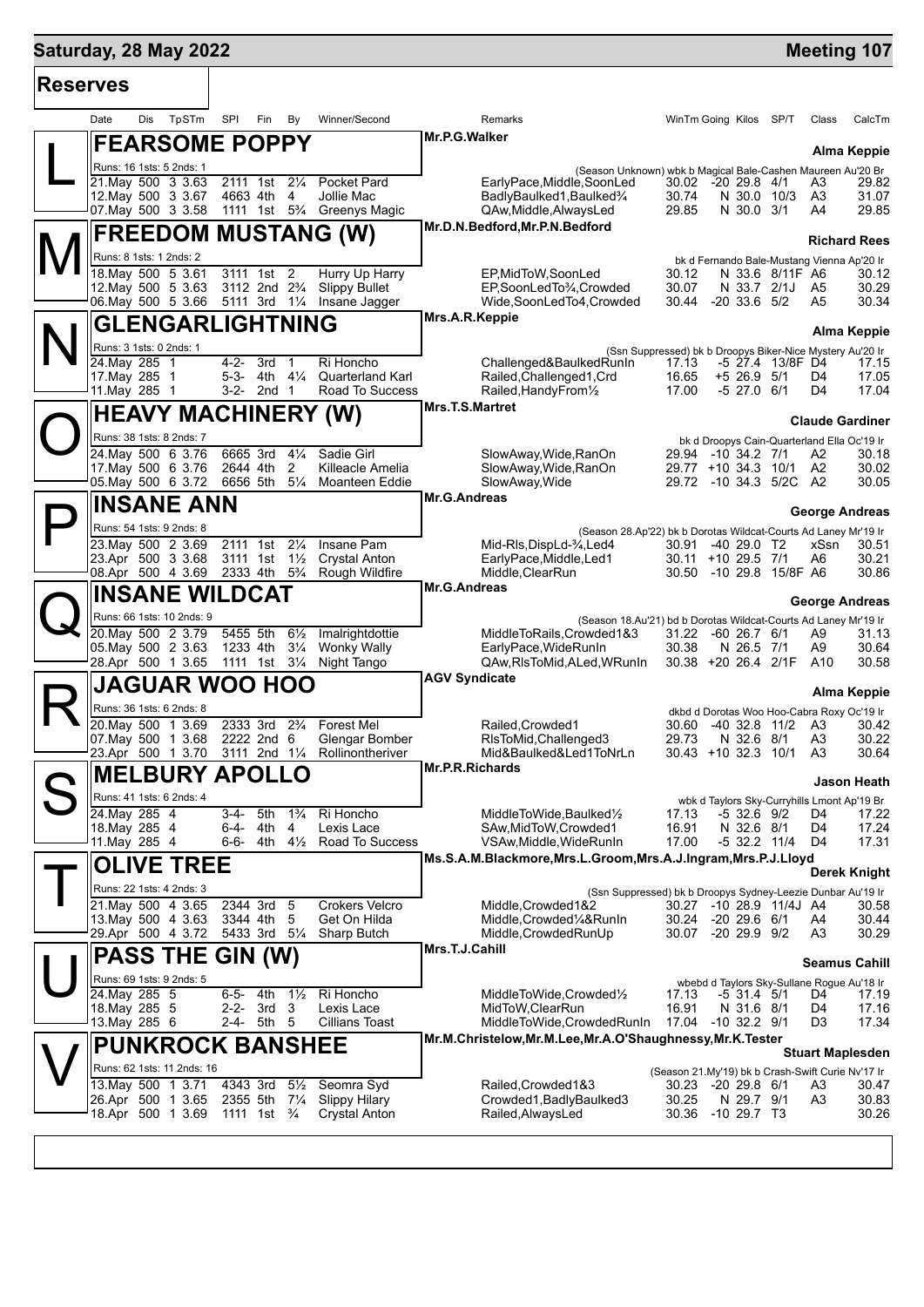# Saturday, 28 May 2022 — Meeting 107

## Reserves

| Date | Dis | TpSTm | SPI | Fin | By | Winner/Second | Remarks | WinTm | Going | Kilos | SP/T | Class | CalcTm |
|---|---|---|---|---|---|---|---|---|---|---|---|---|---|

### L — FEARSOME POPPY
Mr.P.G.Walker — **Alma Keppie**

Runs: 16 1sts: 5 2nds: 1 — (Season Unknown) wbk b Magical Bale-Cashen Maureen Au'20 Br

| Date | Dis | TpSTm | SPI | Fin | By | Winner/Second | Remarks | WinTm | Going | Kilos | SP/T | Class | CalcTm |
|---|---|---|---|---|---|---|---|---|---|---|---|---|---|
| 21.May | 500 | 3 3.63 | 2111 | 1st | 2¼ | Pocket Pard | EarlyPace,Middle,SoonLed | 30.02 | -20 | 29.8 | 4/1 | A3 | 29.82 |
| 12.May | 500 | 3 3.67 | 4663 | 4th | 4 | Jollie Mac | BadlyBaulked1,Baulked¾ | 30.74 | N | 30.0 | 10/3 | A3 | 31.07 |
| 07.May | 500 | 3 3.58 | 1111 | 1st | 5¾ | Greenys Magic | QAw,Middle,AlwaysLed | 29.85 | N | 30.0 | 3/1 | A4 | 29.85 |

### M — FREEDOM MUSTANG (W)
Mr.D.N.Bedford,Mr.P.N.Bedford — **Richard Rees**

Runs: 8 1sts: 1 2nds: 2 — bk d Fernando Bale-Mustang Vienna Ap'20 Ir

| Date | Dis | TpSTm | SPI | Fin | By | Winner/Second | Remarks | WinTm | Going | Kilos | SP/T | Class | CalcTm |
|---|---|---|---|---|---|---|---|---|---|---|---|---|---|
| 18.May | 500 | 5 3.61 | 3111 | 1st | 2 | Hurry Up Harry | EP,MidToW,SoonLed | 30.12 | N | 33.6 | 8/11F | A6 | 30.12 |
| 12.May | 500 | 5 3.63 | 3112 | 2nd | 2¾ | Slippy Bullet | EP,SoonLedTo¾,Crowded | 30.07 | N | 33.7 | 2/1J | A5 | 30.29 |
| 06.May | 500 | 5 3.66 | 5111 | 3rd | 1¼ | Insane Jagger | Wide,SoonLedTo4,Crowded | 30.44 | -20 | 33.6 | 5/2 | A5 | 30.34 |

### N — GLENGARLIGHTNING
Mrs.A.R.Keppie — **Alma Keppie**

Runs: 3 1sts: 0 2nds: 1 — (Ssn Suppressed) bk b Droopys Biker-Nice Mystery Au'20 Ir

| Date | Dis | TpSTm | SPI | Fin | By | Winner/Second | Remarks | WinTm | Going | Kilos | SP/T | Class | CalcTm |
|---|---|---|---|---|---|---|---|---|---|---|---|---|---|
| 24.May | 285 | 1 | 4-2- | 3rd | 1 | Ri Honcho | Challenged&BaulkedRunIn | 17.13 | -5 | 27.4 | 13/8F | D4 | 17.15 |
| 17.May | 285 | 1 | 5-3- | 4th | 4¼ | Quarterland Karl | Railed,Challenged1,Crd | 16.65 | +5 | 26.9 | 5/1 | D4 | 17.05 |
| 11.May | 285 | 1 | 3-2- | 2nd | 1 | Road To Success | Railed,HandyFrom½ | 17.00 | -5 | 27.0 | 6/1 | D4 | 17.04 |

### O — HEAVY MACHINERY (W)
Mrs.T.S.Martret — **Claude Gardiner**

Runs: 38 1sts: 8 2nds: 7 — bk d Droopys Cain-Quarterland Ella Oc'19 Ir

| Date | Dis | TpSTm | SPI | Fin | By | Winner/Second | Remarks | WinTm | Going | Kilos | SP/T | Class | CalcTm |
|---|---|---|---|---|---|---|---|---|---|---|---|---|---|
| 24.May | 500 | 6 3.76 | 6665 | 3rd | 4¼ | Sadie Girl | SlowAway,Wide,RanOn | 29.94 | -10 | 34.2 | 7/1 | A2 | 30.18 |
| 17.May | 500 | 6 3.76 | 2644 | 4th | 2 | Killeacle Amelia | SlowAway,Wide,RanOn | 29.77 | +10 | 34.3 | 10/1 | A2 | 30.02 |
| 05.May | 500 | 6 3.72 | 6656 | 5th | 5¼ | Moanteen Eddie | SlowAway,Wide | 29.72 | -10 | 34.3 | 5/2C | A2 | 30.05 |

### P — INSANE ANN
Mr.G.Andreas — **George Andreas**

Runs: 54 1sts: 9 2nds: 8 — (Season 28.Ap'22) bk b Dorotas Wildcat-Courts Ad Laney Mr'19 Ir

| Date | Dis | TpSTm | SPI | Fin | By | Winner/Second | Remarks | WinTm | Going | Kilos | SP/T | Class | CalcTm |
|---|---|---|---|---|---|---|---|---|---|---|---|---|---|
| 23.May | 500 | 2 3.69 | 2111 | 1st | 2¼ | Insane Pam | Mid-Rls,DispLd-¾,Led4 | 30.91 | -40 | 29.0 | T2 | xSsn | 30.51 |
| 23.Apr | 500 | 3 3.68 | 3111 | 1st | 1½ | Crystal Anton | EarlyPace,Middle,Led1 | 30.11 | +10 | 29.5 | 7/1 | A6 | 30.21 |
| 08.Apr | 500 | 4 3.69 | 2333 | 4th | 5¾ | Rough Wildfire | Middle,ClearRun | 30.50 | -10 | 29.8 | 15/8F | A6 | 30.86 |

### Q — INSANE WILDCAT
Mr.G.Andreas — **George Andreas**

Runs: 66 1sts: 10 2nds: 9 — (Season 18.Au'21) bd b Dorotas Wildcat-Courts Ad Laney Mr'19 Ir

| Date | Dis | TpSTm | SPI | Fin | By | Winner/Second | Remarks | WinTm | Going | Kilos | SP/T | Class | CalcTm |
|---|---|---|---|---|---|---|---|---|---|---|---|---|---|
| 20.May | 500 | 2 3.79 | 5455 | 5th | 6½ | Imalrightdottie | MiddleToRails,Crowded1&3 | 31.22 | -60 | 26.7 | 6/1 | A9 | 31.13 |
| 05.May | 500 | 2 3.63 | 1233 | 4th | 3¼ | Wonky Wally | EarlyPace,WideRunIn | 30.38 | N | 26.5 | 7/1 | A9 | 30.64 |
| 28.Apr | 500 | 1 3.65 | 1111 | 1st | 3¼ | Night Tango | QAw,RlsToMid,ALed,WRunIn | 30.38 | +20 | 26.4 | 2/1F | A10 | 30.58 |

### R — JAGUAR WOO HOO
AGV Syndicate — **Alma Keppie**

Runs: 36 1sts: 6 2nds: 8 — dkbd d Dorotas Woo Hoo-Cabra Roxy Oc'19 Ir

| Date | Dis | TpSTm | SPI | Fin | By | Winner/Second | Remarks | WinTm | Going | Kilos | SP/T | Class | CalcTm |
|---|---|---|---|---|---|---|---|---|---|---|---|---|---|
| 20.May | 500 | 1 3.69 | 2333 | 3rd | 2¾ | Forest Mel | Railed,Crowded1 | 30.60 | -40 | 32.8 | 11/2 | A3 | 30.42 |
| 07.May | 500 | 1 3.68 | 2222 | 2nd | 6 | Glengar Bomber | RlsToMid,Challenged3 | 29.73 | N | 32.6 | 8/1 | A3 | 30.22 |
| 23.Apr | 500 | 1 3.70 | 3111 | 2nd | 1¼ | Rollinontheriver | Mid&Baulked&Led1ToNrLn | 30.43 | +10 | 32.3 | 10/1 | A3 | 30.64 |

### S — MELBURY APOLLO
Mr.P.R.Richards — **Jason Heath**

Runs: 41 1sts: 6 2nds: 4 — wbk d Taylors Sky-Curryhills Lmont Ap'19 Br

| Date | Dis | TpSTm | SPI | Fin | By | Winner/Second | Remarks | WinTm | Going | Kilos | SP/T | Class | CalcTm |
|---|---|---|---|---|---|---|---|---|---|---|---|---|---|
| 24.May | 285 | 4 | 3-4- | 5th | 1¾ | Ri Honcho | MiddleToWide,Baulked½ | 17.13 | -5 | 32.6 | 9/2 | D4 | 17.22 |
| 18.May | 285 | 4 | 6-4- | 4th | 4 | Lexis Lace | SAw,MidToW,Crowded1 | 16.91 | N | 32.6 | 8/1 | D4 | 17.24 |
| 11.May | 285 | 4 | 6-6- | 4th | 4½ | Road To Success | VSAw,Middle,WideRunIn | 17.00 | -5 | 32.2 | 11/4 | D4 | 17.31 |

### T — OLIVE TREE
Ms.S.A.M.Blackmore,Mrs.L.Groom,Mrs.A.J.Ingram,Mrs.P.J.Lloyd — **Derek Knight**

Runs: 22 1sts: 4 2nds: 3 — (Ssn Suppressed) bk b Droopys Sydney-Leezie Dunbar Au'19 Ir

| Date | Dis | TpSTm | SPI | Fin | By | Winner/Second | Remarks | WinTm | Going | Kilos | SP/T | Class | CalcTm |
|---|---|---|---|---|---|---|---|---|---|---|---|---|---|
| 21.May | 500 | 4 3.65 | 2344 | 3rd | 5 | Crokers Velcro | Middle,Crowded1&2 | 30.27 | -10 | 28.9 | 11/4J | A4 | 30.58 |
| 13.May | 500 | 4 3.63 | 3344 | 4th | 5 | Get On Hilda | Middle,Crowded¼&RunIn | 30.24 | -20 | 29.6 | 6/1 | A4 | 30.44 |
| 29.Apr | 500 | 4 3.72 | 5433 | 3rd | 5¼ | Sharp Butch | Middle,CrowdedRunUp | 30.07 | -20 | 29.9 | 9/2 | A3 | 30.29 |

### U — PASS THE GIN (W)
Mrs.T.J.Cahill — **Seamus Cahill**

Runs: 69 1sts: 9 2nds: 5 — wbebd d Taylors Sky-Sullane Rogue Au'18 Ir

| Date | Dis | TpSTm | SPI | Fin | By | Winner/Second | Remarks | WinTm | Going | Kilos | SP/T | Class | CalcTm |
|---|---|---|---|---|---|---|---|---|---|---|---|---|---|
| 24.May | 285 | 5 | 6-5- | 4th | 1½ | Ri Honcho | MiddleToWide,Crowded½ | 17.13 | -5 | 31.4 | 5/1 | D4 | 17.19 |
| 18.May | 285 | 5 | 2-2- | 3rd | 3 | Lexis Lace | MidToW,ClearRun | 16.91 | N | 31.6 | 8/1 | D4 | 17.16 |
| 13.May | 285 | 6 | 2-4- | 5th | 5 | Cillians Toast | MiddleToWide,CrowdedRunIn | 17.04 | -10 | 32.2 | 9/1 | D3 | 17.34 |

### V — PUNKROCK BANSHEE
Mr.M.Christelow,Mr.M.Lee,Mr.A.O'Shaughnessy,Mr.K.Tester — **Stuart Maplesden**

Runs: 62 1sts: 11 2nds: 16 — (Season 21.My'19) bk b Crash-Swift Curie Nv'17 Ir

| Date | Dis | TpSTm | SPI | Fin | By | Winner/Second | Remarks | WinTm | Going | Kilos | SP/T | Class | CalcTm |
|---|---|---|---|---|---|---|---|---|---|---|---|---|---|
| 13.May | 500 | 1 3.71 | 4343 | 3rd | 5½ | Seomra Syd | Railed,Crowded1&3 | 30.23 | -20 | 29.8 | 6/1 | A3 | 30.47 |
| 26.Apr | 500 | 1 3.65 | 2355 | 5th | 7¼ | Slippy Hilary | Crowded1,BadlyBaulked3 | 30.25 | N | 29.7 | 9/1 | A3 | 30.83 |
| 18.Apr | 500 | 1 3.69 | 1111 | 1st | ¾ | Crystal Anton | Railed,AlwaysLed | 30.36 | -10 | 29.7 | T3 | | 30.26 |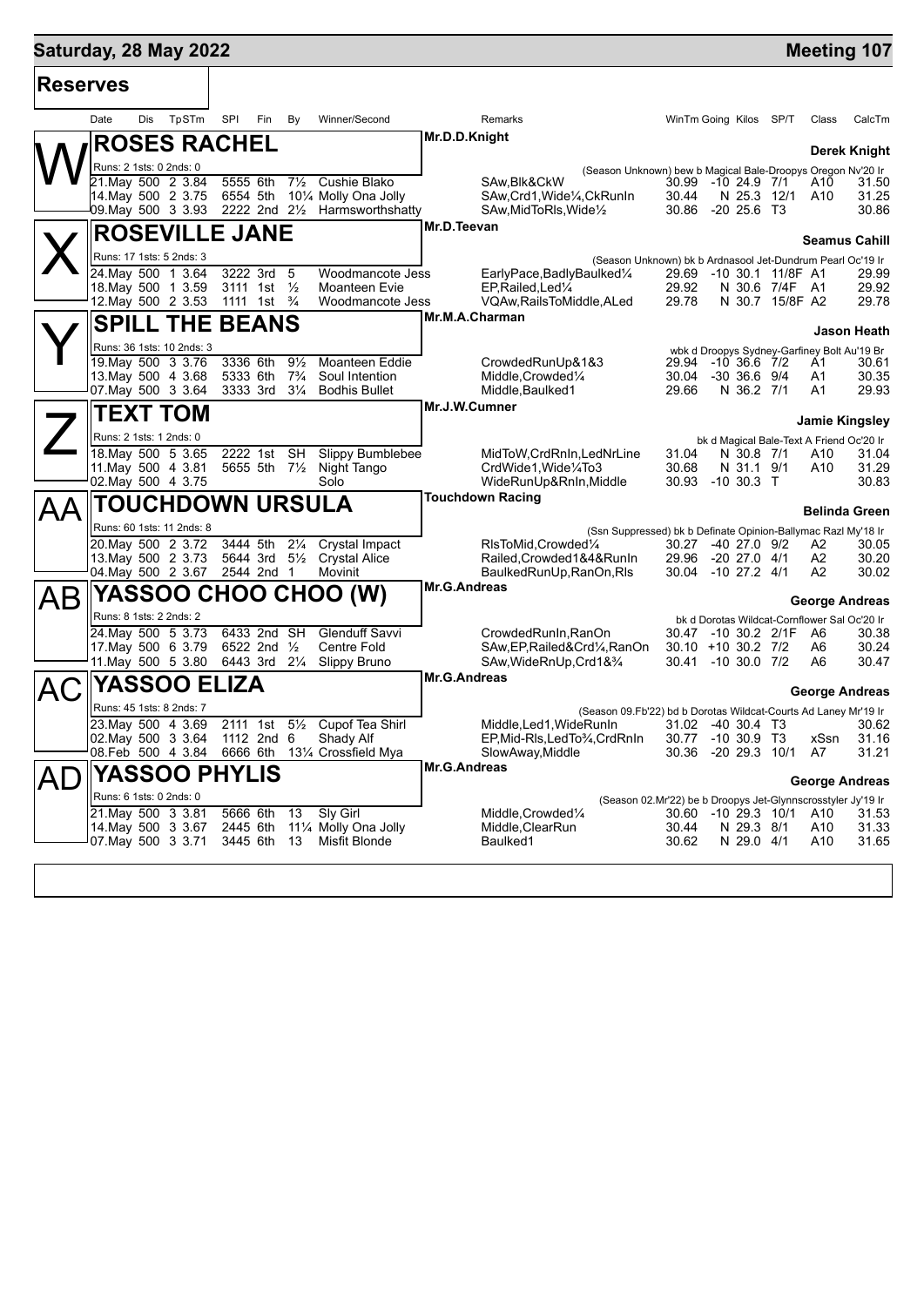**Saturday, 28 May 2022** **Meeting 107**

## Reserves

| Date | Dis | TpSTm | SPI | Fin | By | Winner/Second | Remarks | WinTm | Going | Kilos | SP/T | Class | CalcTm |
|---|---|---|---|---|---|---|---|---|---|---|---|---|---|

### W — ROSES RACHEL

Mr.D.D.Knight — Derek Knight

Runs: 2 1sts: 0 2nds: 0 — (Season Unknown) bew b Magical Bale-Droopys Oregon Nv'20 Ir

| Date | Dis | TpSTm | SPI | Fin | By | Winner/Second | Remarks | WinTm | Going | Kilos | SP/T | Class | CalcTm |
|---|---|---|---|---|---|---|---|---|---|---|---|---|---|
| 21.May | 500 | 2 3.84 | 5555 | 6th | 7½ | Cushie Blako | SAw,Blk&CkW | 30.99 | -10 | 24.9 | 7/1 | A10 | 31.50 |
| 14.May | 500 | 2 3.75 | 6554 | 5th | 10¼ | Molly Ona Jolly | SAw,Crd1,Wide¼,CkRunIn | 30.44 | N | 25.3 | 12/1 | A10 | 31.25 |
| 09.May | 500 | 3 3.93 | 2222 | 2nd | 2½ | Harmsworthshatty | SAw,MidToRls,Wide½ | 30.86 | -20 | 25.6 | T3 | | 30.86 |

### X — ROSEVILLE JANE

Mr.D.Teevan — Seamus Cahill

Runs: 17 1sts: 5 2nds: 3 — (Season Unknown) bk b Ardnasool Jet-Dundrum Pearl Oc'19 Ir

| Date | Dis | TpSTm | SPI | Fin | By | Winner/Second | Remarks | WinTm | Going | Kilos | SP/T | Class | CalcTm |
|---|---|---|---|---|---|---|---|---|---|---|---|---|---|
| 24.May | 500 | 1 3.64 | 3222 | 3rd | 5 | Woodmancote Jess | EarlyPace,BadlyBaulked¼ | 29.69 | -10 | 30.1 | 11/8F | A1 | 29.99 |
| 18.May | 500 | 1 3.59 | 3111 | 1st | ½ | Moanteen Evie | EP,Railed,Led¼ | 29.92 | N | 30.6 | 7/4F | A1 | 29.92 |
| 12.May | 500 | 2 3.53 | 1111 | 1st | ¾ | Woodmancote Jess | VQAw,RailsToMiddle,ALed | 29.78 | N | 30.7 | 15/8F | A2 | 29.78 |

### Y — SPILL THE BEANS

Mr.M.A.Charman — Jason Heath

Runs: 36 1sts: 10 2nds: 3 — wbk d Droopys Sydney-Garfiney Bolt Au'19 Br

| Date | Dis | TpSTm | SPI | Fin | By | Winner/Second | Remarks | WinTm | Going | Kilos | SP/T | Class | CalcTm |
|---|---|---|---|---|---|---|---|---|---|---|---|---|---|
| 19.May | 500 | 3 3.76 | 3336 | 6th | 9½ | Moanteen Eddie | CrowdedRunUp&1&3 | 29.94 | -10 | 36.6 | 7/2 | A1 | 30.61 |
| 13.May | 500 | 4 3.68 | 5333 | 6th | 7¾ | Soul Intention | Middle,Crowded¼ | 30.04 | -30 | 36.6 | 9/4 | A1 | 30.35 |
| 07.May | 500 | 3 3.64 | 3333 | 3rd | 3¼ | Bodhis Bullet | Middle,Baulked1 | 29.66 | N | 36.2 | 7/1 | A1 | 29.93 |

### Z — TEXT TOM

Mr.J.W.Cumner — Jamie Kingsley

Runs: 2 1sts: 1 2nds: 0 — bk d Magical Bale-Text A Friend Oc'20 Ir

| Date | Dis | TpSTm | SPI | Fin | By | Winner/Second | Remarks | WinTm | Going | Kilos | SP/T | Class | CalcTm |
|---|---|---|---|---|---|---|---|---|---|---|---|---|---|
| 18.May | 500 | 5 3.65 | 2222 | 1st | SH | Slippy Bumblebee | MidToW,CrdRnIn,LedNrLine | 31.04 | N | 30.8 | 7/1 | A10 | 31.04 |
| 11.May | 500 | 4 3.81 | 5655 | 5th | 7½ | Night Tango | CrdWide1,Wide¼To3 | 30.68 | N | 31.1 | 9/1 | A10 | 31.29 |
| 02.May | 500 | 4 3.75 | | | | Solo | WideRunUp&RnIn,Middle | 30.93 | -10 | 30.3 | T | | 30.83 |

### AA — TOUCHDOWN URSULA

Touchdown Racing — Belinda Green

Runs: 60 1sts: 11 2nds: 8 — (Ssn Suppressed) bk b Definate Opinion-Ballymac Razl My'18 Ir

| Date | Dis | TpSTm | SPI | Fin | By | Winner/Second | Remarks | WinTm | Going | Kilos | SP/T | Class | CalcTm |
|---|---|---|---|---|---|---|---|---|---|---|---|---|---|
| 20.May | 500 | 2 3.72 | 3444 | 5th | 2¼ | Crystal Impact | RlsToMid,Crowded¼ | 30.27 | -40 | 27.0 | 9/2 | A2 | 30.05 |
| 13.May | 500 | 2 3.73 | 5644 | 3rd | 5½ | Crystal Alice | Railed,Crowded1&4&RunIn | 29.96 | -20 | 27.0 | 4/1 | A2 | 30.20 |
| 04.May | 500 | 2 3.67 | 2544 | 2nd | 1 | Movinit | BaulkedRunUp,RanOn,Rls | 30.04 | -10 | 27.2 | 4/1 | A2 | 30.02 |

### AB — YASSOO CHOO CHOO (W)

Mr.G.Andreas — George Andreas

Runs: 8 1sts: 2 2nds: 2 — bk d Dorotas Wildcat-Cornflower Sal Oc'20 Ir

| Date | Dis | TpSTm | SPI | Fin | By | Winner/Second | Remarks | WinTm | Going | Kilos | SP/T | Class | CalcTm |
|---|---|---|---|---|---|---|---|---|---|---|---|---|---|
| 24.May | 500 | 5 3.73 | 6433 | 2nd | SH | Glenduff Savvi | CrowdedRunIn,RanOn | 30.47 | -10 | 30.2 | 2/1F | A6 | 30.38 |
| 17.May | 500 | 6 3.79 | 6522 | 2nd | ½ | Centre Fold | SAw,EP,Railed&Crd¼,RanOn | 30.10 | +10 | 30.2 | 7/2 | A6 | 30.24 |
| 11.May | 500 | 5 3.80 | 6443 | 3rd | 2¼ | Slippy Bruno | SAw,WideRnUp,Crd1&¾ | 30.41 | -10 | 30.0 | 7/2 | A6 | 30.47 |

### AC — YASSOO ELIZA

Mr.G.Andreas — George Andreas

Runs: 45 1sts: 8 2nds: 7 — (Season 09.Fb'22) bd b Dorotas Wildcat-Courts Ad Laney Mr'19 Ir

| Date | Dis | TpSTm | SPI | Fin | By | Winner/Second | Remarks | WinTm | Going | Kilos | SP/T | Class | CalcTm |
|---|---|---|---|---|---|---|---|---|---|---|---|---|---|
| 23.May | 500 | 4 3.69 | 2111 | 1st | 5½ | Cupof Tea Shirl | Middle,Led1,WideRunIn | 31.02 | -40 | 30.4 | T3 | | 30.62 |
| 02.May | 500 | 3 3.64 | 1112 | 2nd | 6 | Shady Alf | EP,Mid-Rls,LedTo¾,CrdRnIn | 30.77 | -10 | 30.9 | T3 | xSsn | 31.16 |
| 08.Feb | 500 | 4 3.84 | 6666 | 6th | 13¼ | Crossfield Mya | SlowAway,Middle | 30.36 | -20 | 29.3 | 10/1 | A7 | 31.21 |

### AD — YASSOO PHYLIS

Mr.G.Andreas — George Andreas

Runs: 6 1sts: 0 2nds: 0 — (Season 02.Mr'22) be b Droopys Jet-Glynnscrosstyler Jy'19 Ir

| Date | Dis | TpSTm | SPI | Fin | By | Winner/Second | Remarks | WinTm | Going | Kilos | SP/T | Class | CalcTm |
|---|---|---|---|---|---|---|---|---|---|---|---|---|---|
| 21.May | 500 | 3 3.81 | 5666 | 6th | 13 | Sly Girl | Middle,Crowded¼ | 30.60 | -10 | 29.3 | 10/1 | A10 | 31.53 |
| 14.May | 500 | 3 3.67 | 2445 | 6th | 11¼ | Molly Ona Jolly | Middle,ClearRun | 30.44 | N | 29.3 | 8/1 | A10 | 31.33 |
| 07.May | 500 | 3 3.71 | 3445 | 6th | 13 | Misfit Blonde | Baulked1 | 30.62 | N | 29.0 | 4/1 | A10 | 31.65 |